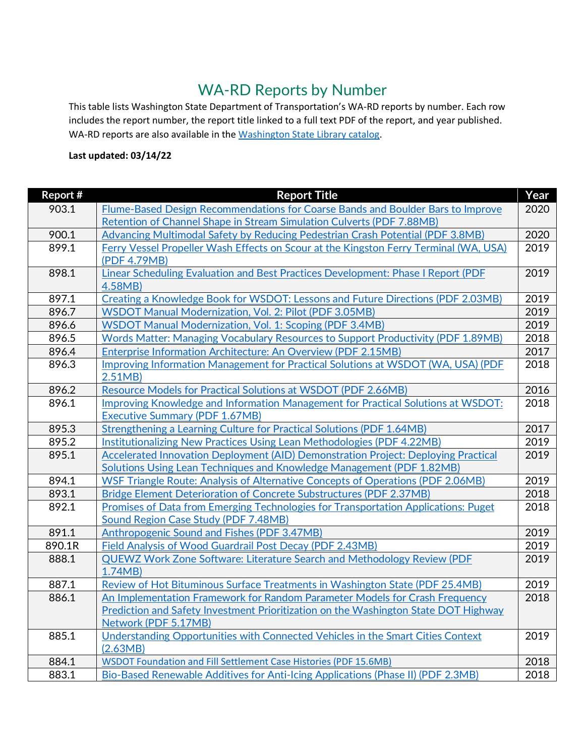# WA-RD Reports by Number

This table lists Washington State Department of Transportation's WA-RD reports by number. Each row includes the report number, the report title linked to a full text PDF of the report, and year published. WA-RD reports are also available in the Washington State Library catalog.

**Last updated: 03/14/22**

| Report # | Report Title | Year |
|---|---|---|
| 903.1 | Flume-Based Design Recommendations for Coarse Bands and Boulder Bars to Improve Retention of Channel Shape in Stream Simulation Culverts (PDF 7.88MB) | 2020 |
| 900.1 | Advancing Multimodal Safety by Reducing Pedestrian Crash Potential (PDF 3.8MB) | 2020 |
| 899.1 | Ferry Vessel Propeller Wash Effects on Scour at the Kingston Ferry Terminal (WA, USA) (PDF 4.79MB) | 2019 |
| 898.1 | Linear Scheduling Evaluation and Best Practices Development: Phase I Report (PDF 4.58MB) | 2019 |
| 897.1 | Creating a Knowledge Book for WSDOT: Lessons and Future Directions (PDF 2.03MB) | 2019 |
| 896.7 | WSDOT Manual Modernization, Vol. 2: Pilot (PDF 3.05MB) | 2019 |
| 896.6 | WSDOT Manual Modernization, Vol. 1: Scoping (PDF 3.4MB) | 2019 |
| 896.5 | Words Matter: Managing Vocabulary Resources to Support Productivity (PDF 1.89MB) | 2018 |
| 896.4 | Enterprise Information Architecture: An Overview (PDF 2.15MB) | 2017 |
| 896.3 | Improving Information Management for Practical Solutions at WSDOT (WA, USA) (PDF 2.51MB) | 2018 |
| 896.2 | Resource Models for Practical Solutions at WSDOT (PDF 2.66MB) | 2016 |
| 896.1 | Improving Knowledge and Information Management for Practical Solutions at WSDOT: Executive Summary (PDF 1.67MB) | 2018 |
| 895.3 | Strengthening a Learning Culture for Practical Solutions (PDF 1.64MB) | 2017 |
| 895.2 | Institutionalizing New Practices Using Lean Methodologies (PDF 4.22MB) | 2019 |
| 895.1 | Accelerated Innovation Deployment (AID) Demonstration Project: Deploying Practical Solutions Using Lean Techniques and Knowledge Management (PDF 1.82MB) | 2019 |
| 894.1 | WSF Triangle Route: Analysis of Alternative Concepts of Operations (PDF 2.06MB) | 2019 |
| 893.1 | Bridge Element Deterioration of Concrete Substructures (PDF 2.37MB) | 2018 |
| 892.1 | Promises of Data from Emerging Technologies for Transportation Applications: Puget Sound Region Case Study (PDF 7.48MB) | 2018 |
| 891.1 | Anthropogenic Sound and Fishes (PDF 3.47MB) | 2019 |
| 890.1R | Field Analysis of Wood Guardrail Post Decay (PDF 2.43MB) | 2019 |
| 888.1 | QUEWZ Work Zone Software: Literature Search and Methodology Review (PDF 1.74MB) | 2019 |
| 887.1 | Review of Hot Bituminous Surface Treatments in Washington State (PDF 25.4MB) | 2019 |
| 886.1 | An Implementation Framework for Random Parameter Models for Crash Frequency Prediction and Safety Investment Prioritization on the Washington State DOT Highway Network (PDF 5.17MB) | 2018 |
| 885.1 | Understanding Opportunities with Connected Vehicles in the Smart Cities Context (2.63MB) | 2019 |
| 884.1 | WSDOT Foundation and Fill Settlement Case Histories (PDF 15.6MB) | 2018 |
| 883.1 | Bio-Based Renewable Additives for Anti-Icing Applications (Phase II) (PDF 2.3MB) | 2018 |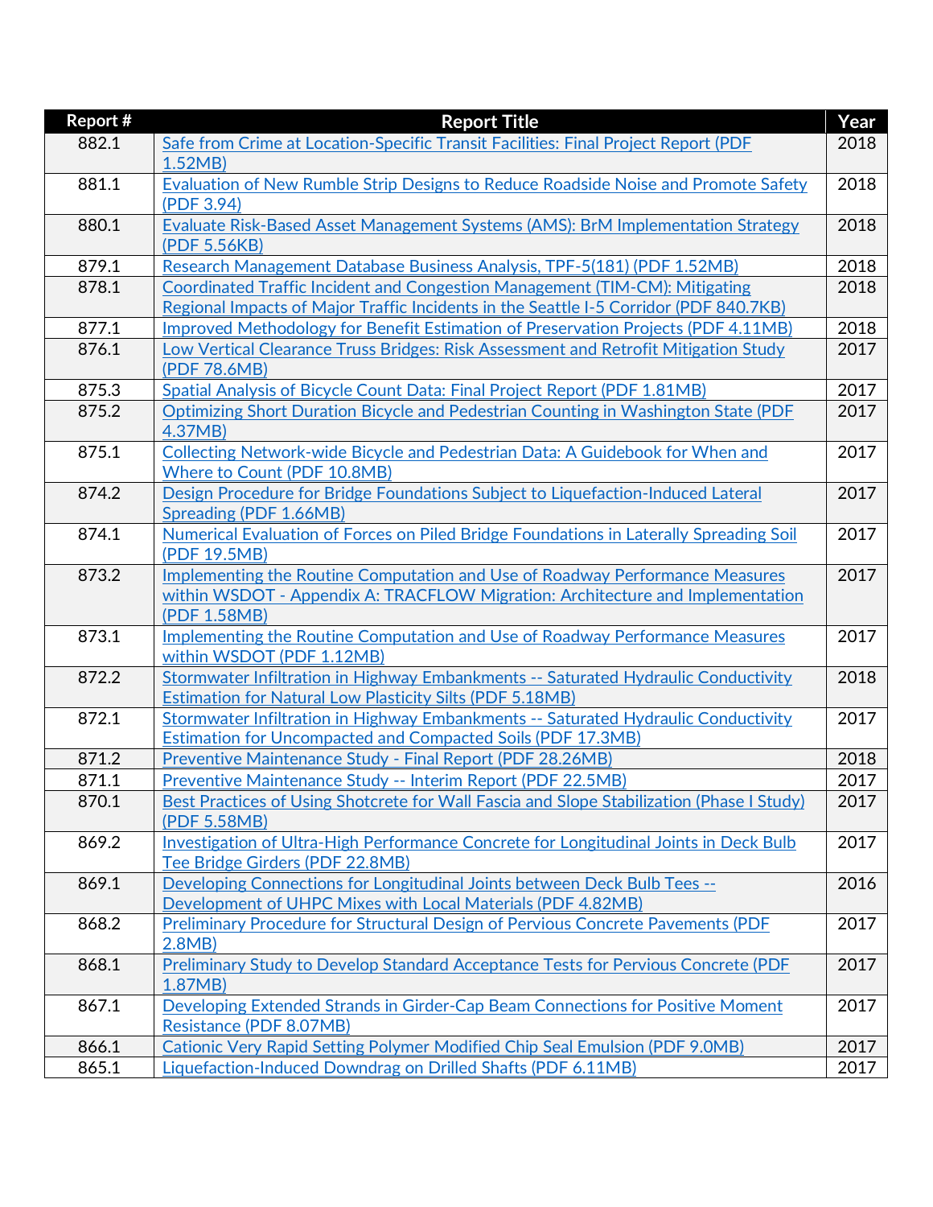| Report # | Report Title | Year |
|---|---|---|
| 882.1 | Safe from Crime at Location-Specific Transit Facilities: Final Project Report (PDF 1.52MB) | 2018 |
| 881.1 | Evaluation of New Rumble Strip Designs to Reduce Roadside Noise and Promote Safety (PDF 3.94) | 2018 |
| 880.1 | Evaluate Risk-Based Asset Management Systems (AMS): BrM Implementation Strategy (PDF 5.56KB) | 2018 |
| 879.1 | Research Management Database Business Analysis, TPF-5(181) (PDF 1.52MB) | 2018 |
| 878.1 | Coordinated Traffic Incident and Congestion Management (TIM-CM): Mitigating Regional Impacts of Major Traffic Incidents in the Seattle I-5 Corridor (PDF 840.7KB) | 2018 |
| 877.1 | Improved Methodology for Benefit Estimation of Preservation Projects (PDF 4.11MB) | 2018 |
| 876.1 | Low Vertical Clearance Truss Bridges: Risk Assessment and Retrofit Mitigation Study (PDF 78.6MB) | 2017 |
| 875.3 | Spatial Analysis of Bicycle Count Data: Final Project Report (PDF 1.81MB) | 2017 |
| 875.2 | Optimizing Short Duration Bicycle and Pedestrian Counting in Washington State (PDF 4.37MB) | 2017 |
| 875.1 | Collecting Network-wide Bicycle and Pedestrian Data: A Guidebook for When and Where to Count (PDF 10.8MB) | 2017 |
| 874.2 | Design Procedure for Bridge Foundations Subject to Liquefaction-Induced Lateral Spreading (PDF 1.66MB) | 2017 |
| 874.1 | Numerical Evaluation of Forces on Piled Bridge Foundations in Laterally Spreading Soil (PDF 19.5MB) | 2017 |
| 873.2 | Implementing the Routine Computation and Use of Roadway Performance Measures within WSDOT - Appendix A: TRACFLOW Migration: Architecture and Implementation (PDF 1.58MB) | 2017 |
| 873.1 | Implementing the Routine Computation and Use of Roadway Performance Measures within WSDOT (PDF 1.12MB) | 2017 |
| 872.2 | Stormwater Infiltration in Highway Embankments -- Saturated Hydraulic Conductivity Estimation for Natural Low Plasticity Silts (PDF 5.18MB) | 2018 |
| 872.1 | Stormwater Infiltration in Highway Embankments -- Saturated Hydraulic Conductivity Estimation for Uncompacted and Compacted Soils (PDF 17.3MB) | 2017 |
| 871.2 | Preventive Maintenance Study - Final Report (PDF 28.26MB) | 2018 |
| 871.1 | Preventive Maintenance Study -- Interim Report (PDF 22.5MB) | 2017 |
| 870.1 | Best Practices of Using Shotcrete for Wall Fascia and Slope Stabilization (Phase I Study) (PDF 5.58MB) | 2017 |
| 869.2 | Investigation of Ultra-High Performance Concrete for Longitudinal Joints in Deck Bulb Tee Bridge Girders (PDF 22.8MB) | 2017 |
| 869.1 | Developing Connections for Longitudinal Joints between Deck Bulb Tees -- Development of UHPC Mixes with Local Materials (PDF 4.82MB) | 2016 |
| 868.2 | Preliminary Procedure for Structural Design of Pervious Concrete Pavements (PDF 2.8MB) | 2017 |
| 868.1 | Preliminary Study to Develop Standard Acceptance Tests for Pervious Concrete (PDF 1.87MB) | 2017 |
| 867.1 | Developing Extended Strands in Girder-Cap Beam Connections for Positive Moment Resistance (PDF 8.07MB) | 2017 |
| 866.1 | Cationic Very Rapid Setting Polymer Modified Chip Seal Emulsion (PDF 9.0MB) | 2017 |
| 865.1 | Liquefaction-Induced Downdrag on Drilled Shafts (PDF 6.11MB) | 2017 |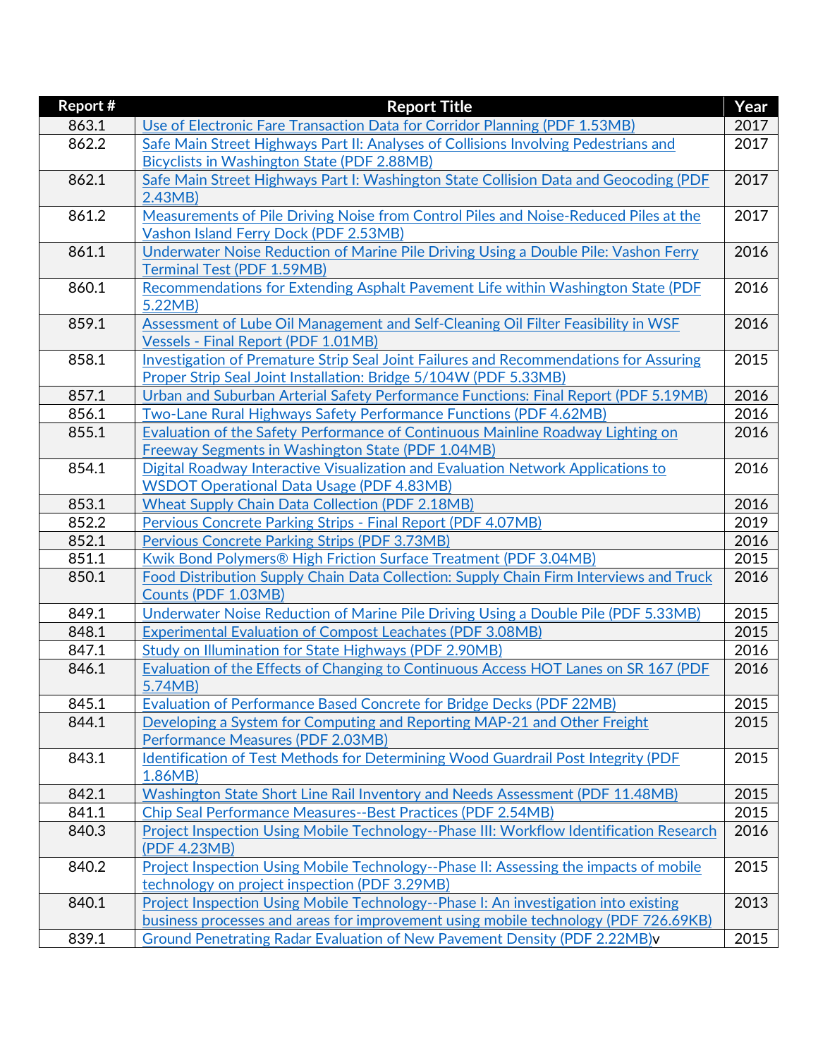| Report # | Report Title | Year |
|---|---|---|
| 863.1 | Use of Electronic Fare Transaction Data for Corridor Planning (PDF 1.53MB) | 2017 |
| 862.2 | Safe Main Street Highways Part II: Analyses of Collisions Involving Pedestrians and Bicyclists in Washington State (PDF 2.88MB) | 2017 |
| 862.1 | Safe Main Street Highways Part I: Washington State Collision Data and Geocoding (PDF 2.43MB) | 2017 |
| 861.2 | Measurements of Pile Driving Noise from Control Piles and Noise-Reduced Piles at the Vashon Island Ferry Dock (PDF 2.53MB) | 2017 |
| 861.1 | Underwater Noise Reduction of Marine Pile Driving Using a Double Pile: Vashon Ferry Terminal Test (PDF 1.59MB) | 2016 |
| 860.1 | Recommendations for Extending Asphalt Pavement Life within Washington State (PDF 5.22MB) | 2016 |
| 859.1 | Assessment of Lube Oil Management and Self-Cleaning Oil Filter Feasibility in WSF Vessels - Final Report (PDF 1.01MB) | 2016 |
| 858.1 | Investigation of Premature Strip Seal Joint Failures and Recommendations for Assuring Proper Strip Seal Joint Installation: Bridge 5/104W (PDF 5.33MB) | 2015 |
| 857.1 | Urban and Suburban Arterial Safety Performance Functions: Final Report (PDF 5.19MB) | 2016 |
| 856.1 | Two-Lane Rural Highways Safety Performance Functions (PDF 4.62MB) | 2016 |
| 855.1 | Evaluation of the Safety Performance of Continuous Mainline Roadway Lighting on Freeway Segments in Washington State (PDF 1.04MB) | 2016 |
| 854.1 | Digital Roadway Interactive Visualization and Evaluation Network Applications to WSDOT Operational Data Usage (PDF 4.83MB) | 2016 |
| 853.1 | Wheat Supply Chain Data Collection (PDF 2.18MB) | 2016 |
| 852.2 | Pervious Concrete Parking Strips - Final Report (PDF 4.07MB) | 2019 |
| 852.1 | Pervious Concrete Parking Strips (PDF 3.73MB) | 2016 |
| 851.1 | Kwik Bond Polymers® High Friction Surface Treatment (PDF 3.04MB) | 2015 |
| 850.1 | Food Distribution Supply Chain Data Collection: Supply Chain Firm Interviews and Truck Counts (PDF 1.03MB) | 2016 |
| 849.1 | Underwater Noise Reduction of Marine Pile Driving Using a Double Pile (PDF 5.33MB) | 2015 |
| 848.1 | Experimental Evaluation of Compost Leachates (PDF 3.08MB) | 2015 |
| 847.1 | Study on Illumination for State Highways (PDF 2.90MB) | 2016 |
| 846.1 | Evaluation of the Effects of Changing to Continuous Access HOT Lanes on SR 167 (PDF 5.74MB) | 2016 |
| 845.1 | Evaluation of Performance Based Concrete for Bridge Decks (PDF 22MB) | 2015 |
| 844.1 | Developing a System for Computing and Reporting MAP-21 and Other Freight Performance Measures (PDF 2.03MB) | 2015 |
| 843.1 | Identification of Test Methods for Determining Wood Guardrail Post Integrity (PDF 1.86MB) | 2015 |
| 842.1 | Washington State Short Line Rail Inventory and Needs Assessment (PDF 11.48MB) | 2015 |
| 841.1 | Chip Seal Performance Measures--Best Practices (PDF 2.54MB) | 2015 |
| 840.3 | Project Inspection Using Mobile Technology--Phase III: Workflow Identification Research (PDF 4.23MB) | 2016 |
| 840.2 | Project Inspection Using Mobile Technology--Phase II: Assessing the impacts of mobile technology on project inspection (PDF 3.29MB) | 2015 |
| 840.1 | Project Inspection Using Mobile Technology--Phase I: An investigation into existing business processes and areas for improvement using mobile technology (PDF 726.69KB) | 2013 |
| 839.1 | Ground Penetrating Radar Evaluation of New Pavement Density (PDF 2.22MB)v | 2015 |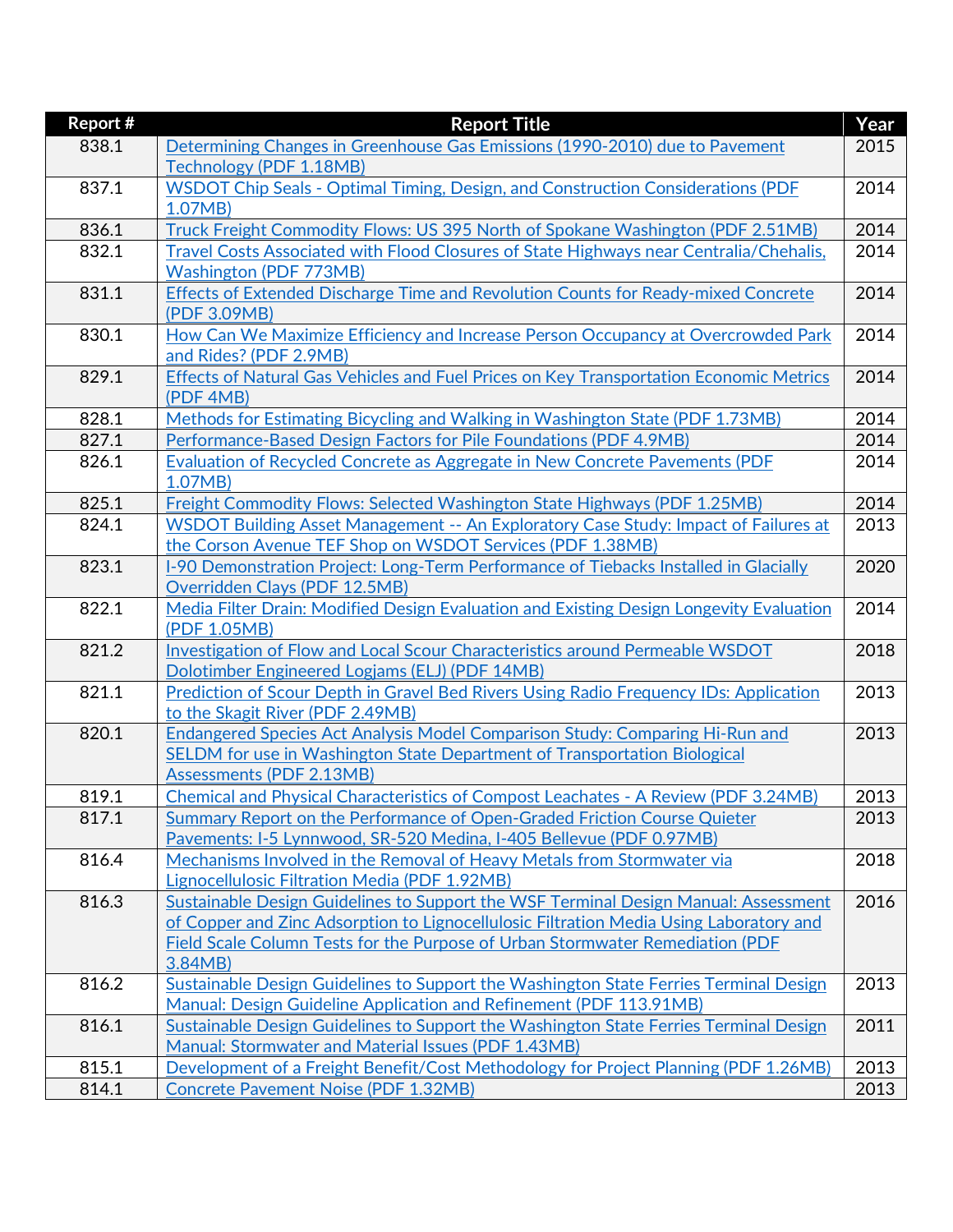| Report # | Report Title | Year |
|---|---|---|
| 838.1 | Determining Changes in Greenhouse Gas Emissions (1990-2010) due to Pavement Technology (PDF 1.18MB) | 2015 |
| 837.1 | WSDOT Chip Seals - Optimal Timing, Design, and Construction Considerations (PDF 1.07MB) | 2014 |
| 836.1 | Truck Freight Commodity Flows: US 395 North of Spokane Washington (PDF 2.51MB) | 2014 |
| 832.1 | Travel Costs Associated with Flood Closures of State Highways near Centralia/Chehalis, Washington (PDF 773MB) | 2014 |
| 831.1 | Effects of Extended Discharge Time and Revolution Counts for Ready-mixed Concrete (PDF 3.09MB) | 2014 |
| 830.1 | How Can We Maximize Efficiency and Increase Person Occupancy at Overcrowded Park and Rides? (PDF 2.9MB) | 2014 |
| 829.1 | Effects of Natural Gas Vehicles and Fuel Prices on Key Transportation Economic Metrics (PDF 4MB) | 2014 |
| 828.1 | Methods for Estimating Bicycling and Walking in Washington State (PDF 1.73MB) | 2014 |
| 827.1 | Performance-Based Design Factors for Pile Foundations (PDF 4.9MB) | 2014 |
| 826.1 | Evaluation of Recycled Concrete as Aggregate in New Concrete Pavements (PDF 1.07MB) | 2014 |
| 825.1 | Freight Commodity Flows: Selected Washington State Highways (PDF 1.25MB) | 2014 |
| 824.1 | WSDOT Building Asset Management -- An Exploratory Case Study: Impact of Failures at the Corson Avenue TEF Shop on WSDOT Services (PDF 1.38MB) | 2013 |
| 823.1 | I-90 Demonstration Project: Long-Term Performance of Tiebacks Installed in Glacially Overridden Clays (PDF 12.5MB) | 2020 |
| 822.1 | Media Filter Drain: Modified Design Evaluation and Existing Design Longevity Evaluation (PDF 1.05MB) | 2014 |
| 821.2 | Investigation of Flow and Local Scour Characteristics around Permeable WSDOT Dolotimber Engineered Logjams (ELJ) (PDF 14MB) | 2018 |
| 821.1 | Prediction of Scour Depth in Gravel Bed Rivers Using Radio Frequency IDs: Application to the Skagit River (PDF 2.49MB) | 2013 |
| 820.1 | Endangered Species Act Analysis Model Comparison Study: Comparing Hi-Run and SELDM for use in Washington State Department of Transportation Biological Assessments (PDF 2.13MB) | 2013 |
| 819.1 | Chemical and Physical Characteristics of Compost Leachates - A Review (PDF 3.24MB) | 2013 |
| 817.1 | Summary Report on the Performance of Open-Graded Friction Course Quieter Pavements: I-5 Lynnwood, SR-520 Medina, I-405 Bellevue (PDF 0.97MB) | 2013 |
| 816.4 | Mechanisms Involved in the Removal of Heavy Metals from Stormwater via Lignocellulosic Filtration Media (PDF 1.92MB) | 2018 |
| 816.3 | Sustainable Design Guidelines to Support the WSF Terminal Design Manual: Assessment of Copper and Zinc Adsorption to Lignocellulosic Filtration Media Using Laboratory and Field Scale Column Tests for the Purpose of Urban Stormwater Remediation (PDF 3.84MB) | 2016 |
| 816.2 | Sustainable Design Guidelines to Support the Washington State Ferries Terminal Design Manual: Design Guideline Application and Refinement (PDF 113.91MB) | 2013 |
| 816.1 | Sustainable Design Guidelines to Support the Washington State Ferries Terminal Design Manual: Stormwater and Material Issues (PDF 1.43MB) | 2011 |
| 815.1 | Development of a Freight Benefit/Cost Methodology for Project Planning (PDF 1.26MB) | 2013 |
| 814.1 | Concrete Pavement Noise (PDF 1.32MB) | 2013 |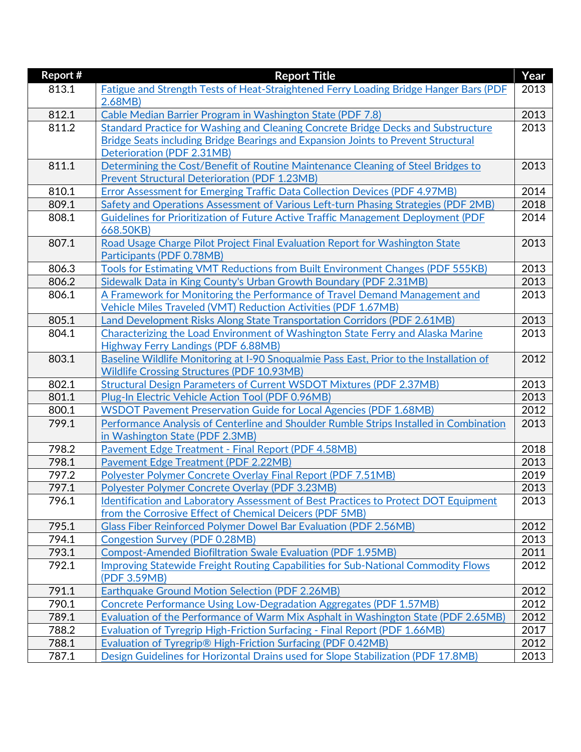| Report # | Report Title | Year |
| --- | --- | --- |
| 813.1 | Fatigue and Strength Tests of Heat-Straightened Ferry Loading Bridge Hanger Bars (PDF 2.68MB) | 2013 |
| 812.1 | Cable Median Barrier Program in Washington State (PDF 7.8) | 2013 |
| 811.2 | Standard Practice for Washing and Cleaning Concrete Bridge Decks and Substructure Bridge Seats including Bridge Bearings and Expansion Joints to Prevent Structural Deterioration (PDF 2.31MB) | 2013 |
| 811.1 | Determining the Cost/Benefit of Routine Maintenance Cleaning of Steel Bridges to Prevent Structural Deterioration (PDF 1.23MB) | 2013 |
| 810.1 | Error Assessment for Emerging Traffic Data Collection Devices (PDF 4.97MB) | 2014 |
| 809.1 | Safety and Operations Assessment of Various Left-turn Phasing Strategies (PDF 2MB) | 2018 |
| 808.1 | Guidelines for Prioritization of Future Active Traffic Management Deployment (PDF 668.50KB) | 2014 |
| 807.1 | Road Usage Charge Pilot Project Final Evaluation Report for Washington State Participants (PDF 0.78MB) | 2013 |
| 806.3 | Tools for Estimating VMT Reductions from Built Environment Changes (PDF 555KB) | 2013 |
| 806.2 | Sidewalk Data in King County's Urban Growth Boundary (PDF 2.31MB) | 2013 |
| 806.1 | A Framework for Monitoring the Performance of Travel Demand Management and Vehicle Miles Traveled (VMT) Reduction Activities (PDF 1.67MB) | 2013 |
| 805.1 | Land Development Risks Along State Transportation Corridors (PDF 2.61MB) | 2013 |
| 804.1 | Characterizing the Load Environment of Washington State Ferry and Alaska Marine Highway Ferry Landings (PDF 6.88MB) | 2013 |
| 803.1 | Baseline Wildlife Monitoring at I-90 Snoqualmie Pass East, Prior to the Installation of Wildlife Crossing Structures (PDF 10.93MB) | 2012 |
| 802.1 | Structural Design Parameters of Current WSDOT Mixtures (PDF 2.37MB) | 2013 |
| 801.1 | Plug-In Electric Vehicle Action Tool (PDF 0.96MB) | 2013 |
| 800.1 | WSDOT Pavement Preservation Guide for Local Agencies (PDF 1.68MB) | 2012 |
| 799.1 | Performance Analysis of Centerline and Shoulder Rumble Strips Installed in Combination in Washington State (PDF 2.3MB) | 2013 |
| 798.2 | Pavement Edge Treatment - Final Report (PDF 4.58MB) | 2018 |
| 798.1 | Pavement Edge Treatment (PDF 2.22MB) | 2013 |
| 797.2 | Polyester Polymer Concrete Overlay Final Report (PDF 7.51MB) | 2019 |
| 797.1 | Polyester Polymer Concrete Overlay (PDF 3.23MB) | 2013 |
| 796.1 | Identification and Laboratory Assessment of Best Practices to Protect DOT Equipment from the Corrosive Effect of Chemical Deicers (PDF 5MB) | 2013 |
| 795.1 | Glass Fiber Reinforced Polymer Dowel Bar Evaluation (PDF 2.56MB) | 2012 |
| 794.1 | Congestion Survey (PDF 0.28MB) | 2013 |
| 793.1 | Compost-Amended Biofiltration Swale Evaluation (PDF 1.95MB) | 2011 |
| 792.1 | Improving Statewide Freight Routing Capabilities for Sub-National Commodity Flows (PDF 3.59MB) | 2012 |
| 791.1 | Earthquake Ground Motion Selection (PDF 2.26MB) | 2012 |
| 790.1 | Concrete Performance Using Low-Degradation Aggregates (PDF 1.57MB) | 2012 |
| 789.1 | Evaluation of the Performance of Warm Mix Asphalt in Washington State (PDF 2.65MB) | 2012 |
| 788.2 | Evaluation of Tyregrip High-Friction Surfacing - Final Report (PDF 1.66MB) | 2017 |
| 788.1 | Evaluation of Tyregrip® High-Friction Surfacing (PDF 0.42MB) | 2012 |
| 787.1 | Design Guidelines for Horizontal Drains used for Slope Stabilization (PDF 17.8MB) | 2013 |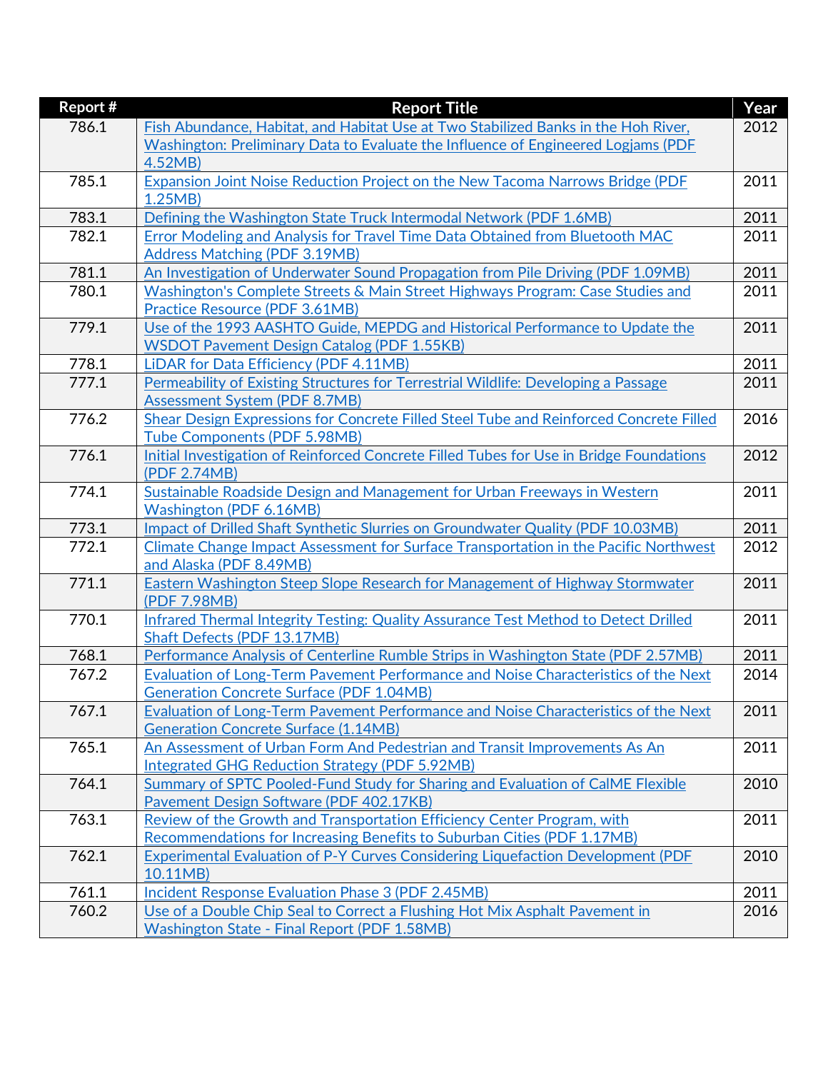| Report # | Report Title | Year |
|---|---|---|
| 786.1 | Fish Abundance, Habitat, and Habitat Use at Two Stabilized Banks in the Hoh River, Washington: Preliminary Data to Evaluate the Influence of Engineered Logjams (PDF 4.52MB) | 2012 |
| 785.1 | Expansion Joint Noise Reduction Project on the New Tacoma Narrows Bridge (PDF 1.25MB) | 2011 |
| 783.1 | Defining the Washington State Truck Intermodal Network (PDF 1.6MB) | 2011 |
| 782.1 | Error Modeling and Analysis for Travel Time Data Obtained from Bluetooth MAC Address Matching (PDF 3.19MB) | 2011 |
| 781.1 | An Investigation of Underwater Sound Propagation from Pile Driving (PDF 1.09MB) | 2011 |
| 780.1 | Washington's Complete Streets & Main Street Highways Program: Case Studies and Practice Resource (PDF 3.61MB) | 2011 |
| 779.1 | Use of the 1993 AASHTO Guide, MEPDG and Historical Performance to Update the WSDOT Pavement Design Catalog (PDF 1.55KB) | 2011 |
| 778.1 | LiDAR for Data Efficiency (PDF 4.11MB) | 2011 |
| 777.1 | Permeability of Existing Structures for Terrestrial Wildlife: Developing a Passage Assessment System (PDF 8.7MB) | 2011 |
| 776.2 | Shear Design Expressions for Concrete Filled Steel Tube and Reinforced Concrete Filled Tube Components (PDF 5.98MB) | 2016 |
| 776.1 | Initial Investigation of Reinforced Concrete Filled Tubes for Use in Bridge Foundations (PDF 2.74MB) | 2012 |
| 774.1 | Sustainable Roadside Design and Management for Urban Freeways in Western Washington (PDF 6.16MB) | 2011 |
| 773.1 | Impact of Drilled Shaft Synthetic Slurries on Groundwater Quality (PDF 10.03MB) | 2011 |
| 772.1 | Climate Change Impact Assessment for Surface Transportation in the Pacific Northwest and Alaska (PDF 8.49MB) | 2012 |
| 771.1 | Eastern Washington Steep Slope Research for Management of Highway Stormwater (PDF 7.98MB) | 2011 |
| 770.1 | Infrared Thermal Integrity Testing: Quality Assurance Test Method to Detect Drilled Shaft Defects (PDF 13.17MB) | 2011 |
| 768.1 | Performance Analysis of Centerline Rumble Strips in Washington State (PDF 2.57MB) | 2011 |
| 767.2 | Evaluation of Long-Term Pavement Performance and Noise Characteristics of the Next Generation Concrete Surface (PDF 1.04MB) | 2014 |
| 767.1 | Evaluation of Long-Term Pavement Performance and Noise Characteristics of the Next Generation Concrete Surface (1.14MB) | 2011 |
| 765.1 | An Assessment of Urban Form And Pedestrian and Transit Improvements As An Integrated GHG Reduction Strategy (PDF 5.92MB) | 2011 |
| 764.1 | Summary of SPTC Pooled-Fund Study for Sharing and Evaluation of CalME Flexible Pavement Design Software (PDF 402.17KB) | 2010 |
| 763.1 | Review of the Growth and Transportation Efficiency Center Program, with Recommendations for Increasing Benefits to Suburban Cities (PDF 1.17MB) | 2011 |
| 762.1 | Experimental Evaluation of P-Y Curves Considering Liquefaction Development (PDF 10.11MB) | 2010 |
| 761.1 | Incident Response Evaluation Phase 3 (PDF 2.45MB) | 2011 |
| 760.2 | Use of a Double Chip Seal to Correct a Flushing Hot Mix Asphalt Pavement in Washington State - Final Report (PDF 1.58MB) | 2016 |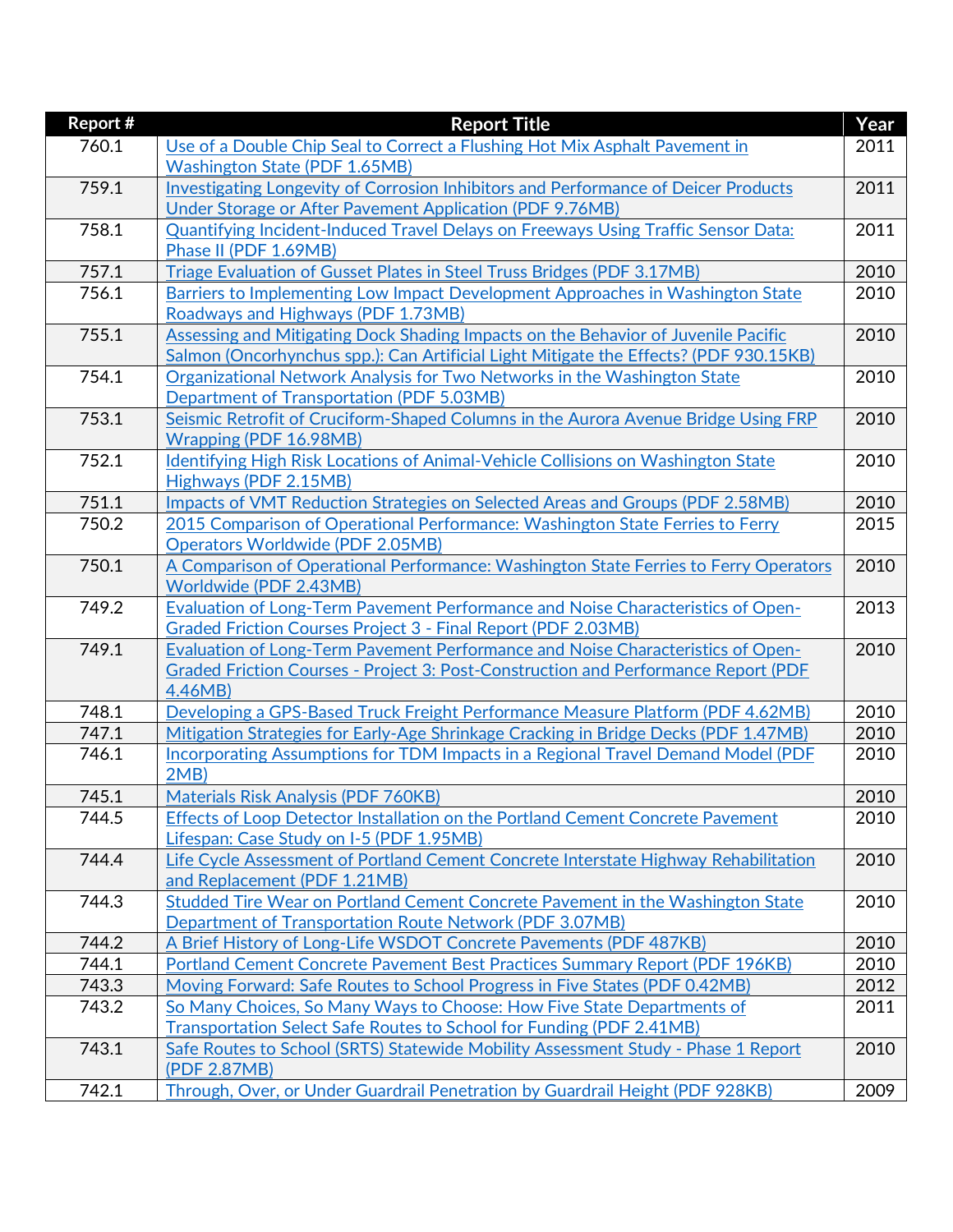| Report # | Report Title | Year |
|---|---|---|
| 760.1 | Use of a Double Chip Seal to Correct a Flushing Hot Mix Asphalt Pavement in Washington State (PDF 1.65MB) | 2011 |
| 759.1 | Investigating Longevity of Corrosion Inhibitors and Performance of Deicer Products Under Storage or After Pavement Application (PDF 9.76MB) | 2011 |
| 758.1 | Quantifying Incident-Induced Travel Delays on Freeways Using Traffic Sensor Data: Phase II (PDF 1.69MB) | 2011 |
| 757.1 | Triage Evaluation of Gusset Plates in Steel Truss Bridges (PDF 3.17MB) | 2010 |
| 756.1 | Barriers to Implementing Low Impact Development Approaches in Washington State Roadways and Highways (PDF 1.73MB) | 2010 |
| 755.1 | Assessing and Mitigating Dock Shading Impacts on the Behavior of Juvenile Pacific Salmon (Oncorhynchus spp.): Can Artificial Light Mitigate the Effects? (PDF 930.15KB) | 2010 |
| 754.1 | Organizational Network Analysis for Two Networks in the Washington State Department of Transportation (PDF 5.03MB) | 2010 |
| 753.1 | Seismic Retrofit of Cruciform-Shaped Columns in the Aurora Avenue Bridge Using FRP Wrapping (PDF 16.98MB) | 2010 |
| 752.1 | Identifying High Risk Locations of Animal-Vehicle Collisions on Washington State Highways (PDF 2.15MB) | 2010 |
| 751.1 | Impacts of VMT Reduction Strategies on Selected Areas and Groups (PDF 2.58MB) | 2010 |
| 750.2 | 2015 Comparison of Operational Performance: Washington State Ferries to Ferry Operators Worldwide (PDF 2.05MB) | 2015 |
| 750.1 | A Comparison of Operational Performance: Washington State Ferries to Ferry Operators Worldwide (PDF 2.43MB) | 2010 |
| 749.2 | Evaluation of Long-Term Pavement Performance and Noise Characteristics of Open-Graded Friction Courses Project 3 - Final Report (PDF 2.03MB) | 2013 |
| 749.1 | Evaluation of Long-Term Pavement Performance and Noise Characteristics of Open-Graded Friction Courses - Project 3: Post-Construction and Performance Report (PDF 4.46MB) | 2010 |
| 748.1 | Developing a GPS-Based Truck Freight Performance Measure Platform (PDF 4.62MB) | 2010 |
| 747.1 | Mitigation Strategies for Early-Age Shrinkage Cracking in Bridge Decks (PDF 1.47MB) | 2010 |
| 746.1 | Incorporating Assumptions for TDM Impacts in a Regional Travel Demand Model (PDF 2MB) | 2010 |
| 745.1 | Materials Risk Analysis (PDF 760KB) | 2010 |
| 744.5 | Effects of Loop Detector Installation on the Portland Cement Concrete Pavement Lifespan: Case Study on I-5 (PDF 1.95MB) | 2010 |
| 744.4 | Life Cycle Assessment of Portland Cement Concrete Interstate Highway Rehabilitation and Replacement (PDF 1.21MB) | 2010 |
| 744.3 | Studded Tire Wear on Portland Cement Concrete Pavement in the Washington State Department of Transportation Route Network (PDF 3.07MB) | 2010 |
| 744.2 | A Brief History of Long-Life WSDOT Concrete Pavements (PDF 487KB) | 2010 |
| 744.1 | Portland Cement Concrete Pavement Best Practices Summary Report (PDF 196KB) | 2010 |
| 743.3 | Moving Forward: Safe Routes to School Progress in Five States (PDF 0.42MB) | 2012 |
| 743.2 | So Many Choices, So Many Ways to Choose: How Five State Departments of Transportation Select Safe Routes to School for Funding (PDF 2.41MB) | 2011 |
| 743.1 | Safe Routes to School (SRTS) Statewide Mobility Assessment Study - Phase 1 Report (PDF 2.87MB) | 2010 |
| 742.1 | Through, Over, or Under Guardrail Penetration by Guardrail Height (PDF 928KB) | 2009 |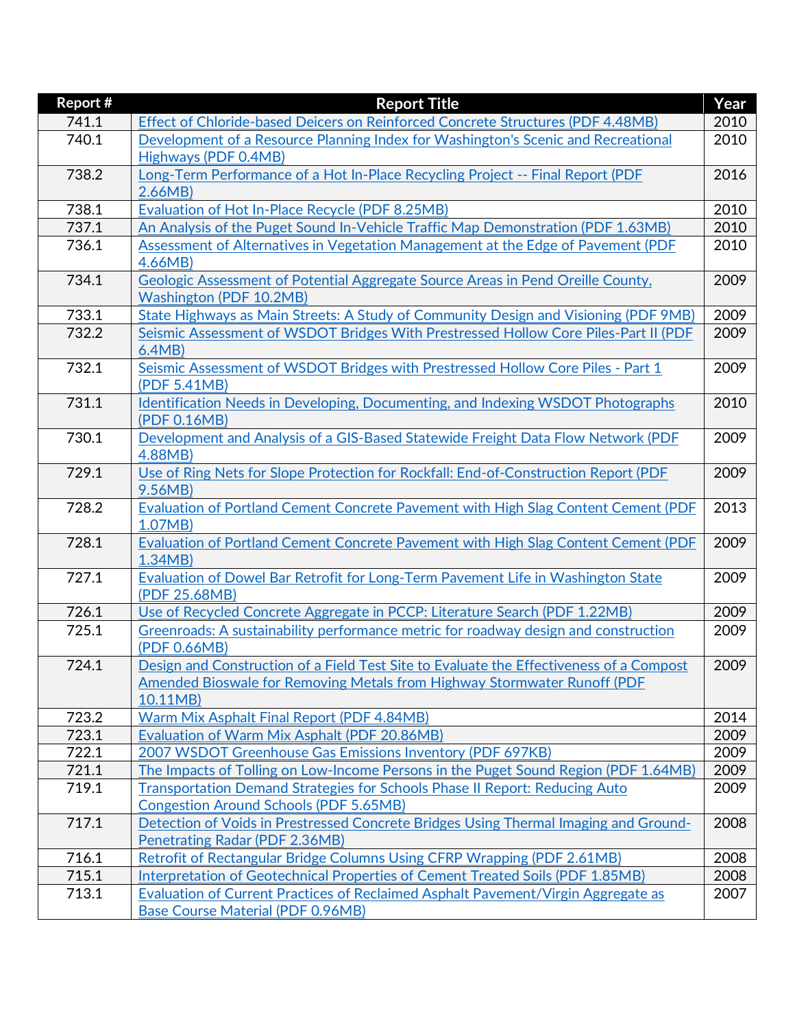| Report # | Report Title | Year |
|---|---|---|
| 741.1 | Effect of Chloride-based Deicers on Reinforced Concrete Structures (PDF 4.48MB) | 2010 |
| 740.1 | Development of a Resource Planning Index for Washington's Scenic and Recreational Highways (PDF 0.4MB) | 2010 |
| 738.2 | Long-Term Performance of a Hot In-Place Recycling Project -- Final Report (PDF 2.66MB) | 2016 |
| 738.1 | Evaluation of Hot In-Place Recycle (PDF 8.25MB) | 2010 |
| 737.1 | An Analysis of the Puget Sound In-Vehicle Traffic Map Demonstration (PDF 1.63MB) | 2010 |
| 736.1 | Assessment of Alternatives in Vegetation Management at the Edge of Pavement (PDF 4.66MB) | 2010 |
| 734.1 | Geologic Assessment of Potential Aggregate Source Areas in Pend Oreille County, Washington (PDF 10.2MB) | 2009 |
| 733.1 | State Highways as Main Streets: A Study of Community Design and Visioning (PDF 9MB) | 2009 |
| 732.2 | Seismic Assessment of WSDOT Bridges With Prestressed Hollow Core Piles-Part II (PDF 6.4MB) | 2009 |
| 732.1 | Seismic Assessment of WSDOT Bridges with Prestressed Hollow Core Piles - Part 1 (PDF 5.41MB) | 2009 |
| 731.1 | Identification Needs in Developing, Documenting, and Indexing WSDOT Photographs (PDF 0.16MB) | 2010 |
| 730.1 | Development and Analysis of a GIS-Based Statewide Freight Data Flow Network (PDF 4.88MB) | 2009 |
| 729.1 | Use of Ring Nets for Slope Protection for Rockfall: End-of-Construction Report (PDF 9.56MB) | 2009 |
| 728.2 | Evaluation of Portland Cement Concrete Pavement with High Slag Content Cement (PDF 1.07MB) | 2013 |
| 728.1 | Evaluation of Portland Cement Concrete Pavement with High Slag Content Cement (PDF 1.34MB) | 2009 |
| 727.1 | Evaluation of Dowel Bar Retrofit for Long-Term Pavement Life in Washington State (PDF 25.68MB) | 2009 |
| 726.1 | Use of Recycled Concrete Aggregate in PCCP: Literature Search (PDF 1.22MB) | 2009 |
| 725.1 | Greenroads: A sustainability performance metric for roadway design and construction (PDF 0.66MB) | 2009 |
| 724.1 | Design and Construction of a Field Test Site to Evaluate the Effectiveness of a Compost Amended Bioswale for Removing Metals from Highway Stormwater Runoff (PDF 10.11MB) | 2009 |
| 723.2 | Warm Mix Asphalt Final Report (PDF 4.84MB) | 2014 |
| 723.1 | Evaluation of Warm Mix Asphalt (PDF 20.86MB) | 2009 |
| 722.1 | 2007 WSDOT Greenhouse Gas Emissions Inventory (PDF 697KB) | 2009 |
| 721.1 | The Impacts of Tolling on Low-Income Persons in the Puget Sound Region (PDF 1.64MB) | 2009 |
| 719.1 | Transportation Demand Strategies for Schools Phase II Report: Reducing Auto Congestion Around Schools (PDF 5.65MB) | 2009 |
| 717.1 | Detection of Voids in Prestressed Concrete Bridges Using Thermal Imaging and Ground-Penetrating Radar (PDF 2.36MB) | 2008 |
| 716.1 | Retrofit of Rectangular Bridge Columns Using CFRP Wrapping (PDF 2.61MB) | 2008 |
| 715.1 | Interpretation of Geotechnical Properties of Cement Treated Soils (PDF 1.85MB) | 2008 |
| 713.1 | Evaluation of Current Practices of Reclaimed Asphalt Pavement/Virgin Aggregate as Base Course Material (PDF 0.96MB) | 2007 |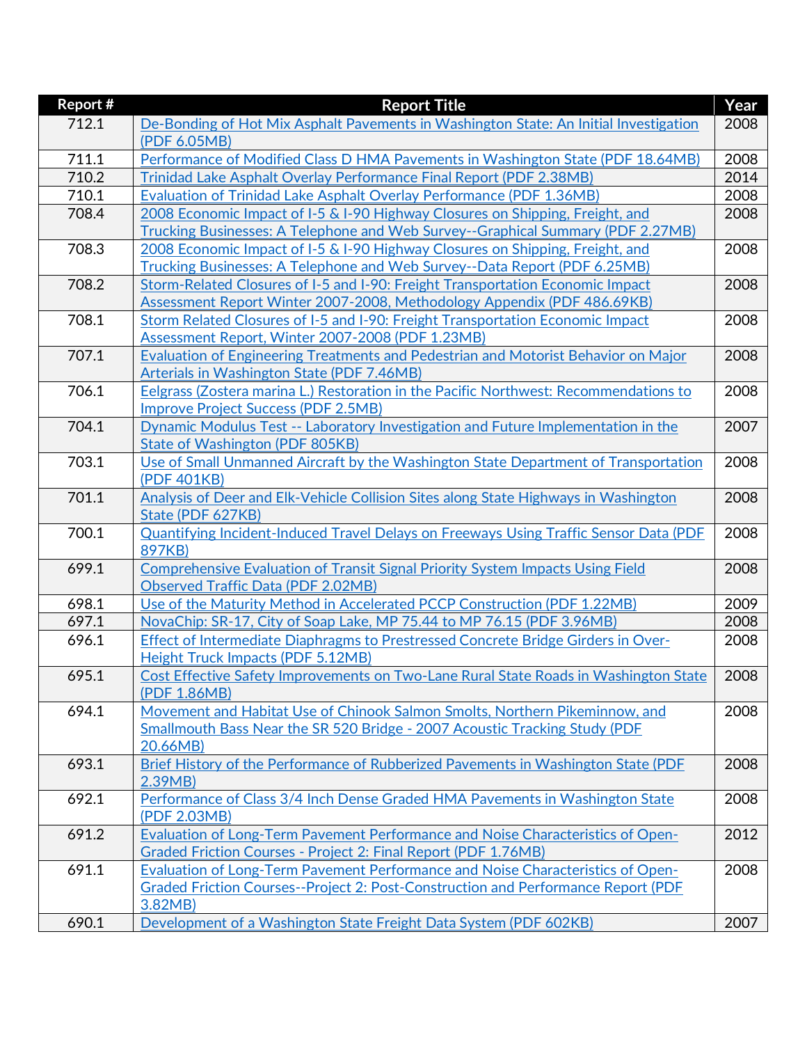| Report # | Report Title | Year |
|---|---|---|
| 712.1 | De-Bonding of Hot Mix Asphalt Pavements in Washington State: An Initial Investigation (PDF 6.05MB) | 2008 |
| 711.1 | Performance of Modified Class D HMA Pavements in Washington State (PDF 18.64MB) | 2008 |
| 710.2 | Trinidad Lake Asphalt Overlay Performance Final Report (PDF 2.38MB) | 2014 |
| 710.1 | Evaluation of Trinidad Lake Asphalt Overlay Performance (PDF 1.36MB) | 2008 |
| 708.4 | 2008 Economic Impact of I-5 & I-90 Highway Closures on Shipping, Freight, and Trucking Businesses: A Telephone and Web Survey--Graphical Summary (PDF 2.27MB) | 2008 |
| 708.3 | 2008 Economic Impact of I-5 & I-90 Highway Closures on Shipping, Freight, and Trucking Businesses: A Telephone and Web Survey--Data Report (PDF 6.25MB) | 2008 |
| 708.2 | Storm-Related Closures of I-5 and I-90: Freight Transportation Economic Impact Assessment Report Winter 2007-2008, Methodology Appendix (PDF 486.69KB) | 2008 |
| 708.1 | Storm Related Closures of I-5 and I-90: Freight Transportation Economic Impact Assessment Report, Winter 2007-2008 (PDF 1.23MB) | 2008 |
| 707.1 | Evaluation of Engineering Treatments and Pedestrian and Motorist Behavior on Major Arterials in Washington State (PDF 7.46MB) | 2008 |
| 706.1 | Eelgrass (Zostera marina L.) Restoration in the Pacific Northwest: Recommendations to Improve Project Success (PDF 2.5MB) | 2008 |
| 704.1 | Dynamic Modulus Test -- Laboratory Investigation and Future Implementation in the State of Washington (PDF 805KB) | 2007 |
| 703.1 | Use of Small Unmanned Aircraft by the Washington State Department of Transportation (PDF 401KB) | 2008 |
| 701.1 | Analysis of Deer and Elk-Vehicle Collision Sites along State Highways in Washington State (PDF 627KB) | 2008 |
| 700.1 | Quantifying Incident-Induced Travel Delays on Freeways Using Traffic Sensor Data (PDF 897KB) | 2008 |
| 699.1 | Comprehensive Evaluation of Transit Signal Priority System Impacts Using Field Observed Traffic Data (PDF 2.02MB) | 2008 |
| 698.1 | Use of the Maturity Method in Accelerated PCCP Construction (PDF 1.22MB) | 2009 |
| 697.1 | NovaChip: SR-17, City of Soap Lake, MP 75.44 to MP 76.15 (PDF 3.96MB) | 2008 |
| 696.1 | Effect of Intermediate Diaphragms to Prestressed Concrete Bridge Girders in Over-Height Truck Impacts (PDF 5.12MB) | 2008 |
| 695.1 | Cost Effective Safety Improvements on Two-Lane Rural State Roads in Washington State (PDF 1.86MB) | 2008 |
| 694.1 | Movement and Habitat Use of Chinook Salmon Smolts, Northern Pikeminnow, and Smallmouth Bass Near the SR 520 Bridge - 2007 Acoustic Tracking Study (PDF 20.66MB) | 2008 |
| 693.1 | Brief History of the Performance of Rubberized Pavements in Washington State (PDF 2.39MB) | 2008 |
| 692.1 | Performance of Class 3/4 Inch Dense Graded HMA Pavements in Washington State (PDF 2.03MB) | 2008 |
| 691.2 | Evaluation of Long-Term Pavement Performance and Noise Characteristics of Open-Graded Friction Courses - Project 2: Final Report (PDF 1.76MB) | 2012 |
| 691.1 | Evaluation of Long-Term Pavement Performance and Noise Characteristics of Open-Graded Friction Courses--Project 2: Post-Construction and Performance Report (PDF 3.82MB) | 2008 |
| 690.1 | Development of a Washington State Freight Data System (PDF 602KB) | 2007 |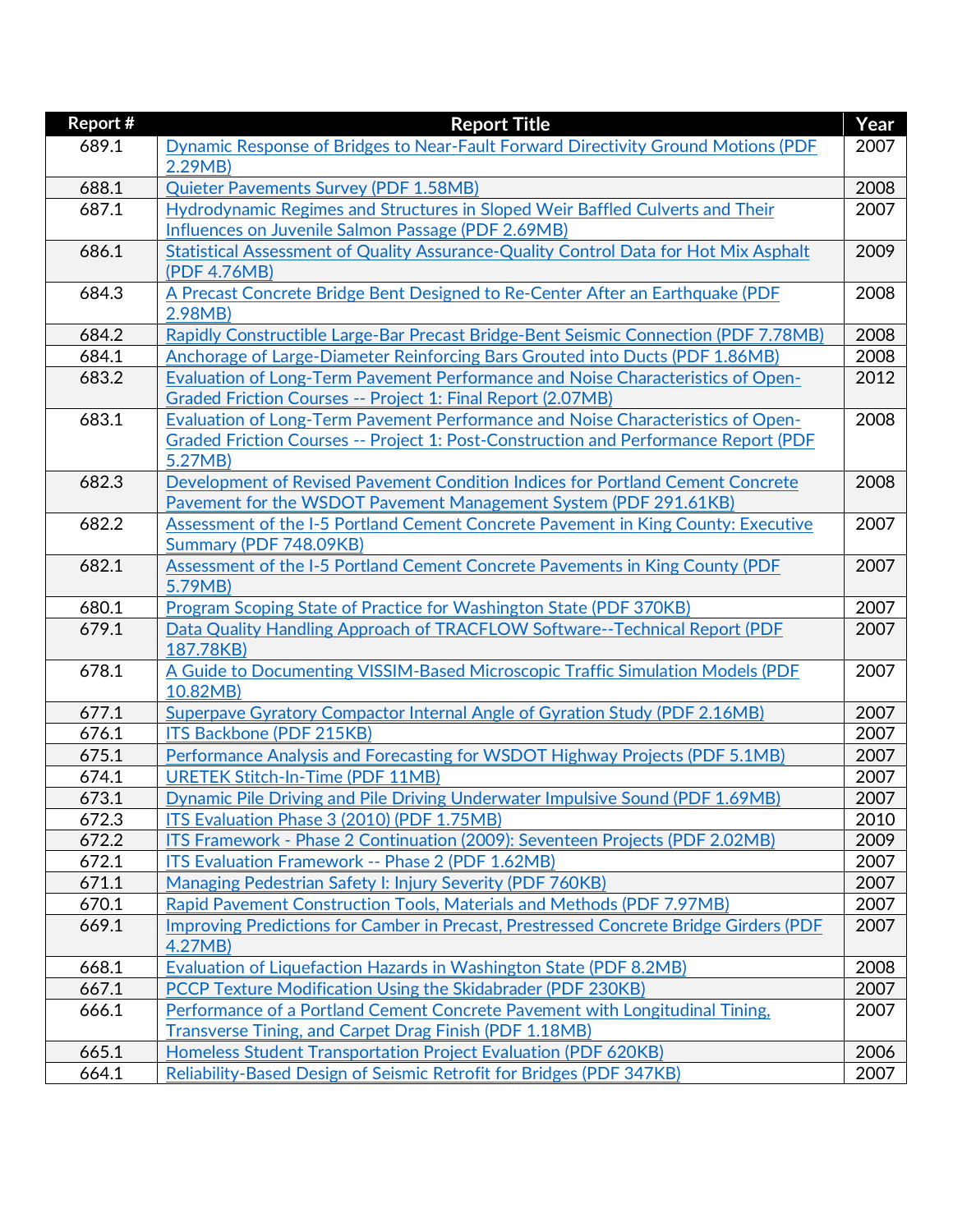| Report # | Report Title | Year |
|---|---|---|
| 689.1 | Dynamic Response of Bridges to Near-Fault Forward Directivity Ground Motions (PDF 2.29MB) | 2007 |
| 688.1 | Quieter Pavements Survey (PDF 1.58MB) | 2008 |
| 687.1 | Hydrodynamic Regimes and Structures in Sloped Weir Baffled Culverts and Their Influences on Juvenile Salmon Passage (PDF 2.69MB) | 2007 |
| 686.1 | Statistical Assessment of Quality Assurance-Quality Control Data for Hot Mix Asphalt (PDF 4.76MB) | 2009 |
| 684.3 | A Precast Concrete Bridge Bent Designed to Re-Center After an Earthquake (PDF 2.98MB) | 2008 |
| 684.2 | Rapidly Constructible Large-Bar Precast Bridge-Bent Seismic Connection (PDF 7.78MB) | 2008 |
| 684.1 | Anchorage of Large-Diameter Reinforcing Bars Grouted into Ducts (PDF 1.86MB) | 2008 |
| 683.2 | Evaluation of Long-Term Pavement Performance and Noise Characteristics of Open-Graded Friction Courses -- Project 1: Final Report (2.07MB) | 2012 |
| 683.1 | Evaluation of Long-Term Pavement Performance and Noise Characteristics of Open-Graded Friction Courses -- Project 1: Post-Construction and Performance Report (PDF 5.27MB) | 2008 |
| 682.3 | Development of Revised Pavement Condition Indices for Portland Cement Concrete Pavement for the WSDOT Pavement Management System (PDF 291.61KB) | 2008 |
| 682.2 | Assessment of the I-5 Portland Cement Concrete Pavement in King County: Executive Summary (PDF 748.09KB) | 2007 |
| 682.1 | Assessment of the I-5 Portland Cement Concrete Pavements in King County (PDF 5.79MB) | 2007 |
| 680.1 | Program Scoping State of Practice for Washington State (PDF 370KB) | 2007 |
| 679.1 | Data Quality Handling Approach of TRACFLOW Software--Technical Report (PDF 187.78KB) | 2007 |
| 678.1 | A Guide to Documenting VISSIM-Based Microscopic Traffic Simulation Models (PDF 10.82MB) | 2007 |
| 677.1 | Superpave Gyratory Compactor Internal Angle of Gyration Study (PDF 2.16MB) | 2007 |
| 676.1 | ITS Backbone (PDF 215KB) | 2007 |
| 675.1 | Performance Analysis and Forecasting for WSDOT Highway Projects (PDF 5.1MB) | 2007 |
| 674.1 | URETEK Stitch-In-Time (PDF 11MB) | 2007 |
| 673.1 | Dynamic Pile Driving and Pile Driving Underwater Impulsive Sound (PDF 1.69MB) | 2007 |
| 672.3 | ITS Evaluation Phase 3 (2010) (PDF 1.75MB) | 2010 |
| 672.2 | ITS Framework - Phase 2 Continuation (2009): Seventeen Projects (PDF 2.02MB) | 2009 |
| 672.1 | ITS Evaluation Framework -- Phase 2 (PDF 1.62MB) | 2007 |
| 671.1 | Managing Pedestrian Safety I: Injury Severity (PDF 760KB) | 2007 |
| 670.1 | Rapid Pavement Construction Tools, Materials and Methods (PDF 7.97MB) | 2007 |
| 669.1 | Improving Predictions for Camber in Precast, Prestressed Concrete Bridge Girders (PDF 4.27MB) | 2007 |
| 668.1 | Evaluation of Liquefaction Hazards in Washington State (PDF 8.2MB) | 2008 |
| 667.1 | PCCP Texture Modification Using the Skidabrader (PDF 230KB) | 2007 |
| 666.1 | Performance of a Portland Cement Concrete Pavement with Longitudinal Tining, Transverse Tining, and Carpet Drag Finish (PDF 1.18MB) | 2007 |
| 665.1 | Homeless Student Transportation Project Evaluation (PDF 620KB) | 2006 |
| 664.1 | Reliability-Based Design of Seismic Retrofit for Bridges (PDF 347KB) | 2007 |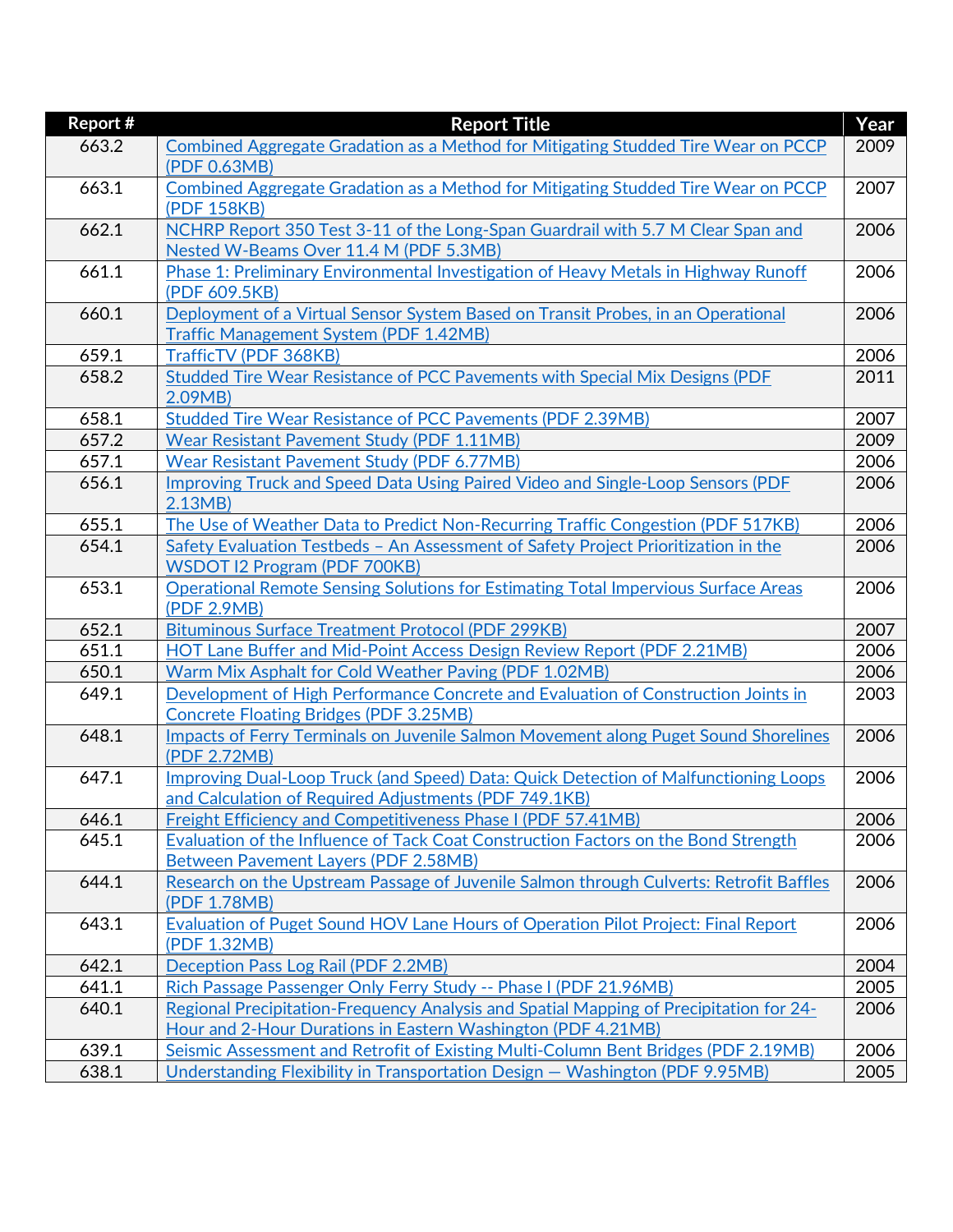| Report # | Report Title | Year |
| --- | --- | --- |
| 663.2 | Combined Aggregate Gradation as a Method for Mitigating Studded Tire Wear on PCCP (PDF 0.63MB) | 2009 |
| 663.1 | Combined Aggregate Gradation as a Method for Mitigating Studded Tire Wear on PCCP (PDF 158KB) | 2007 |
| 662.1 | NCHRP Report 350 Test 3-11 of the Long-Span Guardrail with 5.7 M Clear Span and Nested W-Beams Over 11.4 M (PDF 5.3MB) | 2006 |
| 661.1 | Phase 1: Preliminary Environmental Investigation of Heavy Metals in Highway Runoff (PDF 609.5KB) | 2006 |
| 660.1 | Deployment of a Virtual Sensor System Based on Transit Probes, in an Operational Traffic Management System (PDF 1.42MB) | 2006 |
| 659.1 | TrafficTV (PDF 368KB) | 2006 |
| 658.2 | Studded Tire Wear Resistance of PCC Pavements with Special Mix Designs (PDF 2.09MB) | 2011 |
| 658.1 | Studded Tire Wear Resistance of PCC Pavements (PDF 2.39MB) | 2007 |
| 657.2 | Wear Resistant Pavement Study (PDF 1.11MB) | 2009 |
| 657.1 | Wear Resistant Pavement Study (PDF 6.77MB) | 2006 |
| 656.1 | Improving Truck and Speed Data Using Paired Video and Single-Loop Sensors (PDF 2.13MB) | 2006 |
| 655.1 | The Use of Weather Data to Predict Non-Recurring Traffic Congestion (PDF 517KB) | 2006 |
| 654.1 | Safety Evaluation Testbeds – An Assessment of Safety Project Prioritization in the WSDOT I2 Program (PDF 700KB) | 2006 |
| 653.1 | Operational Remote Sensing Solutions for Estimating Total Impervious Surface Areas (PDF 2.9MB) | 2006 |
| 652.1 | Bituminous Surface Treatment Protocol (PDF 299KB) | 2007 |
| 651.1 | HOT Lane Buffer and Mid-Point Access Design Review Report (PDF 2.21MB) | 2006 |
| 650.1 | Warm Mix Asphalt for Cold Weather Paving (PDF 1.02MB) | 2006 |
| 649.1 | Development of High Performance Concrete and Evaluation of Construction Joints in Concrete Floating Bridges (PDF 3.25MB) | 2003 |
| 648.1 | Impacts of Ferry Terminals on Juvenile Salmon Movement along Puget Sound Shorelines (PDF 2.72MB) | 2006 |
| 647.1 | Improving Dual-Loop Truck (and Speed) Data: Quick Detection of Malfunctioning Loops and Calculation of Required Adjustments (PDF 749.1KB) | 2006 |
| 646.1 | Freight Efficiency and Competitiveness Phase I (PDF 57.41MB) | 2006 |
| 645.1 | Evaluation of the Influence of Tack Coat Construction Factors on the Bond Strength Between Pavement Layers (PDF 2.58MB) | 2006 |
| 644.1 | Research on the Upstream Passage of Juvenile Salmon through Culverts: Retrofit Baffles (PDF 1.78MB) | 2006 |
| 643.1 | Evaluation of Puget Sound HOV Lane Hours of Operation Pilot Project: Final Report (PDF 1.32MB) | 2006 |
| 642.1 | Deception Pass Log Rail (PDF 2.2MB) | 2004 |
| 641.1 | Rich Passage Passenger Only Ferry Study -- Phase I (PDF 21.96MB) | 2005 |
| 640.1 | Regional Precipitation-Frequency Analysis and Spatial Mapping of Precipitation for 24-Hour and 2-Hour Durations in Eastern Washington (PDF 4.21MB) | 2006 |
| 639.1 | Seismic Assessment and Retrofit of Existing Multi-Column Bent Bridges (PDF 2.19MB) | 2006 |
| 638.1 | Understanding Flexibility in Transportation Design — Washington (PDF 9.95MB) | 2005 |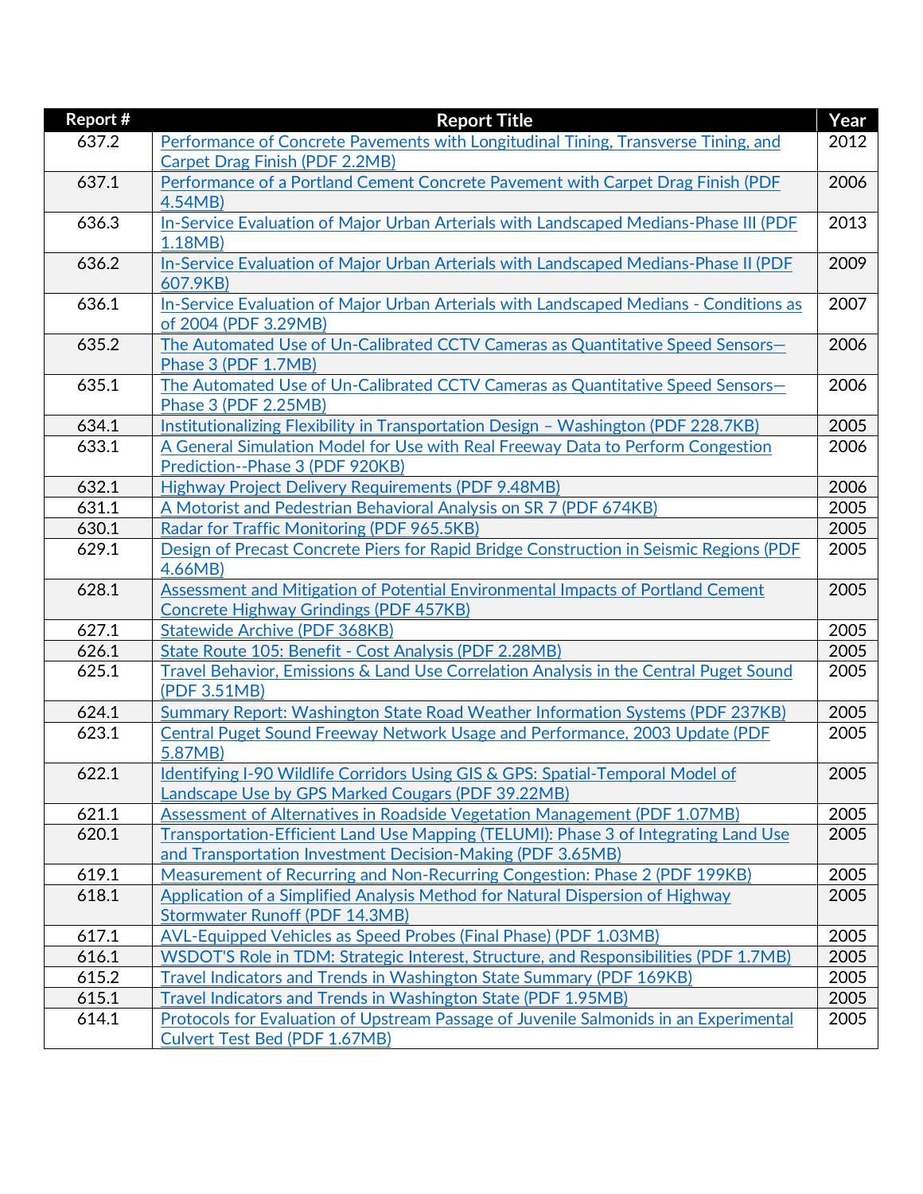| Report # | Report Title | Year |
|---|---|---|
| 637.2 | Performance of Concrete Pavements with Longitudinal Tining, Transverse Tining, and Carpet Drag Finish (PDF 2.2MB) | 2012 |
| 637.1 | Performance of a Portland Cement Concrete Pavement with Carpet Drag Finish (PDF 4.54MB) | 2006 |
| 636.3 | In-Service Evaluation of Major Urban Arterials with Landscaped Medians-Phase III (PDF 1.18MB) | 2013 |
| 636.2 | In-Service Evaluation of Major Urban Arterials with Landscaped Medians-Phase II (PDF 607.9KB) | 2009 |
| 636.1 | In-Service Evaluation of Major Urban Arterials with Landscaped Medians - Conditions as of 2004 (PDF 3.29MB) | 2007 |
| 635.2 | The Automated Use of Un-Calibrated CCTV Cameras as Quantitative Speed Sensors—Phase 3 (PDF 1.7MB) | 2006 |
| 635.1 | The Automated Use of Un-Calibrated CCTV Cameras as Quantitative Speed Sensors—Phase 3 (PDF 2.25MB) | 2006 |
| 634.1 | Institutionalizing Flexibility in Transportation Design – Washington (PDF 228.7KB) | 2005 |
| 633.1 | A General Simulation Model for Use with Real Freeway Data to Perform Congestion Prediction--Phase 3 (PDF 920KB) | 2006 |
| 632.1 | Highway Project Delivery Requirements (PDF 9.48MB) | 2006 |
| 631.1 | A Motorist and Pedestrian Behavioral Analysis on SR 7 (PDF 674KB) | 2005 |
| 630.1 | Radar for Traffic Monitoring (PDF 965.5KB) | 2005 |
| 629.1 | Design of Precast Concrete Piers for Rapid Bridge Construction in Seismic Regions (PDF 4.66MB) | 2005 |
| 628.1 | Assessment and Mitigation of Potential Environmental Impacts of Portland Cement Concrete Highway Grindings (PDF 457KB) | 2005 |
| 627.1 | Statewide Archive (PDF 368KB) | 2005 |
| 626.1 | State Route 105: Benefit - Cost Analysis (PDF 2.28MB) | 2005 |
| 625.1 | Travel Behavior, Emissions & Land Use Correlation Analysis in the Central Puget Sound (PDF 3.51MB) | 2005 |
| 624.1 | Summary Report: Washington State Road Weather Information Systems (PDF 237KB) | 2005 |
| 623.1 | Central Puget Sound Freeway Network Usage and Performance, 2003 Update (PDF 5.87MB) | 2005 |
| 622.1 | Identifying I-90 Wildlife Corridors Using GIS & GPS: Spatial-Temporal Model of Landscape Use by GPS Marked Cougars (PDF 39.22MB) | 2005 |
| 621.1 | Assessment of Alternatives in Roadside Vegetation Management (PDF 1.07MB) | 2005 |
| 620.1 | Transportation-Efficient Land Use Mapping (TELUMI): Phase 3 of Integrating Land Use and Transportation Investment Decision-Making (PDF 3.65MB) | 2005 |
| 619.1 | Measurement of Recurring and Non-Recurring Congestion: Phase 2 (PDF 199KB) | 2005 |
| 618.1 | Application of a Simplified Analysis Method for Natural Dispersion of Highway Stormwater Runoff (PDF 14.3MB) | 2005 |
| 617.1 | AVL-Equipped Vehicles as Speed Probes (Final Phase) (PDF 1.03MB) | 2005 |
| 616.1 | WSDOT'S Role in TDM: Strategic Interest, Structure, and Responsibilities (PDF 1.7MB) | 2005 |
| 615.2 | Travel Indicators and Trends in Washington State Summary (PDF 169KB) | 2005 |
| 615.1 | Travel Indicators and Trends in Washington State (PDF 1.95MB) | 2005 |
| 614.1 | Protocols for Evaluation of Upstream Passage of Juvenile Salmonids in an Experimental Culvert Test Bed (PDF 1.67MB) | 2005 |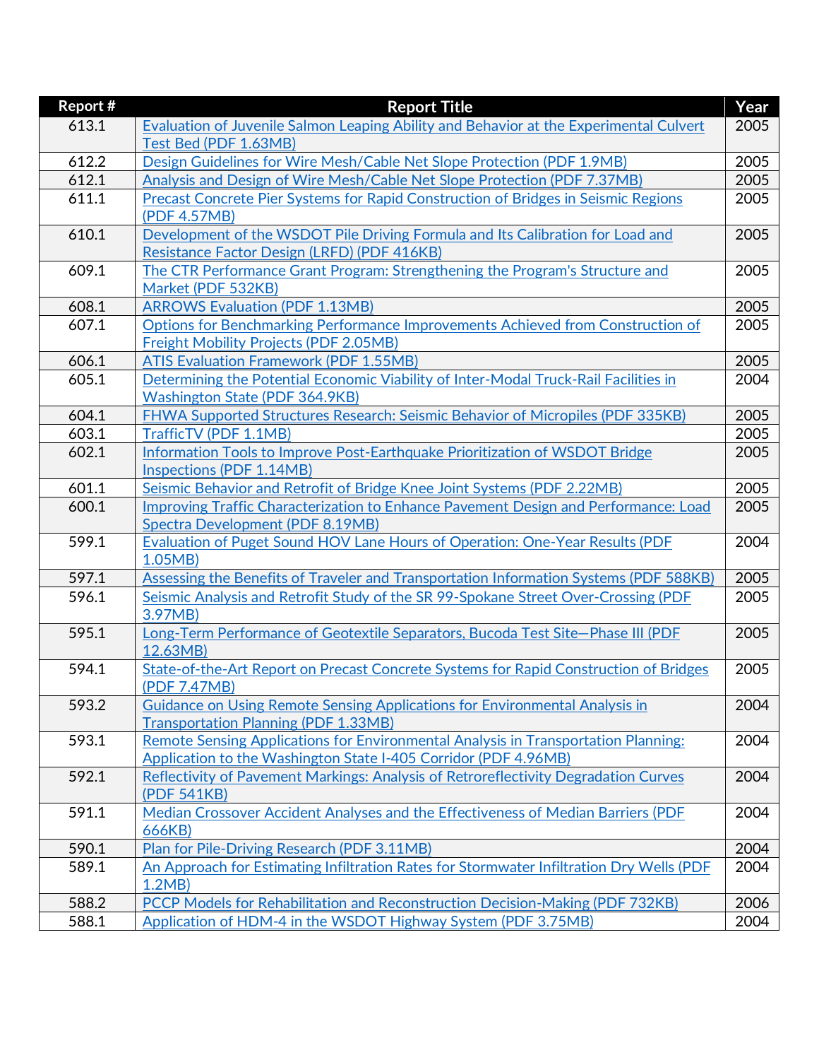| Report # | Report Title | Year |
| --- | --- | --- |
| 613.1 | Evaluation of Juvenile Salmon Leaping Ability and Behavior at the Experimental Culvert Test Bed (PDF 1.63MB) | 2005 |
| 612.2 | Design Guidelines for Wire Mesh/Cable Net Slope Protection (PDF 1.9MB) | 2005 |
| 612.1 | Analysis and Design of Wire Mesh/Cable Net Slope Protection (PDF 7.37MB) | 2005 |
| 611.1 | Precast Concrete Pier Systems for Rapid Construction of Bridges in Seismic Regions (PDF 4.57MB) | 2005 |
| 610.1 | Development of the WSDOT Pile Driving Formula and Its Calibration for Load and Resistance Factor Design (LRFD) (PDF 416KB) | 2005 |
| 609.1 | The CTR Performance Grant Program: Strengthening the Program's Structure and Market (PDF 532KB) | 2005 |
| 608.1 | ARROWS Evaluation (PDF 1.13MB) | 2005 |
| 607.1 | Options for Benchmarking Performance Improvements Achieved from Construction of Freight Mobility Projects (PDF 2.05MB) | 2005 |
| 606.1 | ATIS Evaluation Framework (PDF 1.55MB) | 2005 |
| 605.1 | Determining the Potential Economic Viability of Inter-Modal Truck-Rail Facilities in Washington State (PDF 364.9KB) | 2004 |
| 604.1 | FHWA Supported Structures Research: Seismic Behavior of Micropiles (PDF 335KB) | 2005 |
| 603.1 | TrafficTV (PDF 1.1MB) | 2005 |
| 602.1 | Information Tools to Improve Post-Earthquake Prioritization of WSDOT Bridge Inspections (PDF 1.14MB) | 2005 |
| 601.1 | Seismic Behavior and Retrofit of Bridge Knee Joint Systems (PDF 2.22MB) | 2005 |
| 600.1 | Improving Traffic Characterization to Enhance Pavement Design and Performance: Load Spectra Development (PDF 8.19MB) | 2005 |
| 599.1 | Evaluation of Puget Sound HOV Lane Hours of Operation: One-Year Results (PDF 1.05MB) | 2004 |
| 597.1 | Assessing the Benefits of Traveler and Transportation Information Systems (PDF 588KB) | 2005 |
| 596.1 | Seismic Analysis and Retrofit Study of the SR 99-Spokane Street Over-Crossing (PDF 3.97MB) | 2005 |
| 595.1 | Long-Term Performance of Geotextile Separators, Bucoda Test Site—Phase III (PDF 12.63MB) | 2005 |
| 594.1 | State-of-the-Art Report on Precast Concrete Systems for Rapid Construction of Bridges (PDF 7.47MB) | 2005 |
| 593.2 | Guidance on Using Remote Sensing Applications for Environmental Analysis in Transportation Planning (PDF 1.33MB) | 2004 |
| 593.1 | Remote Sensing Applications for Environmental Analysis in Transportation Planning: Application to the Washington State I-405 Corridor (PDF 4.96MB) | 2004 |
| 592.1 | Reflectivity of Pavement Markings: Analysis of Retroreflectivity Degradation Curves (PDF 541KB) | 2004 |
| 591.1 | Median Crossover Accident Analyses and the Effectiveness of Median Barriers (PDF 666KB) | 2004 |
| 590.1 | Plan for Pile-Driving Research (PDF 3.11MB) | 2004 |
| 589.1 | An Approach for Estimating Infiltration Rates for Stormwater Infiltration Dry Wells (PDF 1.2MB) | 2004 |
| 588.2 | PCCP Models for Rehabilitation and Reconstruction Decision-Making (PDF 732KB) | 2006 |
| 588.1 | Application of HDM-4 in the WSDOT Highway System (PDF 3.75MB) | 2004 |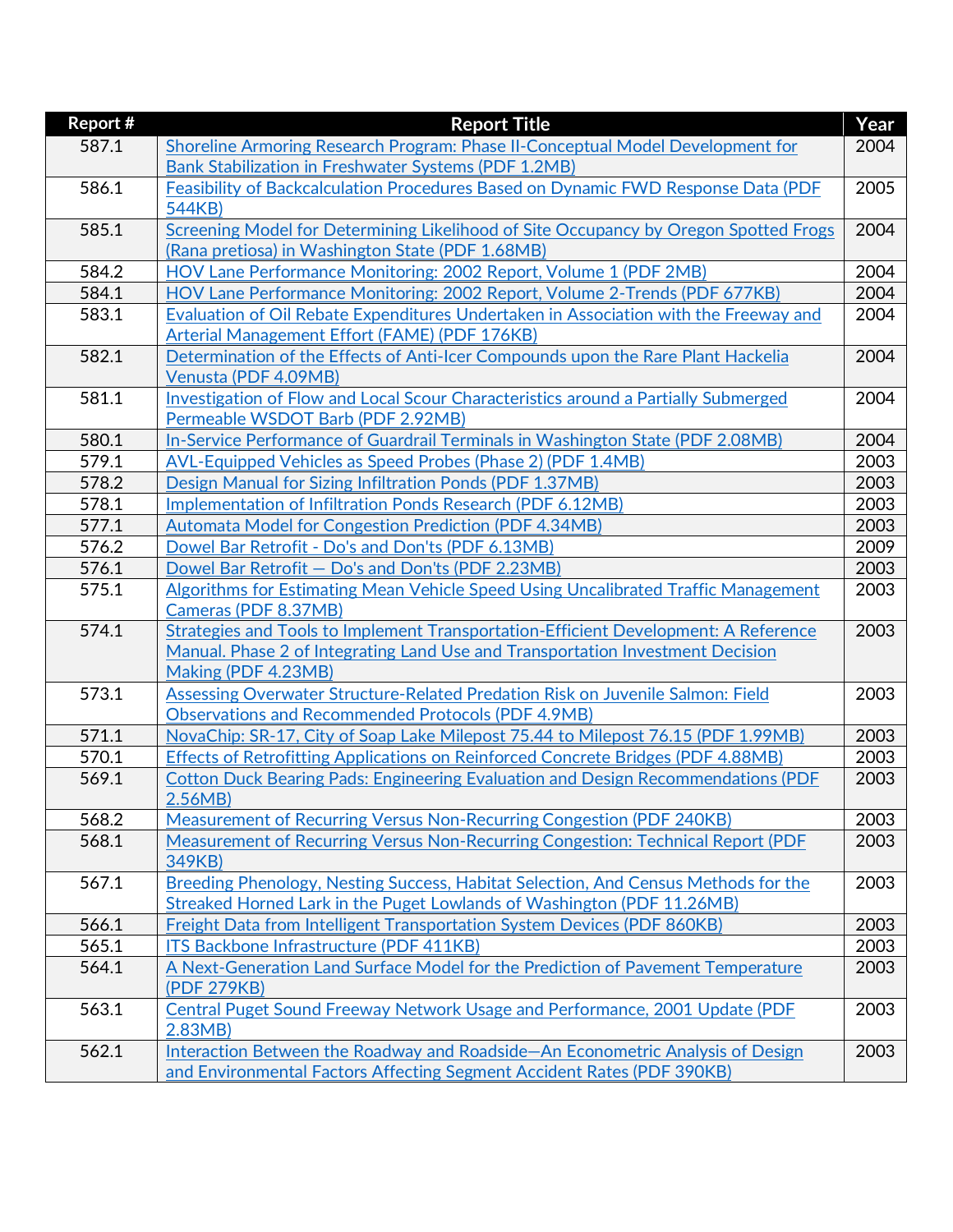| Report # | Report Title | Year |
|---|---|---|
| 587.1 | Shoreline Armoring Research Program: Phase II-Conceptual Model Development for Bank Stabilization in Freshwater Systems (PDF 1.2MB) | 2004 |
| 586.1 | Feasibility of Backcalculation Procedures Based on Dynamic FWD Response Data (PDF 544KB) | 2005 |
| 585.1 | Screening Model for Determining Likelihood of Site Occupancy by Oregon Spotted Frogs (Rana pretiosa) in Washington State (PDF 1.68MB) | 2004 |
| 584.2 | HOV Lane Performance Monitoring: 2002 Report, Volume 1 (PDF 2MB) | 2004 |
| 584.1 | HOV Lane Performance Monitoring: 2002 Report, Volume 2-Trends (PDF 677KB) | 2004 |
| 583.1 | Evaluation of Oil Rebate Expenditures Undertaken in Association with the Freeway and Arterial Management Effort (FAME) (PDF 176KB) | 2004 |
| 582.1 | Determination of the Effects of Anti-Icer Compounds upon the Rare Plant Hackelia Venusta (PDF 4.09MB) | 2004 |
| 581.1 | Investigation of Flow and Local Scour Characteristics around a Partially Submerged Permeable WSDOT Barb (PDF 2.92MB) | 2004 |
| 580.1 | In-Service Performance of Guardrail Terminals in Washington State (PDF 2.08MB) | 2004 |
| 579.1 | AVL-Equipped Vehicles as Speed Probes (Phase 2) (PDF 1.4MB) | 2003 |
| 578.2 | Design Manual for Sizing Infiltration Ponds (PDF 1.37MB) | 2003 |
| 578.1 | Implementation of Infiltration Ponds Research (PDF 6.12MB) | 2003 |
| 577.1 | Automata Model for Congestion Prediction (PDF 4.34MB) | 2003 |
| 576.2 | Dowel Bar Retrofit - Do's and Don'ts (PDF 6.13MB) | 2009 |
| 576.1 | Dowel Bar Retrofit — Do's and Don'ts (PDF 2.23MB) | 2003 |
| 575.1 | Algorithms for Estimating Mean Vehicle Speed Using Uncalibrated Traffic Management Cameras (PDF 8.37MB) | 2003 |
| 574.1 | Strategies and Tools to Implement Transportation-Efficient Development: A Reference Manual. Phase 2 of Integrating Land Use and Transportation Investment Decision Making (PDF 4.23MB) | 2003 |
| 573.1 | Assessing Overwater Structure-Related Predation Risk on Juvenile Salmon: Field Observations and Recommended Protocols (PDF 4.9MB) | 2003 |
| 571.1 | NovaChip: SR-17, City of Soap Lake Milepost 75.44 to Milepost 76.15 (PDF 1.99MB) | 2003 |
| 570.1 | Effects of Retrofitting Applications on Reinforced Concrete Bridges (PDF 4.88MB) | 2003 |
| 569.1 | Cotton Duck Bearing Pads: Engineering Evaluation and Design Recommendations (PDF 2.56MB) | 2003 |
| 568.2 | Measurement of Recurring Versus Non-Recurring Congestion (PDF 240KB) | 2003 |
| 568.1 | Measurement of Recurring Versus Non-Recurring Congestion: Technical Report (PDF 349KB) | 2003 |
| 567.1 | Breeding Phenology, Nesting Success, Habitat Selection, And Census Methods for the Streaked Horned Lark in the Puget Lowlands of Washington (PDF 11.26MB) | 2003 |
| 566.1 | Freight Data from Intelligent Transportation System Devices (PDF 860KB) | 2003 |
| 565.1 | ITS Backbone Infrastructure (PDF 411KB) | 2003 |
| 564.1 | A Next-Generation Land Surface Model for the Prediction of Pavement Temperature (PDF 279KB) | 2003 |
| 563.1 | Central Puget Sound Freeway Network Usage and Performance, 2001 Update (PDF 2.83MB) | 2003 |
| 562.1 | Interaction Between the Roadway and Roadside—An Econometric Analysis of Design and Environmental Factors Affecting Segment Accident Rates (PDF 390KB) | 2003 |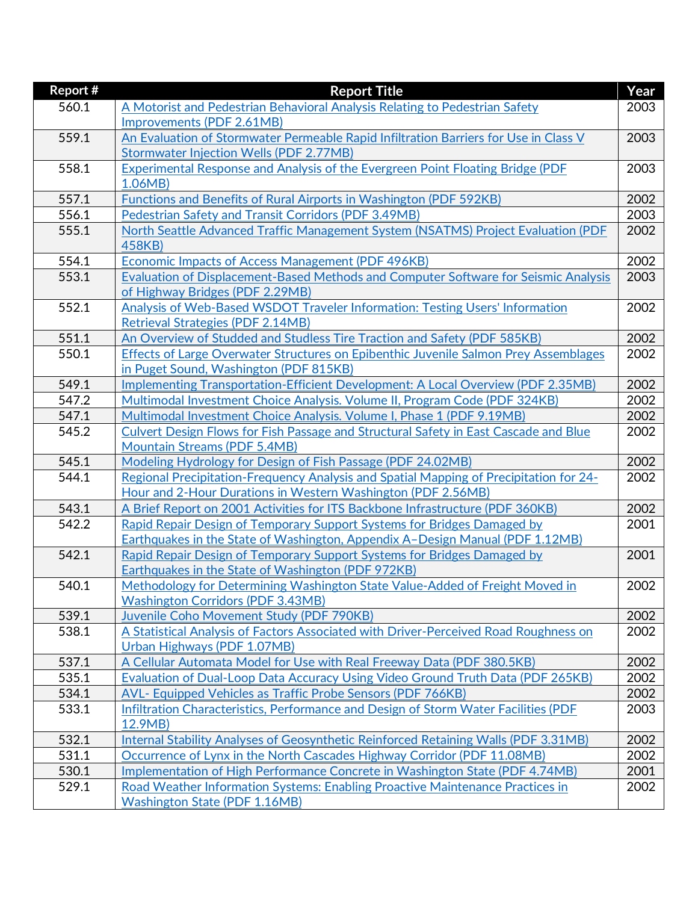| Report # | Report Title | Year |
|---|---|---|
| 560.1 | A Motorist and Pedestrian Behavioral Analysis Relating to Pedestrian Safety Improvements (PDF 2.61MB) | 2003 |
| 559.1 | An Evaluation of Stormwater Permeable Rapid Infiltration Barriers for Use in Class V Stormwater Injection Wells (PDF 2.77MB) | 2003 |
| 558.1 | Experimental Response and Analysis of the Evergreen Point Floating Bridge (PDF 1.06MB) | 2003 |
| 557.1 | Functions and Benefits of Rural Airports in Washington (PDF 592KB) | 2002 |
| 556.1 | Pedestrian Safety and Transit Corridors (PDF 3.49MB) | 2003 |
| 555.1 | North Seattle Advanced Traffic Management System (NSATMS) Project Evaluation (PDF 458KB) | 2002 |
| 554.1 | Economic Impacts of Access Management (PDF 496KB) | 2002 |
| 553.1 | Evaluation of Displacement-Based Methods and Computer Software for Seismic Analysis of Highway Bridges (PDF 2.29MB) | 2003 |
| 552.1 | Analysis of Web-Based WSDOT Traveler Information: Testing Users' Information Retrieval Strategies (PDF 2.14MB) | 2002 |
| 551.1 | An Overview of Studded and Studless Tire Traction and Safety (PDF 585KB) | 2002 |
| 550.1 | Effects of Large Overwater Structures on Epibenthic Juvenile Salmon Prey Assemblages in Puget Sound, Washington (PDF 815KB) | 2002 |
| 549.1 | Implementing Transportation-Efficient Development: A Local Overview (PDF 2.35MB) | 2002 |
| 547.2 | Multimodal Investment Choice Analysis. Volume II, Program Code (PDF 324KB) | 2002 |
| 547.1 | Multimodal Investment Choice Analysis. Volume I, Phase 1 (PDF 9.19MB) | 2002 |
| 545.2 | Culvert Design Flows for Fish Passage and Structural Safety in East Cascade and Blue Mountain Streams (PDF 5.4MB) | 2002 |
| 545.1 | Modeling Hydrology for Design of Fish Passage (PDF 24.02MB) | 2002 |
| 544.1 | Regional Precipitation-Frequency Analysis and Spatial Mapping of Precipitation for 24-Hour and 2-Hour Durations in Western Washington (PDF 2.56MB) | 2002 |
| 543.1 | A Brief Report on 2001 Activities for ITS Backbone Infrastructure (PDF 360KB) | 2002 |
| 542.2 | Rapid Repair Design of Temporary Support Systems for Bridges Damaged by Earthquakes in the State of Washington, Appendix A–Design Manual (PDF 1.12MB) | 2001 |
| 542.1 | Rapid Repair Design of Temporary Support Systems for Bridges Damaged by Earthquakes in the State of Washington (PDF 972KB) | 2001 |
| 540.1 | Methodology for Determining Washington State Value-Added of Freight Moved in Washington Corridors (PDF 3.43MB) | 2002 |
| 539.1 | Juvenile Coho Movement Study (PDF 790KB) | 2002 |
| 538.1 | A Statistical Analysis of Factors Associated with Driver-Perceived Road Roughness on Urban Highways (PDF 1.07MB) | 2002 |
| 537.1 | A Cellular Automata Model for Use with Real Freeway Data (PDF 380.5KB) | 2002 |
| 535.1 | Evaluation of Dual-Loop Data Accuracy Using Video Ground Truth Data (PDF 265KB) | 2002 |
| 534.1 | AVL- Equipped Vehicles as Traffic Probe Sensors (PDF 766KB) | 2002 |
| 533.1 | Infiltration Characteristics, Performance and Design of Storm Water Facilities (PDF 12.9MB) | 2003 |
| 532.1 | Internal Stability Analyses of Geosynthetic Reinforced Retaining Walls (PDF 3.31MB) | 2002 |
| 531.1 | Occurrence of Lynx in the North Cascades Highway Corridor (PDF 11.08MB) | 2002 |
| 530.1 | Implementation of High Performance Concrete in Washington State (PDF 4.74MB) | 2001 |
| 529.1 | Road Weather Information Systems: Enabling Proactive Maintenance Practices in Washington State (PDF 1.16MB) | 2002 |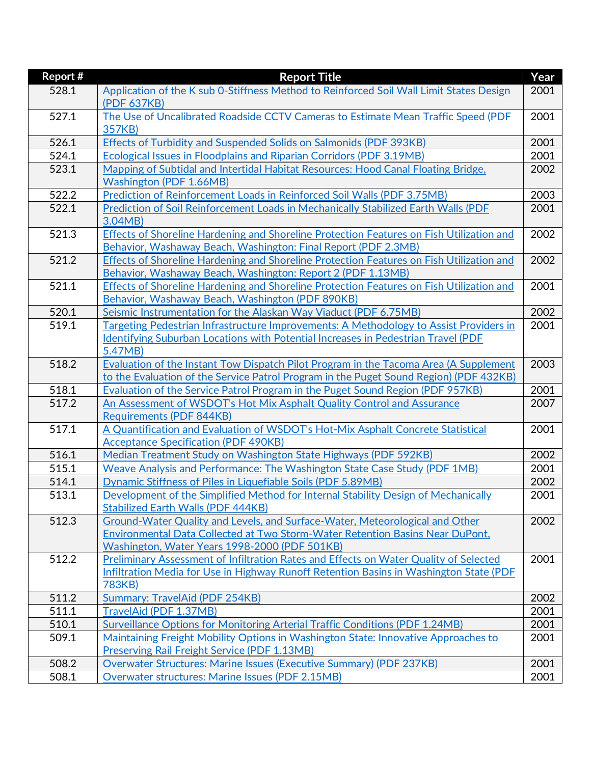| Report # | Report Title | Year |
|---|---|---|
| 528.1 | Application of the K sub 0-Stiffness Method to Reinforced Soil Wall Limit States Design (PDF 637KB) | 2001 |
| 527.1 | The Use of Uncalibrated Roadside CCTV Cameras to Estimate Mean Traffic Speed (PDF 357KB) | 2001 |
| 526.1 | Effects of Turbidity and Suspended Solids on Salmonids (PDF 393KB) | 2001 |
| 524.1 | Ecological Issues in Floodplains and Riparian Corridors (PDF 3.19MB) | 2001 |
| 523.1 | Mapping of Subtidal and Intertidal Habitat Resources: Hood Canal Floating Bridge, Washington (PDF 1.66MB) | 2002 |
| 522.2 | Prediction of Reinforcement Loads in Reinforced Soil Walls (PDF 3.75MB) | 2003 |
| 522.1 | Prediction of Soil Reinforcement Loads in Mechanically Stabilized Earth Walls (PDF 3.04MB) | 2001 |
| 521.3 | Effects of Shoreline Hardening and Shoreline Protection Features on Fish Utilization and Behavior, Washaway Beach, Washington: Final Report (PDF 2.3MB) | 2002 |
| 521.2 | Effects of Shoreline Hardening and Shoreline Protection Features on Fish Utilization and Behavior, Washaway Beach, Washington: Report 2 (PDF 1.13MB) | 2002 |
| 521.1 | Effects of Shoreline Hardening and Shoreline Protection Features on Fish Utilization and Behavior, Washaway Beach, Washington (PDF 890KB) | 2001 |
| 520.1 | Seismic Instrumentation for the Alaskan Way Viaduct (PDF 6.75MB) | 2002 |
| 519.1 | Targeting Pedestrian Infrastructure Improvements: A Methodology to Assist Providers in Identifying Suburban Locations with Potential Increases in Pedestrian Travel (PDF 5.47MB) | 2001 |
| 518.2 | Evaluation of the Instant Tow Dispatch Pilot Program in the Tacoma Area (A Supplement to the Evaluation of the Service Patrol Program in the Puget Sound Region) (PDF 432KB) | 2003 |
| 518.1 | Evaluation of the Service Patrol Program in the Puget Sound Region (PDF 957KB) | 2001 |
| 517.2 | An Assessment of WSDOT's Hot Mix Asphalt Quality Control and Assurance Requirements (PDF 844KB) | 2007 |
| 517.1 | A Quantification and Evaluation of WSDOT's Hot-Mix Asphalt Concrete Statistical Acceptance Specification (PDF 490KB) | 2001 |
| 516.1 | Median Treatment Study on Washington State Highways (PDF 592KB) | 2002 |
| 515.1 | Weave Analysis and Performance: The Washington State Case Study (PDF 1MB) | 2001 |
| 514.1 | Dynamic Stiffness of Piles in Liquefiable Soils (PDF 5.89MB) | 2002 |
| 513.1 | Development of the Simplified Method for Internal Stability Design of Mechanically Stabilized Earth Walls (PDF 444KB) | 2001 |
| 512.3 | Ground-Water Quality and Levels, and Surface-Water, Meteorological and Other Environmental Data Collected at Two Storm-Water Retention Basins Near DuPont, Washington, Water Years 1998-2000 (PDF 501KB) | 2002 |
| 512.2 | Preliminary Assessment of Infiltration Rates and Effects on Water Quality of Selected Infiltration Media for Use in Highway Runoff Retention Basins in Washington State (PDF 783KB) | 2001 |
| 511.2 | Summary: TravelAid (PDF 254KB) | 2002 |
| 511.1 | TravelAid (PDF 1.37MB) | 2001 |
| 510.1 | Surveillance Options for Monitoring Arterial Traffic Conditions (PDF 1.24MB) | 2001 |
| 509.1 | Maintaining Freight Mobility Options in Washington State: Innovative Approaches to Preserving Rail Freight Service (PDF 1.13MB) | 2001 |
| 508.2 | Overwater Structures: Marine Issues (Executive Summary) (PDF 237KB) | 2001 |
| 508.1 | Overwater structures: Marine Issues (PDF 2.15MB) | 2001 |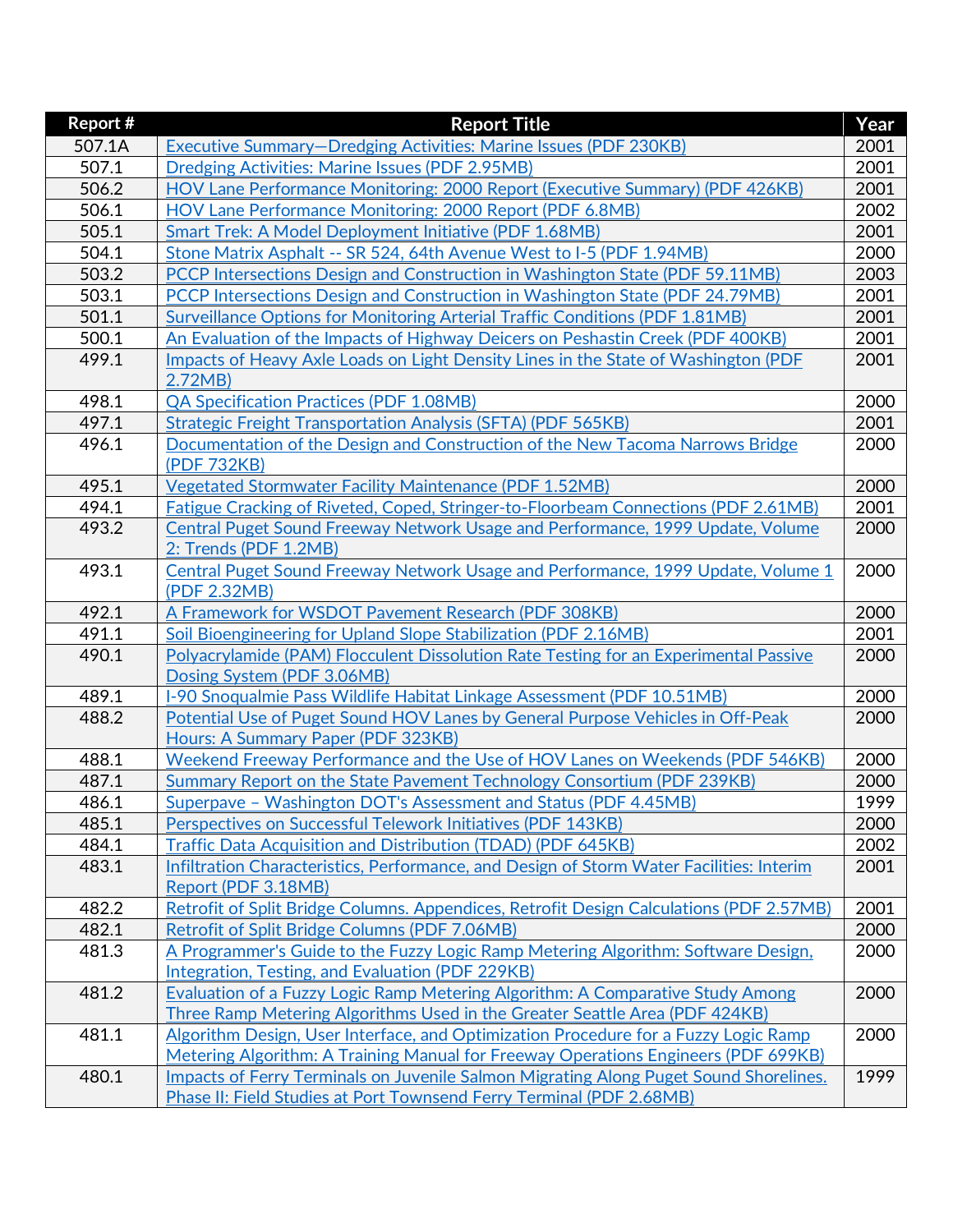| Report # | Report Title | Year |
|---|---|---|
| 507.1A | Executive Summary—Dredging Activities: Marine Issues (PDF 230KB) | 2001 |
| 507.1 | Dredging Activities: Marine Issues (PDF 2.95MB) | 2001 |
| 506.2 | HOV Lane Performance Monitoring: 2000 Report (Executive Summary) (PDF 426KB) | 2001 |
| 506.1 | HOV Lane Performance Monitoring: 2000 Report (PDF 6.8MB) | 2002 |
| 505.1 | Smart Trek: A Model Deployment Initiative (PDF 1.68MB) | 2001 |
| 504.1 | Stone Matrix Asphalt -- SR 524, 64th Avenue West to I-5 (PDF 1.94MB) | 2000 |
| 503.2 | PCCP Intersections Design and Construction in Washington State (PDF 59.11MB) | 2003 |
| 503.1 | PCCP Intersections Design and Construction in Washington State (PDF 24.79MB) | 2001 |
| 501.1 | Surveillance Options for Monitoring Arterial Traffic Conditions (PDF 1.81MB) | 2001 |
| 500.1 | An Evaluation of the Impacts of Highway Deicers on Peshastin Creek (PDF 400KB) | 2001 |
| 499.1 | Impacts of Heavy Axle Loads on Light Density Lines in the State of Washington (PDF 2.72MB) | 2001 |
| 498.1 | QA Specification Practices (PDF 1.08MB) | 2000 |
| 497.1 | Strategic Freight Transportation Analysis (SFTA) (PDF 565KB) | 2001 |
| 496.1 | Documentation of the Design and Construction of the New Tacoma Narrows Bridge (PDF 732KB) | 2000 |
| 495.1 | Vegetated Stormwater Facility Maintenance (PDF 1.52MB) | 2000 |
| 494.1 | Fatigue Cracking of Riveted, Coped, Stringer-to-Floorbeam Connections (PDF 2.61MB) | 2001 |
| 493.2 | Central Puget Sound Freeway Network Usage and Performance, 1999 Update, Volume 2: Trends (PDF 1.2MB) | 2000 |
| 493.1 | Central Puget Sound Freeway Network Usage and Performance, 1999 Update, Volume 1 (PDF 2.32MB) | 2000 |
| 492.1 | A Framework for WSDOT Pavement Research (PDF 308KB) | 2000 |
| 491.1 | Soil Bioengineering for Upland Slope Stabilization (PDF 2.16MB) | 2001 |
| 490.1 | Polyacrylamide (PAM) Flocculent Dissolution Rate Testing for an Experimental Passive Dosing System (PDF 3.06MB) | 2000 |
| 489.1 | I-90 Snoqualmie Pass Wildlife Habitat Linkage Assessment (PDF 10.51MB) | 2000 |
| 488.2 | Potential Use of Puget Sound HOV Lanes by General Purpose Vehicles in Off-Peak Hours: A Summary Paper (PDF 323KB) | 2000 |
| 488.1 | Weekend Freeway Performance and the Use of HOV Lanes on Weekends (PDF 546KB) | 2000 |
| 487.1 | Summary Report on the State Pavement Technology Consortium (PDF 239KB) | 2000 |
| 486.1 | Superpave – Washington DOT's Assessment and Status (PDF 4.45MB) | 1999 |
| 485.1 | Perspectives on Successful Telework Initiatives (PDF 143KB) | 2000 |
| 484.1 | Traffic Data Acquisition and Distribution (TDAD) (PDF 645KB) | 2002 |
| 483.1 | Infiltration Characteristics, Performance, and Design of Storm Water Facilities: Interim Report (PDF 3.18MB) | 2001 |
| 482.2 | Retrofit of Split Bridge Columns. Appendices, Retrofit Design Calculations (PDF 2.57MB) | 2001 |
| 482.1 | Retrofit of Split Bridge Columns (PDF 7.06MB) | 2000 |
| 481.3 | A Programmer's Guide to the Fuzzy Logic Ramp Metering Algorithm: Software Design, Integration, Testing, and Evaluation (PDF 229KB) | 2000 |
| 481.2 | Evaluation of a Fuzzy Logic Ramp Metering Algorithm: A Comparative Study Among Three Ramp Metering Algorithms Used in the Greater Seattle Area (PDF 424KB) | 2000 |
| 481.1 | Algorithm Design, User Interface, and Optimization Procedure for a Fuzzy Logic Ramp Metering Algorithm: A Training Manual for Freeway Operations Engineers (PDF 699KB) | 2000 |
| 480.1 | Impacts of Ferry Terminals on Juvenile Salmon Migrating Along Puget Sound Shorelines. Phase II: Field Studies at Port Townsend Ferry Terminal (PDF 2.68MB) | 1999 |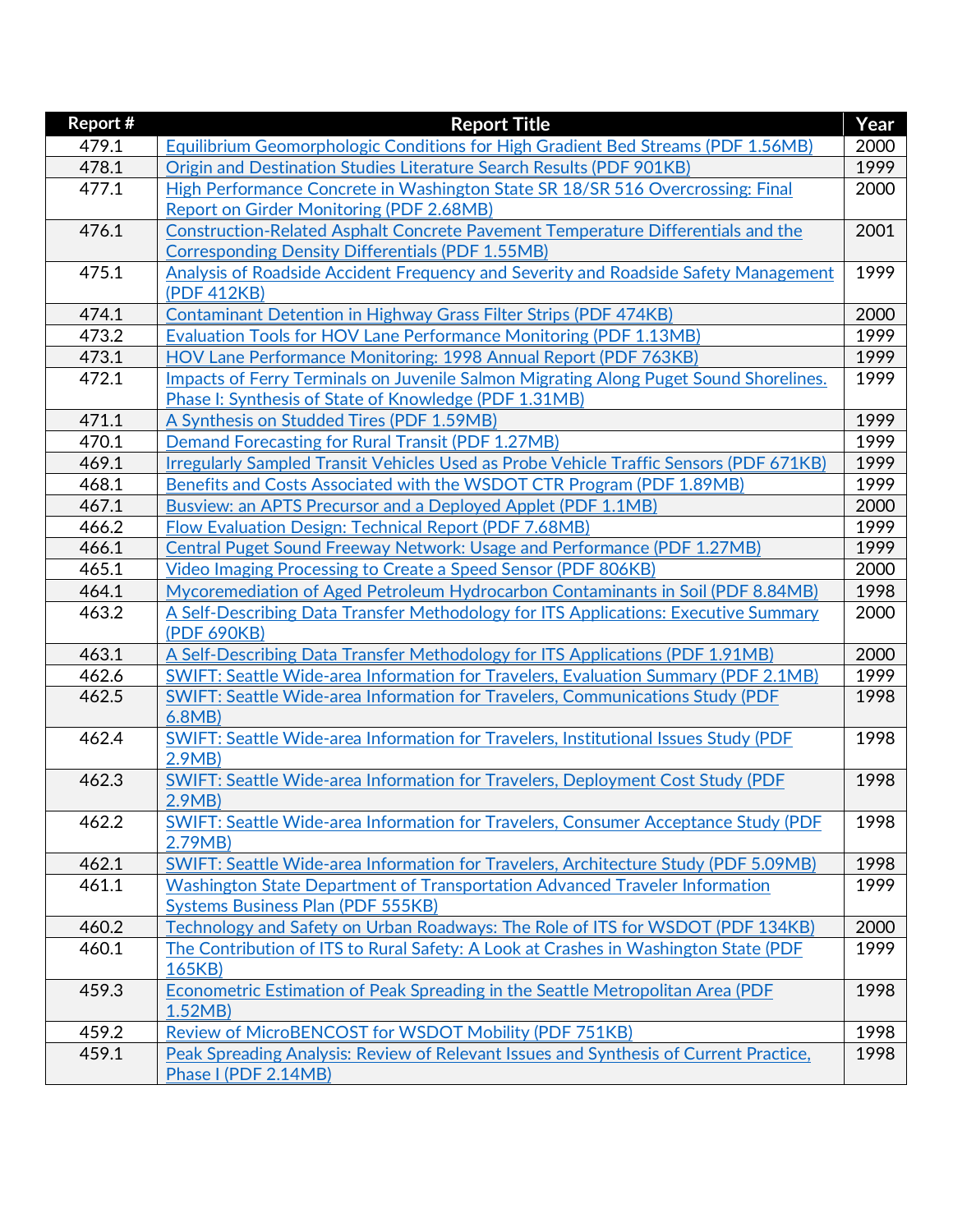| Report # | Report Title | Year |
|---|---|---|
| 479.1 | Equilibrium Geomorphologic Conditions for High Gradient Bed Streams (PDF 1.56MB) | 2000 |
| 478.1 | Origin and Destination Studies Literature Search Results (PDF 901KB) | 1999 |
| 477.1 | High Performance Concrete in Washington State SR 18/SR 516 Overcrossing: Final Report on Girder Monitoring (PDF 2.68MB) | 2000 |
| 476.1 | Construction-Related Asphalt Concrete Pavement Temperature Differentials and the Corresponding Density Differentials (PDF 1.55MB) | 2001 |
| 475.1 | Analysis of Roadside Accident Frequency and Severity and Roadside Safety Management (PDF 412KB) | 1999 |
| 474.1 | Contaminant Detention in Highway Grass Filter Strips (PDF 474KB) | 2000 |
| 473.2 | Evaluation Tools for HOV Lane Performance Monitoring (PDF 1.13MB) | 1999 |
| 473.1 | HOV Lane Performance Monitoring: 1998 Annual Report (PDF 763KB) | 1999 |
| 472.1 | Impacts of Ferry Terminals on Juvenile Salmon Migrating Along Puget Sound Shorelines. Phase I: Synthesis of State of Knowledge (PDF 1.31MB) | 1999 |
| 471.1 | A Synthesis on Studded Tires (PDF 1.59MB) | 1999 |
| 470.1 | Demand Forecasting for Rural Transit (PDF 1.27MB) | 1999 |
| 469.1 | Irregularly Sampled Transit Vehicles Used as Probe Vehicle Traffic Sensors (PDF 671KB) | 1999 |
| 468.1 | Benefits and Costs Associated with the WSDOT CTR Program (PDF 1.89MB) | 1999 |
| 467.1 | Busview: an APTS Precursor and a Deployed Applet (PDF 1.1MB) | 2000 |
| 466.2 | Flow Evaluation Design: Technical Report (PDF 7.68MB) | 1999 |
| 466.1 | Central Puget Sound Freeway Network: Usage and Performance (PDF 1.27MB) | 1999 |
| 465.1 | Video Imaging Processing to Create a Speed Sensor (PDF 806KB) | 2000 |
| 464.1 | Mycoremediation of Aged Petroleum Hydrocarbon Contaminants in Soil (PDF 8.84MB) | 1998 |
| 463.2 | A Self-Describing Data Transfer Methodology for ITS Applications: Executive Summary (PDF 690KB) | 2000 |
| 463.1 | A Self-Describing Data Transfer Methodology for ITS Applications (PDF 1.91MB) | 2000 |
| 462.6 | SWIFT: Seattle Wide-area Information for Travelers, Evaluation Summary (PDF 2.1MB) | 1999 |
| 462.5 | SWIFT: Seattle Wide-area Information for Travelers, Communications Study (PDF 6.8MB) | 1998 |
| 462.4 | SWIFT: Seattle Wide-area Information for Travelers, Institutional Issues Study (PDF 2.9MB) | 1998 |
| 462.3 | SWIFT: Seattle Wide-area Information for Travelers, Deployment Cost Study (PDF 2.9MB) | 1998 |
| 462.2 | SWIFT: Seattle Wide-area Information for Travelers, Consumer Acceptance Study (PDF 2.79MB) | 1998 |
| 462.1 | SWIFT: Seattle Wide-area Information for Travelers, Architecture Study (PDF 5.09MB) | 1998 |
| 461.1 | Washington State Department of Transportation Advanced Traveler Information Systems Business Plan (PDF 555KB) | 1999 |
| 460.2 | Technology and Safety on Urban Roadways: The Role of ITS for WSDOT (PDF 134KB) | 2000 |
| 460.1 | The Contribution of ITS to Rural Safety: A Look at Crashes in Washington State (PDF 165KB) | 1999 |
| 459.3 | Econometric Estimation of Peak Spreading in the Seattle Metropolitan Area (PDF 1.52MB) | 1998 |
| 459.2 | Review of MicroBENCOST for WSDOT Mobility (PDF 751KB) | 1998 |
| 459.1 | Peak Spreading Analysis: Review of Relevant Issues and Synthesis of Current Practice, Phase I (PDF 2.14MB) | 1998 |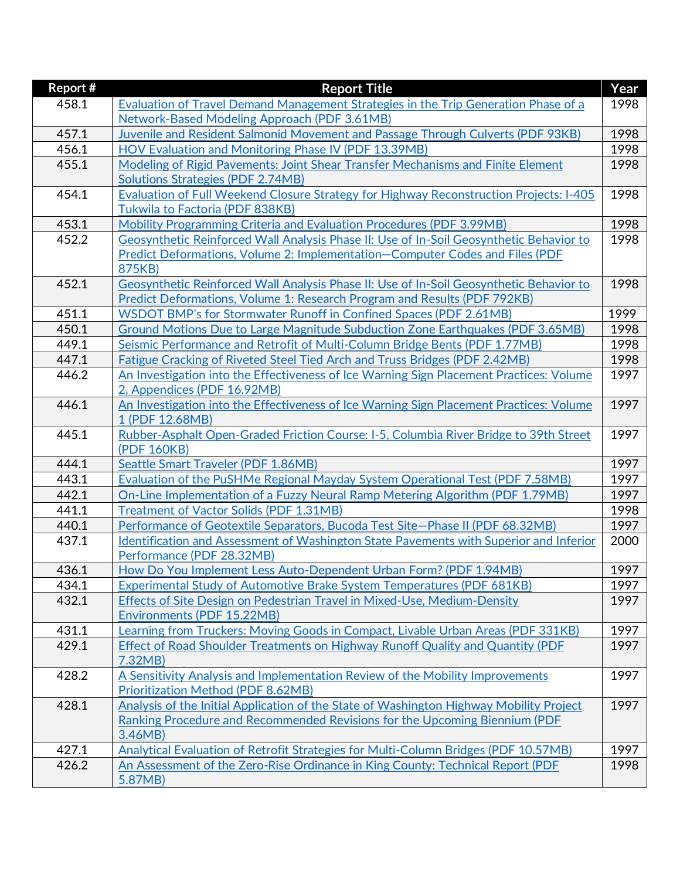| Report # | Report Title | Year |
|---|---|---|
| 458.1 | Evaluation of Travel Demand Management Strategies in the Trip Generation Phase of a Network-Based Modeling Approach (PDF 3.61MB) | 1998 |
| 457.1 | Juvenile and Resident Salmonid Movement and Passage Through Culverts (PDF 93KB) | 1998 |
| 456.1 | HOV Evaluation and Monitoring Phase IV (PDF 13.39MB) | 1998 |
| 455.1 | Modeling of Rigid Pavements: Joint Shear Transfer Mechanisms and Finite Element Solutions Strategies (PDF 2.74MB) | 1998 |
| 454.1 | Evaluation of Full Weekend Closure Strategy for Highway Reconstruction Projects: I-405 Tukwila to Factoria (PDF 838KB) | 1998 |
| 453.1 | Mobility Programming Criteria and Evaluation Procedures (PDF 3.99MB) | 1998 |
| 452.2 | Geosynthetic Reinforced Wall Analysis Phase II: Use of In-Soil Geosynthetic Behavior to Predict Deformations, Volume 2: Implementation—Computer Codes and Files (PDF 875KB) | 1998 |
| 452.1 | Geosynthetic Reinforced Wall Analysis Phase II: Use of In-Soil Geosynthetic Behavior to Predict Deformations, Volume 1: Research Program and Results (PDF 792KB) | 1998 |
| 451.1 | WSDOT BMP's for Stormwater Runoff in Confined Spaces (PDF 2.61MB) | 1999 |
| 450.1 | Ground Motions Due to Large Magnitude Subduction Zone Earthquakes (PDF 3.65MB) | 1998 |
| 449.1 | Seismic Performance and Retrofit of Multi-Column Bridge Bents (PDF 1.77MB) | 1998 |
| 447.1 | Fatigue Cracking of Riveted Steel Tied Arch and Truss Bridges (PDF 2.42MB) | 1998 |
| 446.2 | An Investigation into the Effectiveness of Ice Warning Sign Placement Practices: Volume 2, Appendices (PDF 16.92MB) | 1997 |
| 446.1 | An Investigation into the Effectiveness of Ice Warning Sign Placement Practices: Volume 1 (PDF 12.68MB) | 1997 |
| 445.1 | Rubber-Asphalt Open-Graded Friction Course: I-5, Columbia River Bridge to 39th Street (PDF 160KB) | 1997 |
| 444.1 | Seattle Smart Traveler (PDF 1.86MB) | 1997 |
| 443.1 | Evaluation of the PuSHMe Regional Mayday System Operational Test (PDF 7.58MB) | 1997 |
| 442.1 | On-Line Implementation of a Fuzzy Neural Ramp Metering Algorithm (PDF 1.79MB) | 1997 |
| 441.1 | Treatment of Vactor Solids (PDF 1.31MB) | 1998 |
| 440.1 | Performance of Geotextile Separators, Bucoda Test Site—Phase II (PDF 68.32MB) | 1997 |
| 437.1 | Identification and Assessment of Washington State Pavements with Superior and Inferior Performance (PDF 28.32MB) | 2000 |
| 436.1 | How Do You Implement Less Auto-Dependent Urban Form? (PDF 1.94MB) | 1997 |
| 434.1 | Experimental Study of Automotive Brake System Temperatures (PDF 681KB) | 1997 |
| 432.1 | Effects of Site Design on Pedestrian Travel in Mixed-Use, Medium-Density Environments (PDF 15.22MB) | 1997 |
| 431.1 | Learning from Truckers: Moving Goods in Compact, Livable Urban Areas (PDF 331KB) | 1997 |
| 429.1 | Effect of Road Shoulder Treatments on Highway Runoff Quality and Quantity (PDF 7.32MB) | 1997 |
| 428.2 | A Sensitivity Analysis and Implementation Review of the Mobility Improvements Prioritization Method (PDF 8.62MB) | 1997 |
| 428.1 | Analysis of the Initial Application of the State of Washington Highway Mobility Project Ranking Procedure and Recommended Revisions for the Upcoming Biennium (PDF 3.46MB) | 1997 |
| 427.1 | Analytical Evaluation of Retrofit Strategies for Multi-Column Bridges (PDF 10.57MB) | 1997 |
| 426.2 | An Assessment of the Zero-Rise Ordinance in King County: Technical Report (PDF 5.87MB) | 1998 |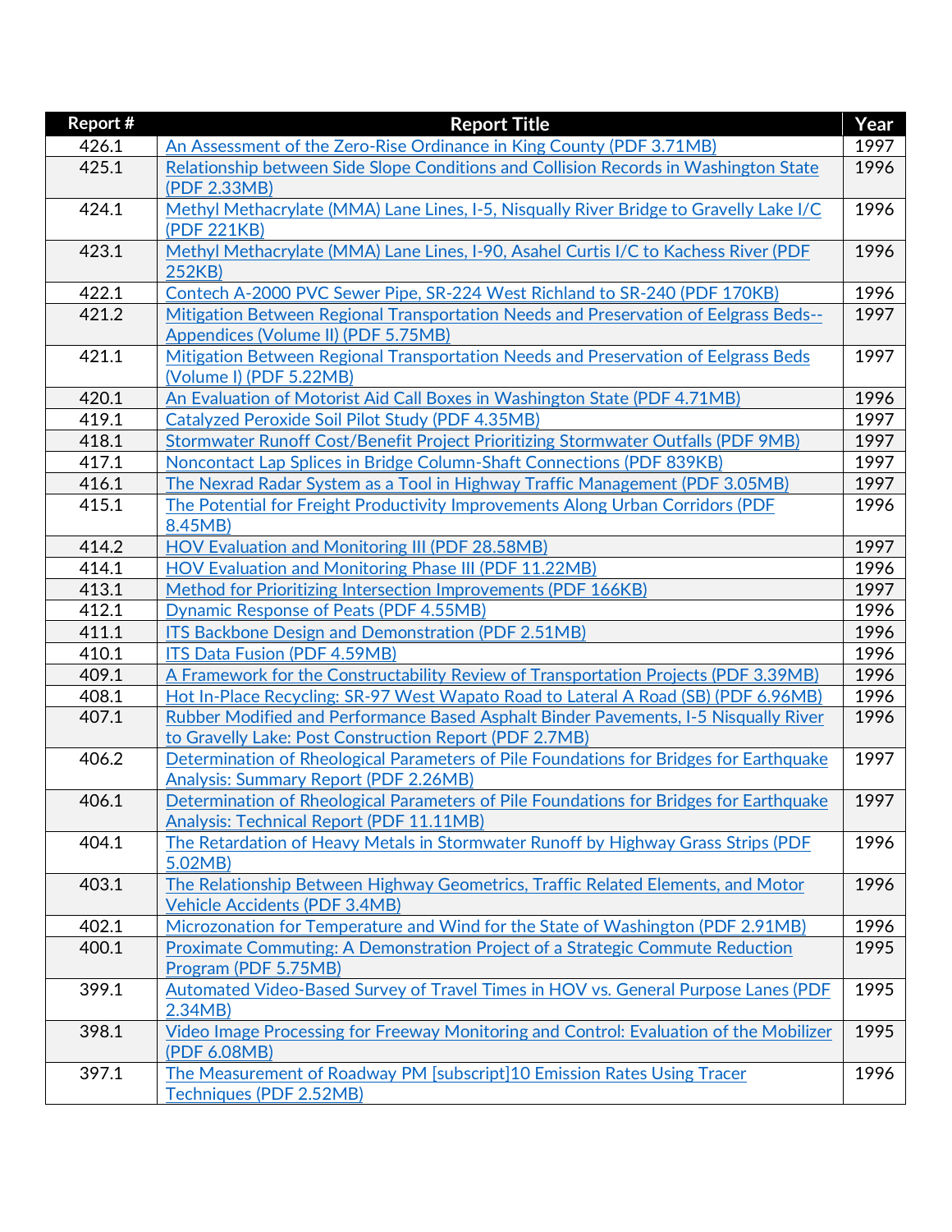| Report # | Report Title | Year |
| --- | --- | --- |
| 426.1 | An Assessment of the Zero-Rise Ordinance in King County (PDF 3.71MB) | 1997 |
| 425.1 | Relationship between Side Slope Conditions and Collision Records in Washington State (PDF 2.33MB) | 1996 |
| 424.1 | Methyl Methacrylate (MMA) Lane Lines, I-5, Nisqually River Bridge to Gravelly Lake I/C (PDF 221KB) | 1996 |
| 423.1 | Methyl Methacrylate (MMA) Lane Lines, I-90, Asahel Curtis I/C to Kachess River (PDF 252KB) | 1996 |
| 422.1 | Contech A-2000 PVC Sewer Pipe, SR-224 West Richland to SR-240 (PDF 170KB) | 1996 |
| 421.2 | Mitigation Between Regional Transportation Needs and Preservation of Eelgrass Beds--Appendices (Volume II) (PDF 5.75MB) | 1997 |
| 421.1 | Mitigation Between Regional Transportation Needs and Preservation of Eelgrass Beds (Volume I) (PDF 5.22MB) | 1997 |
| 420.1 | An Evaluation of Motorist Aid Call Boxes in Washington State (PDF 4.71MB) | 1996 |
| 419.1 | Catalyzed Peroxide Soil Pilot Study (PDF 4.35MB) | 1997 |
| 418.1 | Stormwater Runoff Cost/Benefit Project Prioritizing Stormwater Outfalls (PDF 9MB) | 1997 |
| 417.1 | Noncontact Lap Splices in Bridge Column-Shaft Connections (PDF 839KB) | 1997 |
| 416.1 | The Nexrad Radar System as a Tool in Highway Traffic Management (PDF 3.05MB) | 1997 |
| 415.1 | The Potential for Freight Productivity Improvements Along Urban Corridors (PDF 8.45MB) | 1996 |
| 414.2 | HOV Evaluation and Monitoring III (PDF 28.58MB) | 1997 |
| 414.1 | HOV Evaluation and Monitoring Phase III (PDF 11.22MB) | 1996 |
| 413.1 | Method for Prioritizing Intersection Improvements (PDF 166KB) | 1997 |
| 412.1 | Dynamic Response of Peats (PDF 4.55MB) | 1996 |
| 411.1 | ITS Backbone Design and Demonstration (PDF 2.51MB) | 1996 |
| 410.1 | ITS Data Fusion (PDF 4.59MB) | 1996 |
| 409.1 | A Framework for the Constructability Review of Transportation Projects (PDF 3.39MB) | 1996 |
| 408.1 | Hot In-Place Recycling: SR-97 West Wapato Road to Lateral A Road (SB) (PDF 6.96MB) | 1996 |
| 407.1 | Rubber Modified and Performance Based Asphalt Binder Pavements, I-5 Nisqually River to Gravelly Lake: Post Construction Report (PDF 2.7MB) | 1996 |
| 406.2 | Determination of Rheological Parameters of Pile Foundations for Bridges for Earthquake Analysis: Summary Report (PDF 2.26MB) | 1997 |
| 406.1 | Determination of Rheological Parameters of Pile Foundations for Bridges for Earthquake Analysis: Technical Report (PDF 11.11MB) | 1997 |
| 404.1 | The Retardation of Heavy Metals in Stormwater Runoff by Highway Grass Strips (PDF 5.02MB) | 1996 |
| 403.1 | The Relationship Between Highway Geometrics, Traffic Related Elements, and Motor Vehicle Accidents (PDF 3.4MB) | 1996 |
| 402.1 | Microzonation for Temperature and Wind for the State of Washington (PDF 2.91MB) | 1996 |
| 400.1 | Proximate Commuting: A Demonstration Project of a Strategic Commute Reduction Program (PDF 5.75MB) | 1995 |
| 399.1 | Automated Video-Based Survey of Travel Times in HOV vs. General Purpose Lanes (PDF 2.34MB) | 1995 |
| 398.1 | Video Image Processing for Freeway Monitoring and Control: Evaluation of the Mobilizer (PDF 6.08MB) | 1995 |
| 397.1 | The Measurement of Roadway PM [subscript]10 Emission Rates Using Tracer Techniques (PDF 2.52MB) | 1996 |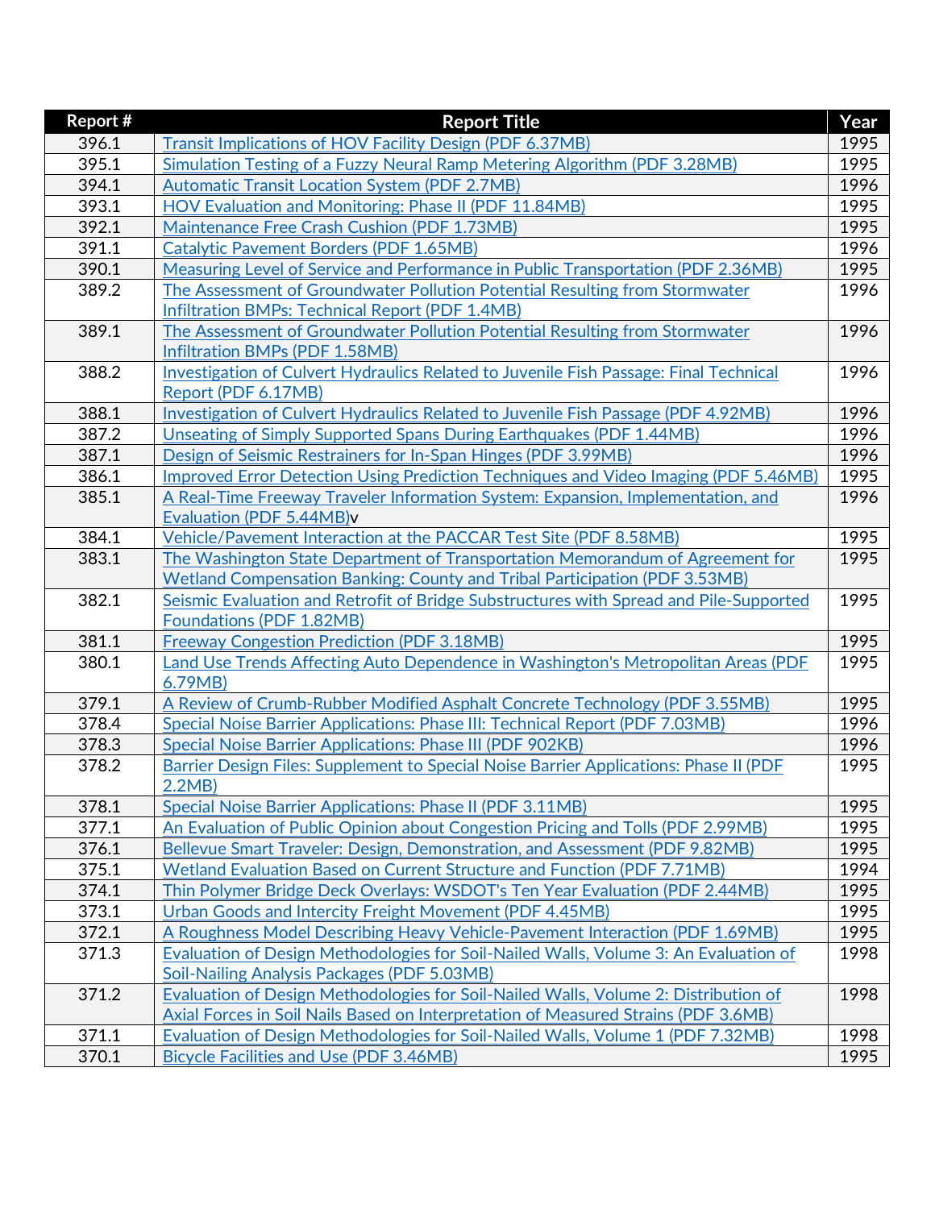| Report # | Report Title | Year |
|---|---|---|
| 396.1 | Transit Implications of HOV Facility Design (PDF 6.37MB) | 1995 |
| 395.1 | Simulation Testing of a Fuzzy Neural Ramp Metering Algorithm (PDF 3.28MB) | 1995 |
| 394.1 | Automatic Transit Location System (PDF 2.7MB) | 1996 |
| 393.1 | HOV Evaluation and Monitoring: Phase II (PDF 11.84MB) | 1995 |
| 392.1 | Maintenance Free Crash Cushion (PDF 1.73MB) | 1995 |
| 391.1 | Catalytic Pavement Borders (PDF 1.65MB) | 1996 |
| 390.1 | Measuring Level of Service and Performance in Public Transportation (PDF 2.36MB) | 1995 |
| 389.2 | The Assessment of Groundwater Pollution Potential Resulting from Stormwater Infiltration BMPs: Technical Report (PDF 1.4MB) | 1996 |
| 389.1 | The Assessment of Groundwater Pollution Potential Resulting from Stormwater Infiltration BMPs (PDF 1.58MB) | 1996 |
| 388.2 | Investigation of Culvert Hydraulics Related to Juvenile Fish Passage: Final Technical Report (PDF 6.17MB) | 1996 |
| 388.1 | Investigation of Culvert Hydraulics Related to Juvenile Fish Passage (PDF 4.92MB) | 1996 |
| 387.2 | Unseating of Simply Supported Spans During Earthquakes (PDF 1.44MB) | 1996 |
| 387.1 | Design of Seismic Restrainers for In-Span Hinges (PDF 3.99MB) | 1996 |
| 386.1 | Improved Error Detection Using Prediction Techniques and Video Imaging (PDF 5.46MB) | 1995 |
| 385.1 | A Real-Time Freeway Traveler Information System: Expansion, Implementation, and Evaluation (PDF 5.44MB)v | 1996 |
| 384.1 | Vehicle/Pavement Interaction at the PACCAR Test Site (PDF 8.58MB) | 1995 |
| 383.1 | The Washington State Department of Transportation Memorandum of Agreement for Wetland Compensation Banking: County and Tribal Participation (PDF 3.53MB) | 1995 |
| 382.1 | Seismic Evaluation and Retrofit of Bridge Substructures with Spread and Pile-Supported Foundations (PDF 1.82MB) | 1995 |
| 381.1 | Freeway Congestion Prediction (PDF 3.18MB) | 1995 |
| 380.1 | Land Use Trends Affecting Auto Dependence in Washington's Metropolitan Areas (PDF 6.79MB) | 1995 |
| 379.1 | A Review of Crumb-Rubber Modified Asphalt Concrete Technology (PDF 3.55MB) | 1995 |
| 378.4 | Special Noise Barrier Applications: Phase III: Technical Report (PDF 7.03MB) | 1996 |
| 378.3 | Special Noise Barrier Applications: Phase III (PDF 902KB) | 1996 |
| 378.2 | Barrier Design Files: Supplement to Special Noise Barrier Applications: Phase II (PDF 2.2MB) | 1995 |
| 378.1 | Special Noise Barrier Applications: Phase II (PDF 3.11MB) | 1995 |
| 377.1 | An Evaluation of Public Opinion about Congestion Pricing and Tolls (PDF 2.99MB) | 1995 |
| 376.1 | Bellevue Smart Traveler: Design, Demonstration, and Assessment (PDF 9.82MB) | 1995 |
| 375.1 | Wetland Evaluation Based on Current Structure and Function (PDF 7.71MB) | 1994 |
| 374.1 | Thin Polymer Bridge Deck Overlays: WSDOT's Ten Year Evaluation (PDF 2.44MB) | 1995 |
| 373.1 | Urban Goods and Intercity Freight Movement (PDF 4.45MB) | 1995 |
| 372.1 | A Roughness Model Describing Heavy Vehicle-Pavement Interaction (PDF 1.69MB) | 1995 |
| 371.3 | Evaluation of Design Methodologies for Soil-Nailed Walls, Volume 3: An Evaluation of Soil-Nailing Analysis Packages (PDF 5.03MB) | 1998 |
| 371.2 | Evaluation of Design Methodologies for Soil-Nailed Walls, Volume 2: Distribution of Axial Forces in Soil Nails Based on Interpretation of Measured Strains (PDF 3.6MB) | 1998 |
| 371.1 | Evaluation of Design Methodologies for Soil-Nailed Walls, Volume 1 (PDF 7.32MB) | 1998 |
| 370.1 | Bicycle Facilities and Use (PDF 3.46MB) | 1995 |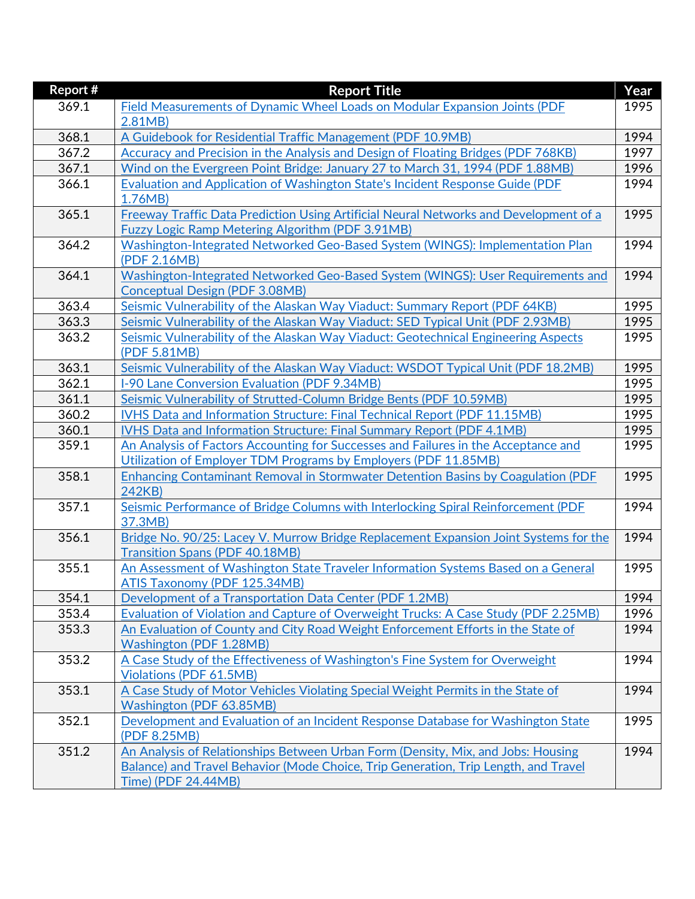| Report # | Report Title | Year |
| --- | --- | --- |
| 369.1 | Field Measurements of Dynamic Wheel Loads on Modular Expansion Joints (PDF 2.81MB) | 1995 |
| 368.1 | A Guidebook for Residential Traffic Management (PDF 10.9MB) | 1994 |
| 367.2 | Accuracy and Precision in the Analysis and Design of Floating Bridges (PDF 768KB) | 1997 |
| 367.1 | Wind on the Evergreen Point Bridge: January 27 to March 31, 1994 (PDF 1.88MB) | 1996 |
| 366.1 | Evaluation and Application of Washington State's Incident Response Guide (PDF 1.76MB) | 1994 |
| 365.1 | Freeway Traffic Data Prediction Using Artificial Neural Networks and Development of a Fuzzy Logic Ramp Metering Algorithm (PDF 3.91MB) | 1995 |
| 364.2 | Washington-Integrated Networked Geo-Based System (WINGS): Implementation Plan (PDF 2.16MB) | 1994 |
| 364.1 | Washington-Integrated Networked Geo-Based System (WINGS): User Requirements and Conceptual Design (PDF 3.08MB) | 1994 |
| 363.4 | Seismic Vulnerability of the Alaskan Way Viaduct: Summary Report (PDF 64KB) | 1995 |
| 363.3 | Seismic Vulnerability of the Alaskan Way Viaduct: SED Typical Unit (PDF 2.93MB) | 1995 |
| 363.2 | Seismic Vulnerability of the Alaskan Way Viaduct: Geotechnical Engineering Aspects (PDF 5.81MB) | 1995 |
| 363.1 | Seismic Vulnerability of the Alaskan Way Viaduct: WSDOT Typical Unit (PDF 18.2MB) | 1995 |
| 362.1 | I-90 Lane Conversion Evaluation (PDF 9.34MB) | 1995 |
| 361.1 | Seismic Vulnerability of Strutted-Column Bridge Bents (PDF 10.59MB) | 1995 |
| 360.2 | IVHS Data and Information Structure: Final Technical Report (PDF 11.15MB) | 1995 |
| 360.1 | IVHS Data and Information Structure: Final Summary Report (PDF 4.1MB) | 1995 |
| 359.1 | An Analysis of Factors Accounting for Successes and Failures in the Acceptance and Utilization of Employer TDM Programs by Employers (PDF 11.85MB) | 1995 |
| 358.1 | Enhancing Contaminant Removal in Stormwater Detention Basins by Coagulation (PDF 242KB) | 1995 |
| 357.1 | Seismic Performance of Bridge Columns with Interlocking Spiral Reinforcement (PDF 37.3MB) | 1994 |
| 356.1 | Bridge No. 90/25: Lacey V. Murrow Bridge Replacement Expansion Joint Systems for the Transition Spans (PDF 40.18MB) | 1994 |
| 355.1 | An Assessment of Washington State Traveler Information Systems Based on a General ATIS Taxonomy (PDF 125.34MB) | 1995 |
| 354.1 | Development of a Transportation Data Center (PDF 1.2MB) | 1994 |
| 353.4 | Evaluation of Violation and Capture of Overweight Trucks: A Case Study (PDF 2.25MB) | 1996 |
| 353.3 | An Evaluation of County and City Road Weight Enforcement Efforts in the State of Washington (PDF 1.28MB) | 1994 |
| 353.2 | A Case Study of the Effectiveness of Washington's Fine System for Overweight Violations (PDF 61.5MB) | 1994 |
| 353.1 | A Case Study of Motor Vehicles Violating Special Weight Permits in the State of Washington (PDF 63.85MB) | 1994 |
| 352.1 | Development and Evaluation of an Incident Response Database for Washington State (PDF 8.25MB) | 1995 |
| 351.2 | An Analysis of Relationships Between Urban Form (Density, Mix, and Jobs: Housing Balance) and Travel Behavior (Mode Choice, Trip Generation, Trip Length, and Travel Time) (PDF 24.44MB) | 1994 |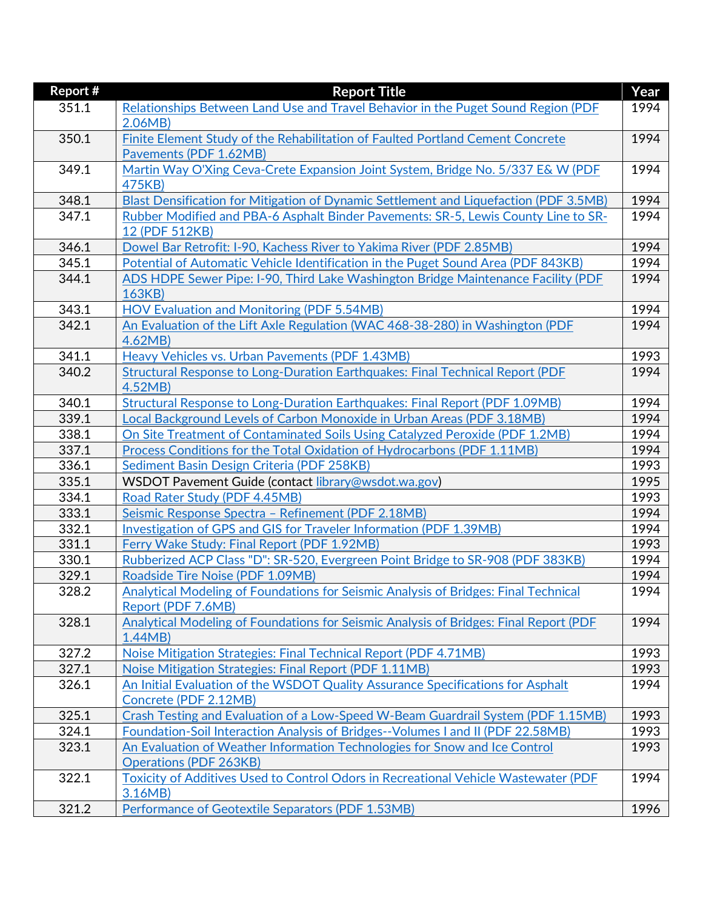| Report # | Report Title | Year |
| --- | --- | --- |
| 351.1 | Relationships Between Land Use and Travel Behavior in the Puget Sound Region (PDF 2.06MB) | 1994 |
| 350.1 | Finite Element Study of the Rehabilitation of Faulted Portland Cement Concrete Pavements (PDF 1.62MB) | 1994 |
| 349.1 | Martin Way O'Xing Ceva-Crete Expansion Joint System, Bridge No. 5/337 E& W (PDF 475KB) | 1994 |
| 348.1 | Blast Densification for Mitigation of Dynamic Settlement and Liquefaction (PDF 3.5MB) | 1994 |
| 347.1 | Rubber Modified and PBA-6 Asphalt Binder Pavements: SR-5, Lewis County Line to SR-12 (PDF 512KB) | 1994 |
| 346.1 | Dowel Bar Retrofit: I-90, Kachess River to Yakima River (PDF 2.85MB) | 1994 |
| 345.1 | Potential of Automatic Vehicle Identification in the Puget Sound Area (PDF 843KB) | 1994 |
| 344.1 | ADS HDPE Sewer Pipe: I-90, Third Lake Washington Bridge Maintenance Facility (PDF 163KB) | 1994 |
| 343.1 | HOV Evaluation and Monitoring (PDF 5.54MB) | 1994 |
| 342.1 | An Evaluation of the Lift Axle Regulation (WAC 468-38-280) in Washington (PDF 4.62MB) | 1994 |
| 341.1 | Heavy Vehicles vs. Urban Pavements (PDF 1.43MB) | 1993 |
| 340.2 | Structural Response to Long-Duration Earthquakes: Final Technical Report (PDF 4.52MB) | 1994 |
| 340.1 | Structural Response to Long-Duration Earthquakes: Final Report (PDF 1.09MB) | 1994 |
| 339.1 | Local Background Levels of Carbon Monoxide in Urban Areas (PDF 3.18MB) | 1994 |
| 338.1 | On Site Treatment of Contaminated Soils Using Catalyzed Peroxide (PDF 1.2MB) | 1994 |
| 337.1 | Process Conditions for the Total Oxidation of Hydrocarbons (PDF 1.11MB) | 1994 |
| 336.1 | Sediment Basin Design Criteria (PDF 258KB) | 1993 |
| 335.1 | WSDOT Pavement Guide (contact library@wsdot.wa.gov) | 1995 |
| 334.1 | Road Rater Study (PDF 4.45MB) | 1993 |
| 333.1 | Seismic Response Spectra – Refinement (PDF 2.18MB) | 1994 |
| 332.1 | Investigation of GPS and GIS for Traveler Information (PDF 1.39MB) | 1994 |
| 331.1 | Ferry Wake Study: Final Report (PDF 1.92MB) | 1993 |
| 330.1 | Rubberized ACP Class "D": SR-520, Evergreen Point Bridge to SR-908 (PDF 383KB) | 1994 |
| 329.1 | Roadside Tire Noise (PDF 1.09MB) | 1994 |
| 328.2 | Analytical Modeling of Foundations for Seismic Analysis of Bridges: Final Technical Report (PDF 7.6MB) | 1994 |
| 328.1 | Analytical Modeling of Foundations for Seismic Analysis of Bridges: Final Report (PDF 1.44MB) | 1994 |
| 327.2 | Noise Mitigation Strategies: Final Technical Report (PDF 4.71MB) | 1993 |
| 327.1 | Noise Mitigation Strategies: Final Report (PDF 1.11MB) | 1993 |
| 326.1 | An Initial Evaluation of the WSDOT Quality Assurance Specifications for Asphalt Concrete (PDF 2.12MB) | 1994 |
| 325.1 | Crash Testing and Evaluation of a Low-Speed W-Beam Guardrail System (PDF 1.15MB) | 1993 |
| 324.1 | Foundation-Soil Interaction Analysis of Bridges--Volumes I and II (PDF 22.58MB) | 1993 |
| 323.1 | An Evaluation of Weather Information Technologies for Snow and Ice Control Operations (PDF 263KB) | 1993 |
| 322.1 | Toxicity of Additives Used to Control Odors in Recreational Vehicle Wastewater (PDF 3.16MB) | 1994 |
| 321.2 | Performance of Geotextile Separators (PDF 1.53MB) | 1996 |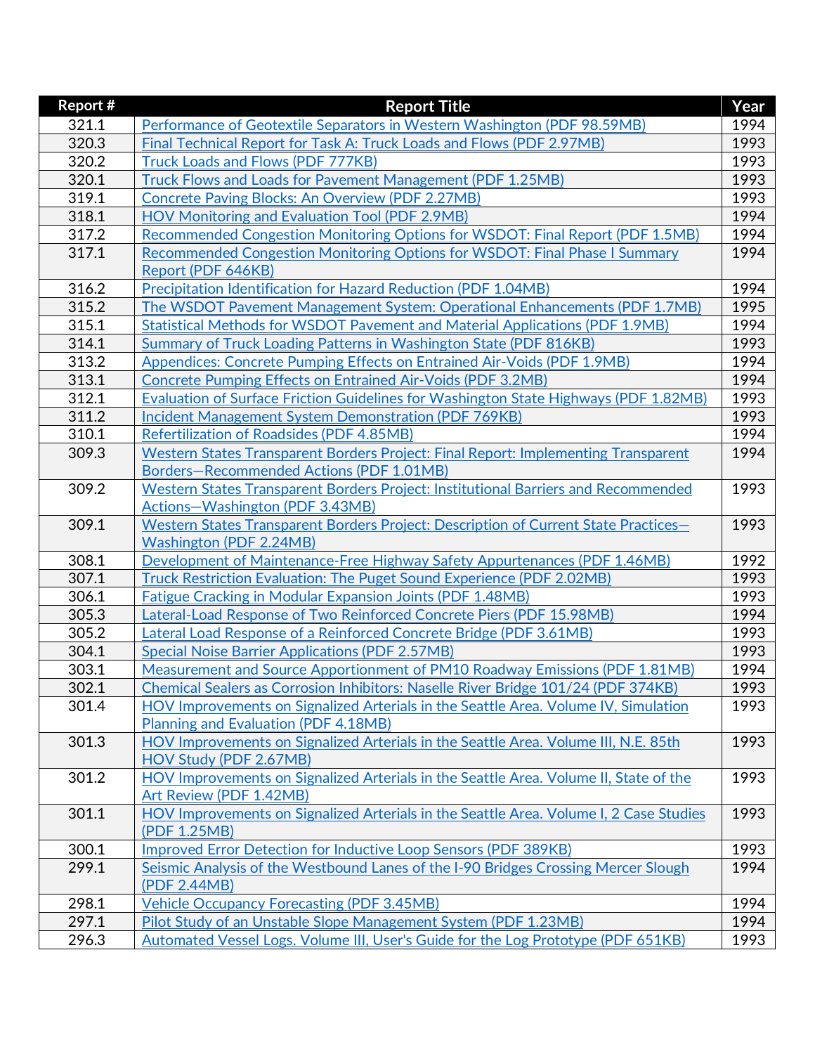| Report # | Report Title | Year |
|---|---|---|
| 321.1 | Performance of Geotextile Separators in Western Washington (PDF 98.59MB) | 1994 |
| 320.3 | Final Technical Report for Task A: Truck Loads and Flows (PDF 2.97MB) | 1993 |
| 320.2 | Truck Loads and Flows (PDF 777KB) | 1993 |
| 320.1 | Truck Flows and Loads for Pavement Management (PDF 1.25MB) | 1993 |
| 319.1 | Concrete Paving Blocks: An Overview (PDF 2.27MB) | 1993 |
| 318.1 | HOV Monitoring and Evaluation Tool (PDF 2.9MB) | 1994 |
| 317.2 | Recommended Congestion Monitoring Options for WSDOT: Final Report (PDF 1.5MB) | 1994 |
| 317.1 | Recommended Congestion Monitoring Options for WSDOT: Final Phase I Summary Report (PDF 646KB) | 1994 |
| 316.2 | Precipitation Identification for Hazard Reduction (PDF 1.04MB) | 1994 |
| 315.2 | The WSDOT Pavement Management System: Operational Enhancements (PDF 1.7MB) | 1995 |
| 315.1 | Statistical Methods for WSDOT Pavement and Material Applications (PDF 1.9MB) | 1994 |
| 314.1 | Summary of Truck Loading Patterns in Washington State (PDF 816KB) | 1993 |
| 313.2 | Appendices: Concrete Pumping Effects on Entrained Air-Voids (PDF 1.9MB) | 1994 |
| 313.1 | Concrete Pumping Effects on Entrained Air-Voids (PDF 3.2MB) | 1994 |
| 312.1 | Evaluation of Surface Friction Guidelines for Washington State Highways (PDF 1.82MB) | 1993 |
| 311.2 | Incident Management System Demonstration (PDF 769KB) | 1993 |
| 310.1 | Refertilization of Roadsides (PDF 4.85MB) | 1994 |
| 309.3 | Western States Transparent Borders Project: Final Report: Implementing Transparent Borders—Recommended Actions (PDF 1.01MB) | 1994 |
| 309.2 | Western States Transparent Borders Project: Institutional Barriers and Recommended Actions—Washington (PDF 3.43MB) | 1993 |
| 309.1 | Western States Transparent Borders Project: Description of Current State Practices—Washington (PDF 2.24MB) | 1993 |
| 308.1 | Development of Maintenance-Free Highway Safety Appurtenances (PDF 1.46MB) | 1992 |
| 307.1 | Truck Restriction Evaluation: The Puget Sound Experience (PDF 2.02MB) | 1993 |
| 306.1 | Fatigue Cracking in Modular Expansion Joints (PDF 1.48MB) | 1993 |
| 305.3 | Lateral-Load Response of Two Reinforced Concrete Piers (PDF 15.98MB) | 1994 |
| 305.2 | Lateral Load Response of a Reinforced Concrete Bridge (PDF 3.61MB) | 1993 |
| 304.1 | Special Noise Barrier Applications (PDF 2.57MB) | 1993 |
| 303.1 | Measurement and Source Apportionment of PM10 Roadway Emissions (PDF 1.81MB) | 1994 |
| 302.1 | Chemical Sealers as Corrosion Inhibitors: Naselle River Bridge 101/24 (PDF 374KB) | 1993 |
| 301.4 | HOV Improvements on Signalized Arterials in the Seattle Area. Volume IV, Simulation Planning and Evaluation (PDF 4.18MB) | 1993 |
| 301.3 | HOV Improvements on Signalized Arterials in the Seattle Area. Volume III, N.E. 85th HOV Study (PDF 2.67MB) | 1993 |
| 301.2 | HOV Improvements on Signalized Arterials in the Seattle Area. Volume II, State of the Art Review (PDF 1.42MB) | 1993 |
| 301.1 | HOV Improvements on Signalized Arterials in the Seattle Area. Volume I, 2 Case Studies (PDF 1.25MB) | 1993 |
| 300.1 | Improved Error Detection for Inductive Loop Sensors (PDF 389KB) | 1993 |
| 299.1 | Seismic Analysis of the Westbound Lanes of the I-90 Bridges Crossing Mercer Slough (PDF 2.44MB) | 1994 |
| 298.1 | Vehicle Occupancy Forecasting (PDF 3.45MB) | 1994 |
| 297.1 | Pilot Study of an Unstable Slope Management System (PDF 1.23MB) | 1994 |
| 296.3 | Automated Vessel Logs. Volume III, User's Guide for the Log Prototype (PDF 651KB) | 1993 |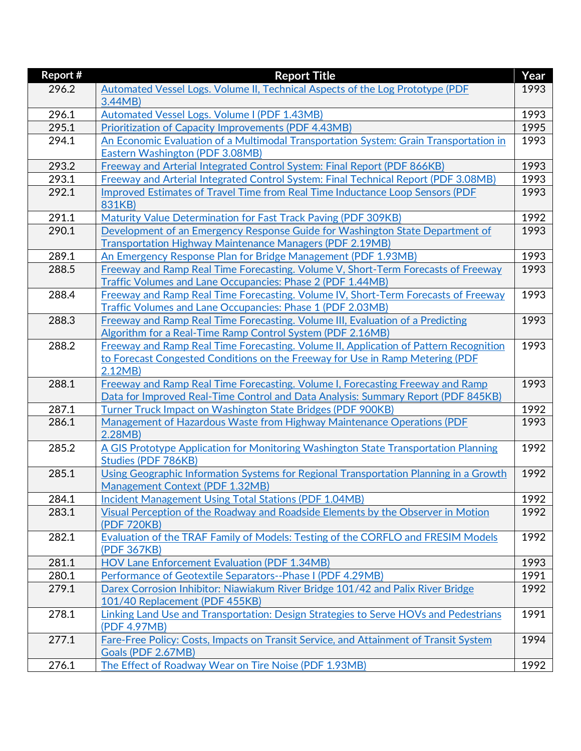| Report # | Report Title | Year |
| --- | --- | --- |
| 296.2 | Automated Vessel Logs. Volume II, Technical Aspects of the Log Prototype (PDF 3.44MB) | 1993 |
| 296.1 | Automated Vessel Logs. Volume I (PDF 1.43MB) | 1993 |
| 295.1 | Prioritization of Capacity Improvements (PDF 4.43MB) | 1995 |
| 294.1 | An Economic Evaluation of a Multimodal Transportation System: Grain Transportation in Eastern Washington (PDF 3.08MB) | 1993 |
| 293.2 | Freeway and Arterial Integrated Control System: Final Report (PDF 866KB) | 1993 |
| 293.1 | Freeway and Arterial Integrated Control System: Final Technical Report (PDF 3.08MB) | 1993 |
| 292.1 | Improved Estimates of Travel Time from Real Time Inductance Loop Sensors (PDF 831KB) | 1993 |
| 291.1 | Maturity Value Determination for Fast Track Paving (PDF 309KB) | 1992 |
| 290.1 | Development of an Emergency Response Guide for Washington State Department of Transportation Highway Maintenance Managers (PDF 2.19MB) | 1993 |
| 289.1 | An Emergency Response Plan for Bridge Management (PDF 1.93MB) | 1993 |
| 288.5 | Freeway and Ramp Real Time Forecasting. Volume V, Short-Term Forecasts of Freeway Traffic Volumes and Lane Occupancies: Phase 2 (PDF 1.44MB) | 1993 |
| 288.4 | Freeway and Ramp Real Time Forecasting. Volume IV, Short-Term Forecasts of Freeway Traffic Volumes and Lane Occupancies: Phase 1 (PDF 2.03MB) | 1993 |
| 288.3 | Freeway and Ramp Real Time Forecasting. Volume III, Evaluation of a Predicting Algorithm for a Real-Time Ramp Control System (PDF 2.16MB) | 1993 |
| 288.2 | Freeway and Ramp Real Time Forecasting. Volume II, Application of Pattern Recognition to Forecast Congested Conditions on the Freeway for Use in Ramp Metering (PDF 2.12MB) | 1993 |
| 288.1 | Freeway and Ramp Real Time Forecasting. Volume I, Forecasting Freeway and Ramp Data for Improved Real-Time Control and Data Analysis: Summary Report (PDF 845KB) | 1993 |
| 287.1 | Turner Truck Impact on Washington State Bridges (PDF 900KB) | 1992 |
| 286.1 | Management of Hazardous Waste from Highway Maintenance Operations (PDF 2.28MB) | 1993 |
| 285.2 | A GIS Prototype Application for Monitoring Washington State Transportation Planning Studies (PDF 786KB) | 1992 |
| 285.1 | Using Geographic Information Systems for Regional Transportation Planning in a Growth Management Context (PDF 1.32MB) | 1992 |
| 284.1 | Incident Management Using Total Stations (PDF 1.04MB) | 1992 |
| 283.1 | Visual Perception of the Roadway and Roadside Elements by the Observer in Motion (PDF 720KB) | 1992 |
| 282.1 | Evaluation of the TRAF Family of Models: Testing of the CORFLO and FRESIM Models (PDF 367KB) | 1992 |
| 281.1 | HOV Lane Enforcement Evaluation (PDF 1.34MB) | 1993 |
| 280.1 | Performance of Geotextile Separators--Phase I (PDF 4.29MB) | 1991 |
| 279.1 | Darex Corrosion Inhibitor: Niawiakum River Bridge 101/42 and Palix River Bridge 101/40 Replacement (PDF 455KB) | 1992 |
| 278.1 | Linking Land Use and Transportation: Design Strategies to Serve HOVs and Pedestrians (PDF 4.97MB) | 1991 |
| 277.1 | Fare-Free Policy: Costs, Impacts on Transit Service, and Attainment of Transit System Goals (PDF 2.67MB) | 1994 |
| 276.1 | The Effect of Roadway Wear on Tire Noise (PDF 1.93MB) | 1992 |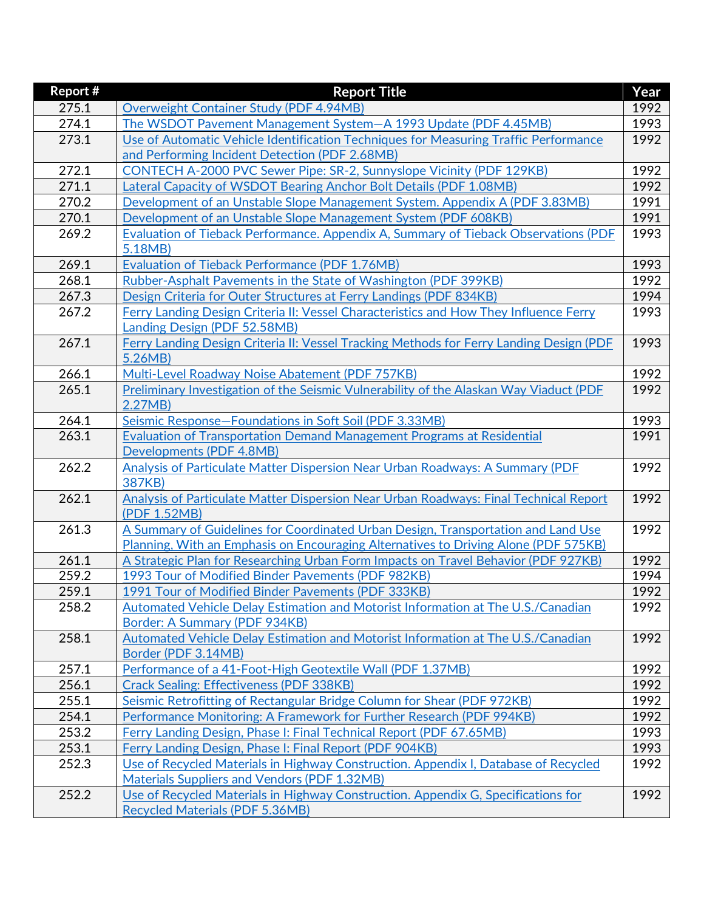| Report # | Report Title | Year |
| --- | --- | --- |
| 275.1 | Overweight Container Study (PDF 4.94MB) | 1992 |
| 274.1 | The WSDOT Pavement Management System—A 1993 Update (PDF 4.45MB) | 1993 |
| 273.1 | Use of Automatic Vehicle Identification Techniques for Measuring Traffic Performance and Performing Incident Detection (PDF 2.68MB) | 1992 |
| 272.1 | CONTECH A-2000 PVC Sewer Pipe: SR-2, Sunnyslope Vicinity (PDF 129KB) | 1992 |
| 271.1 | Lateral Capacity of WSDOT Bearing Anchor Bolt Details (PDF 1.08MB) | 1992 |
| 270.2 | Development of an Unstable Slope Management System. Appendix A (PDF 3.83MB) | 1991 |
| 270.1 | Development of an Unstable Slope Management System (PDF 608KB) | 1991 |
| 269.2 | Evaluation of Tieback Performance. Appendix A, Summary of Tieback Observations (PDF 5.18MB) | 1993 |
| 269.1 | Evaluation of Tieback Performance (PDF 1.76MB) | 1993 |
| 268.1 | Rubber-Asphalt Pavements in the State of Washington (PDF 399KB) | 1992 |
| 267.3 | Design Criteria for Outer Structures at Ferry Landings (PDF 834KB) | 1994 |
| 267.2 | Ferry Landing Design Criteria II: Vessel Characteristics and How They Influence Ferry Landing Design (PDF 52.58MB) | 1993 |
| 267.1 | Ferry Landing Design Criteria II: Vessel Tracking Methods for Ferry Landing Design (PDF 5.26MB) | 1993 |
| 266.1 | Multi-Level Roadway Noise Abatement (PDF 757KB) | 1992 |
| 265.1 | Preliminary Investigation of the Seismic Vulnerability of the Alaskan Way Viaduct (PDF 2.27MB) | 1992 |
| 264.1 | Seismic Response—Foundations in Soft Soil (PDF 3.33MB) | 1993 |
| 263.1 | Evaluation of Transportation Demand Management Programs at Residential Developments (PDF 4.8MB) | 1991 |
| 262.2 | Analysis of Particulate Matter Dispersion Near Urban Roadways: A Summary (PDF 387KB) | 1992 |
| 262.1 | Analysis of Particulate Matter Dispersion Near Urban Roadways: Final Technical Report (PDF 1.52MB) | 1992 |
| 261.3 | A Summary of Guidelines for Coordinated Urban Design, Transportation and Land Use Planning, With an Emphasis on Encouraging Alternatives to Driving Alone (PDF 575KB) | 1992 |
| 261.1 | A Strategic Plan for Researching Urban Form Impacts on Travel Behavior (PDF 927KB) | 1992 |
| 259.2 | 1993 Tour of Modified Binder Pavements (PDF 982KB) | 1994 |
| 259.1 | 1991 Tour of Modified Binder Pavements (PDF 333KB) | 1992 |
| 258.2 | Automated Vehicle Delay Estimation and Motorist Information at The U.S./Canadian Border: A Summary (PDF 934KB) | 1992 |
| 258.1 | Automated Vehicle Delay Estimation and Motorist Information at The U.S./Canadian Border (PDF 3.14MB) | 1992 |
| 257.1 | Performance of a 41-Foot-High Geotextile Wall (PDF 1.37MB) | 1992 |
| 256.1 | Crack Sealing: Effectiveness (PDF 338KB) | 1992 |
| 255.1 | Seismic Retrofitting of Rectangular Bridge Column for Shear (PDF 972KB) | 1992 |
| 254.1 | Performance Monitoring: A Framework for Further Research (PDF 994KB) | 1992 |
| 253.2 | Ferry Landing Design, Phase I: Final Technical Report (PDF 67.65MB) | 1993 |
| 253.1 | Ferry Landing Design, Phase I: Final Report (PDF 904KB) | 1993 |
| 252.3 | Use of Recycled Materials in Highway Construction. Appendix I, Database of Recycled Materials Suppliers and Vendors (PDF 1.32MB) | 1992 |
| 252.2 | Use of Recycled Materials in Highway Construction. Appendix G, Specifications for Recycled Materials (PDF 5.36MB) | 1992 |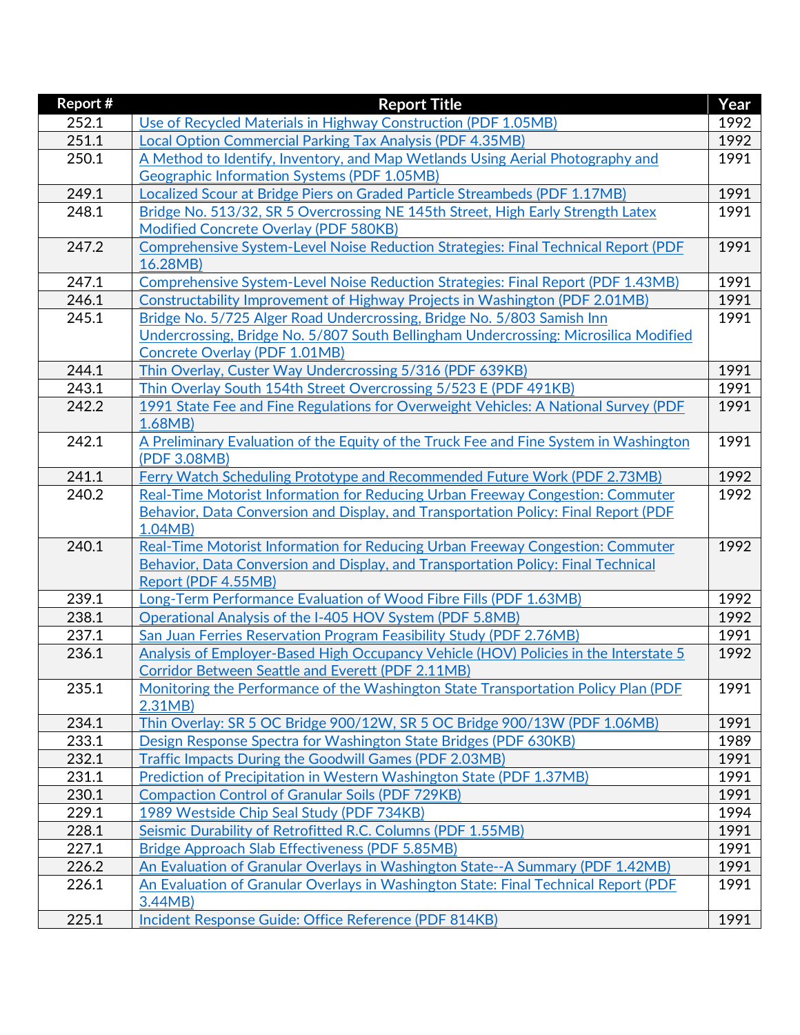| Report # | Report Title | Year |
|---|---|---|
| 252.1 | Use of Recycled Materials in Highway Construction (PDF 1.05MB) | 1992 |
| 251.1 | Local Option Commercial Parking Tax Analysis (PDF 4.35MB) | 1992 |
| 250.1 | A Method to Identify, Inventory, and Map Wetlands Using Aerial Photography and Geographic Information Systems (PDF 1.05MB) | 1991 |
| 249.1 | Localized Scour at Bridge Piers on Graded Particle Streambeds (PDF 1.17MB) | 1991 |
| 248.1 | Bridge No. 513/32, SR 5 Overcrossing NE 145th Street, High Early Strength Latex Modified Concrete Overlay (PDF 580KB) | 1991 |
| 247.2 | Comprehensive System-Level Noise Reduction Strategies: Final Technical Report (PDF 16.28MB) | 1991 |
| 247.1 | Comprehensive System-Level Noise Reduction Strategies: Final Report (PDF 1.43MB) | 1991 |
| 246.1 | Constructability Improvement of Highway Projects in Washington (PDF 2.01MB) | 1991 |
| 245.1 | Bridge No. 5/725 Alger Road Undercrossing, Bridge No. 5/803 Samish Inn Undercrossing, Bridge No. 5/807 South Bellingham Undercrossing: Microsilica Modified Concrete Overlay (PDF 1.01MB) | 1991 |
| 244.1 | Thin Overlay, Custer Way Undercrossing 5/316 (PDF 639KB) | 1991 |
| 243.1 | Thin Overlay South 154th Street Overcrossing 5/523 E (PDF 491KB) | 1991 |
| 242.2 | 1991 State Fee and Fine Regulations for Overweight Vehicles: A National Survey (PDF 1.68MB) | 1991 |
| 242.1 | A Preliminary Evaluation of the Equity of the Truck Fee and Fine System in Washington (PDF 3.08MB) | 1991 |
| 241.1 | Ferry Watch Scheduling Prototype and Recommended Future Work (PDF 2.73MB) | 1992 |
| 240.2 | Real-Time Motorist Information for Reducing Urban Freeway Congestion: Commuter Behavior, Data Conversion and Display, and Transportation Policy: Final Report (PDF 1.04MB) | 1992 |
| 240.1 | Real-Time Motorist Information for Reducing Urban Freeway Congestion: Commuter Behavior, Data Conversion and Display, and Transportation Policy: Final Technical Report (PDF 4.55MB) | 1992 |
| 239.1 | Long-Term Performance Evaluation of Wood Fibre Fills (PDF 1.63MB) | 1992 |
| 238.1 | Operational Analysis of the I-405 HOV System (PDF 5.8MB) | 1992 |
| 237.1 | San Juan Ferries Reservation Program Feasibility Study (PDF 2.76MB) | 1991 |
| 236.1 | Analysis of Employer-Based High Occupancy Vehicle (HOV) Policies in the Interstate 5 Corridor Between Seattle and Everett (PDF 2.11MB) | 1992 |
| 235.1 | Monitoring the Performance of the Washington State Transportation Policy Plan (PDF 2.31MB) | 1991 |
| 234.1 | Thin Overlay: SR 5 OC Bridge 900/12W, SR 5 OC Bridge 900/13W (PDF 1.06MB) | 1991 |
| 233.1 | Design Response Spectra for Washington State Bridges (PDF 630KB) | 1989 |
| 232.1 | Traffic Impacts During the Goodwill Games (PDF 2.03MB) | 1991 |
| 231.1 | Prediction of Precipitation in Western Washington State (PDF 1.37MB) | 1991 |
| 230.1 | Compaction Control of Granular Soils (PDF 729KB) | 1991 |
| 229.1 | 1989 Westside Chip Seal Study (PDF 734KB) | 1994 |
| 228.1 | Seismic Durability of Retrofitted R.C. Columns (PDF 1.55MB) | 1991 |
| 227.1 | Bridge Approach Slab Effectiveness (PDF 5.85MB) | 1991 |
| 226.2 | An Evaluation of Granular Overlays in Washington State--A Summary (PDF 1.42MB) | 1991 |
| 226.1 | An Evaluation of Granular Overlays in Washington State: Final Technical Report (PDF 3.44MB) | 1991 |
| 225.1 | Incident Response Guide: Office Reference (PDF 814KB) | 1991 |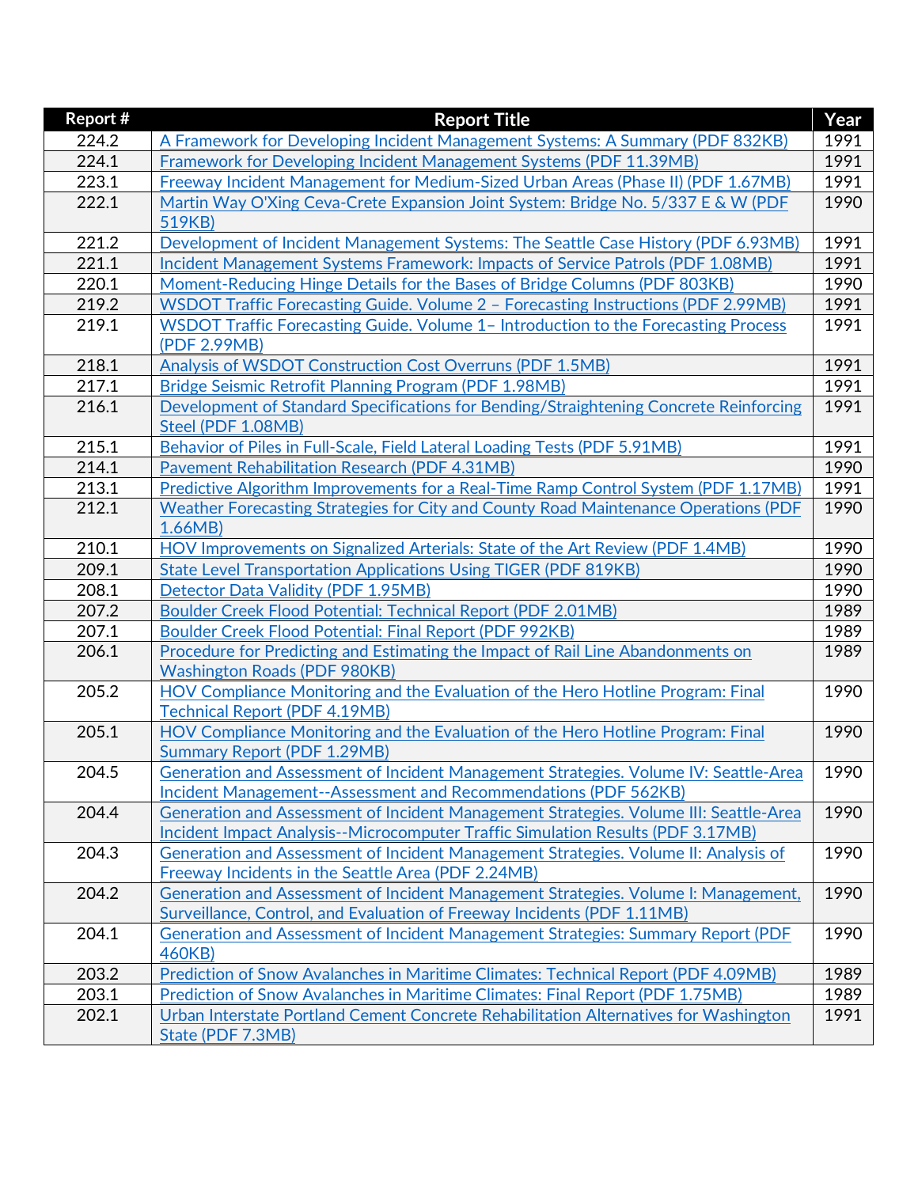| Report # | Report Title | Year |
|---|---|---|
| 224.2 | A Framework for Developing Incident Management Systems: A Summary (PDF 832KB) | 1991 |
| 224.1 | Framework for Developing Incident Management Systems (PDF 11.39MB) | 1991 |
| 223.1 | Freeway Incident Management for Medium-Sized Urban Areas (Phase II) (PDF 1.67MB) | 1991 |
| 222.1 | Martin Way O'Xing Ceva-Crete Expansion Joint System: Bridge No. 5/337 E & W (PDF 519KB) | 1990 |
| 221.2 | Development of Incident Management Systems: The Seattle Case History (PDF 6.93MB) | 1991 |
| 221.1 | Incident Management Systems Framework: Impacts of Service Patrols (PDF 1.08MB) | 1991 |
| 220.1 | Moment-Reducing Hinge Details for the Bases of Bridge Columns (PDF 803KB) | 1990 |
| 219.2 | WSDOT Traffic Forecasting Guide. Volume 2 – Forecasting Instructions (PDF 2.99MB) | 1991 |
| 219.1 | WSDOT Traffic Forecasting Guide. Volume 1– Introduction to the Forecasting Process (PDF 2.99MB) | 1991 |
| 218.1 | Analysis of WSDOT Construction Cost Overruns (PDF 1.5MB) | 1991 |
| 217.1 | Bridge Seismic Retrofit Planning Program (PDF 1.98MB) | 1991 |
| 216.1 | Development of Standard Specifications for Bending/Straightening Concrete Reinforcing Steel (PDF 1.08MB) | 1991 |
| 215.1 | Behavior of Piles in Full-Scale, Field Lateral Loading Tests (PDF 5.91MB) | 1991 |
| 214.1 | Pavement Rehabilitation Research (PDF 4.31MB) | 1990 |
| 213.1 | Predictive Algorithm Improvements for a Real-Time Ramp Control System (PDF 1.17MB) | 1991 |
| 212.1 | Weather Forecasting Strategies for City and County Road Maintenance Operations (PDF 1.66MB) | 1990 |
| 210.1 | HOV Improvements on Signalized Arterials: State of the Art Review (PDF 1.4MB) | 1990 |
| 209.1 | State Level Transportation Applications Using TIGER (PDF 819KB) | 1990 |
| 208.1 | Detector Data Validity (PDF 1.95MB) | 1990 |
| 207.2 | Boulder Creek Flood Potential: Technical Report (PDF 2.01MB) | 1989 |
| 207.1 | Boulder Creek Flood Potential: Final Report (PDF 992KB) | 1989 |
| 206.1 | Procedure for Predicting and Estimating the Impact of Rail Line Abandonments on Washington Roads (PDF 980KB) | 1989 |
| 205.2 | HOV Compliance Monitoring and the Evaluation of the Hero Hotline Program: Final Technical Report (PDF 4.19MB) | 1990 |
| 205.1 | HOV Compliance Monitoring and the Evaluation of the Hero Hotline Program: Final Summary Report (PDF 1.29MB) | 1990 |
| 204.5 | Generation and Assessment of Incident Management Strategies. Volume IV: Seattle-Area Incident Management--Assessment and Recommendations (PDF 562KB) | 1990 |
| 204.4 | Generation and Assessment of Incident Management Strategies. Volume III: Seattle-Area Incident Impact Analysis--Microcomputer Traffic Simulation Results (PDF 3.17MB) | 1990 |
| 204.3 | Generation and Assessment of Incident Management Strategies. Volume II: Analysis of Freeway Incidents in the Seattle Area (PDF 2.24MB) | 1990 |
| 204.2 | Generation and Assessment of Incident Management Strategies. Volume I: Management, Surveillance, Control, and Evaluation of Freeway Incidents (PDF 1.11MB) | 1990 |
| 204.1 | Generation and Assessment of Incident Management Strategies: Summary Report (PDF 460KB) | 1990 |
| 203.2 | Prediction of Snow Avalanches in Maritime Climates: Technical Report (PDF 4.09MB) | 1989 |
| 203.1 | Prediction of Snow Avalanches in Maritime Climates: Final Report (PDF 1.75MB) | 1989 |
| 202.1 | Urban Interstate Portland Cement Concrete Rehabilitation Alternatives for Washington State (PDF 7.3MB) | 1991 |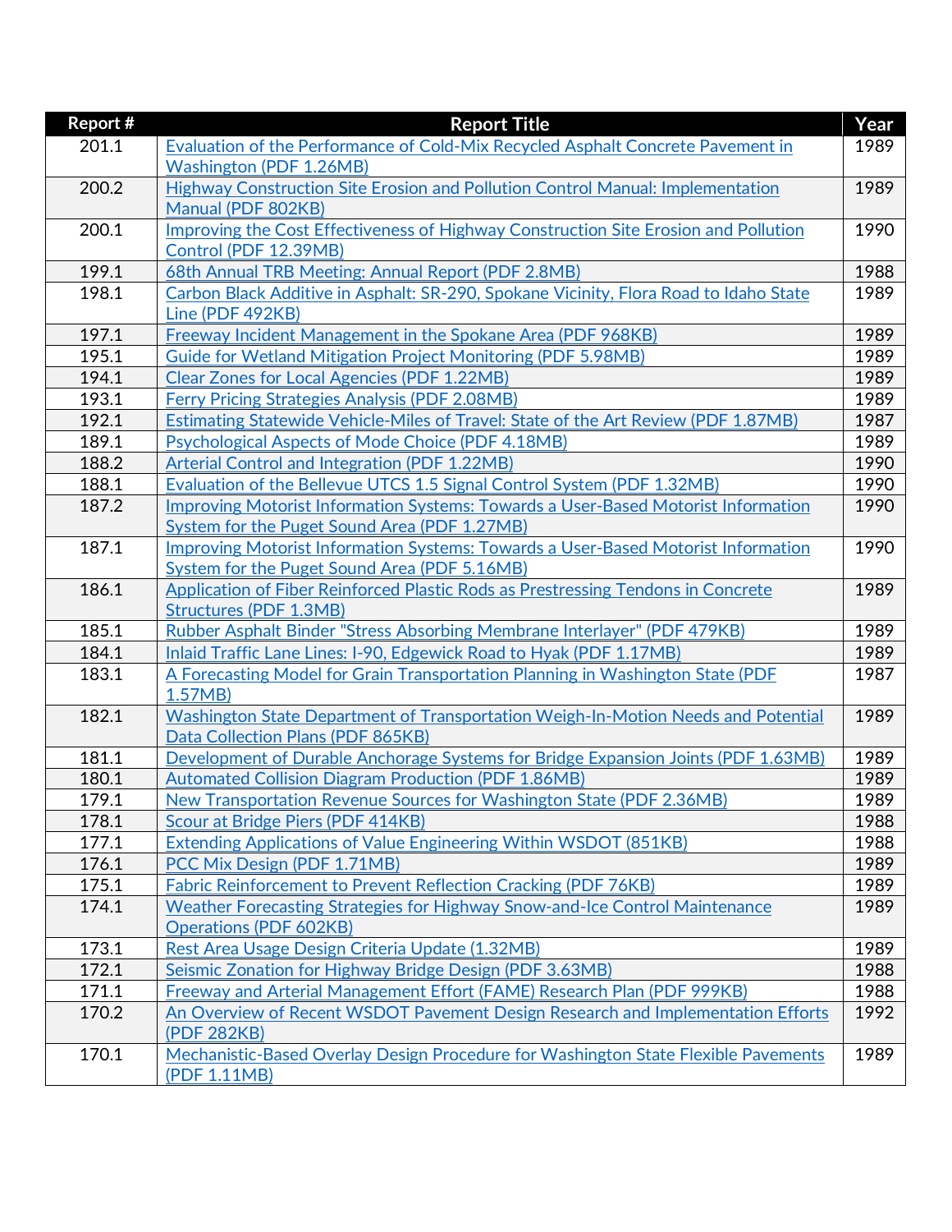| Report # | Report Title | Year |
|---|---|---|
| 201.1 | Evaluation of the Performance of Cold-Mix Recycled Asphalt Concrete Pavement in Washington (PDF 1.26MB) | 1989 |
| 200.2 | Highway Construction Site Erosion and Pollution Control Manual: Implementation Manual (PDF 802KB) | 1989 |
| 200.1 | Improving the Cost Effectiveness of Highway Construction Site Erosion and Pollution Control (PDF 12.39MB) | 1990 |
| 199.1 | 68th Annual TRB Meeting: Annual Report (PDF 2.8MB) | 1988 |
| 198.1 | Carbon Black Additive in Asphalt: SR-290, Spokane Vicinity, Flora Road to Idaho State Line (PDF 492KB) | 1989 |
| 197.1 | Freeway Incident Management in the Spokane Area (PDF 968KB) | 1989 |
| 195.1 | Guide for Wetland Mitigation Project Monitoring (PDF 5.98MB) | 1989 |
| 194.1 | Clear Zones for Local Agencies (PDF 1.22MB) | 1989 |
| 193.1 | Ferry Pricing Strategies Analysis (PDF 2.08MB) | 1989 |
| 192.1 | Estimating Statewide Vehicle-Miles of Travel: State of the Art Review (PDF 1.87MB) | 1987 |
| 189.1 | Psychological Aspects of Mode Choice (PDF 4.18MB) | 1989 |
| 188.2 | Arterial Control and Integration (PDF 1.22MB) | 1990 |
| 188.1 | Evaluation of the Bellevue UTCS 1.5 Signal Control System (PDF 1.32MB) | 1990 |
| 187.2 | Improving Motorist Information Systems: Towards a User-Based Motorist Information System for the Puget Sound Area (PDF 1.27MB) | 1990 |
| 187.1 | Improving Motorist Information Systems: Towards a User-Based Motorist Information System for the Puget Sound Area (PDF 5.16MB) | 1990 |
| 186.1 | Application of Fiber Reinforced Plastic Rods as Prestressing Tendons in Concrete Structures (PDF 1.3MB) | 1989 |
| 185.1 | Rubber Asphalt Binder "Stress Absorbing Membrane Interlayer" (PDF 479KB) | 1989 |
| 184.1 | Inlaid Traffic Lane Lines: I-90, Edgewick Road to Hyak (PDF 1.17MB) | 1989 |
| 183.1 | A Forecasting Model for Grain Transportation Planning in Washington State (PDF 1.57MB) | 1987 |
| 182.1 | Washington State Department of Transportation Weigh-In-Motion Needs and Potential Data Collection Plans (PDF 865KB) | 1989 |
| 181.1 | Development of Durable Anchorage Systems for Bridge Expansion Joints (PDF 1.63MB) | 1989 |
| 180.1 | Automated Collision Diagram Production (PDF 1.86MB) | 1989 |
| 179.1 | New Transportation Revenue Sources for Washington State (PDF 2.36MB) | 1989 |
| 178.1 | Scour at Bridge Piers (PDF 414KB) | 1988 |
| 177.1 | Extending Applications of Value Engineering Within WSDOT (851KB) | 1988 |
| 176.1 | PCC Mix Design (PDF 1.71MB) | 1989 |
| 175.1 | Fabric Reinforcement to Prevent Reflection Cracking (PDF 76KB) | 1989 |
| 174.1 | Weather Forecasting Strategies for Highway Snow-and-Ice Control Maintenance Operations (PDF 602KB) | 1989 |
| 173.1 | Rest Area Usage Design Criteria Update (1.32MB) | 1989 |
| 172.1 | Seismic Zonation for Highway Bridge Design (PDF 3.63MB) | 1988 |
| 171.1 | Freeway and Arterial Management Effort (FAME) Research Plan (PDF 999KB) | 1988 |
| 170.2 | An Overview of Recent WSDOT Pavement Design Research and Implementation Efforts (PDF 282KB) | 1992 |
| 170.1 | Mechanistic-Based Overlay Design Procedure for Washington State Flexible Pavements (PDF 1.11MB) | 1989 |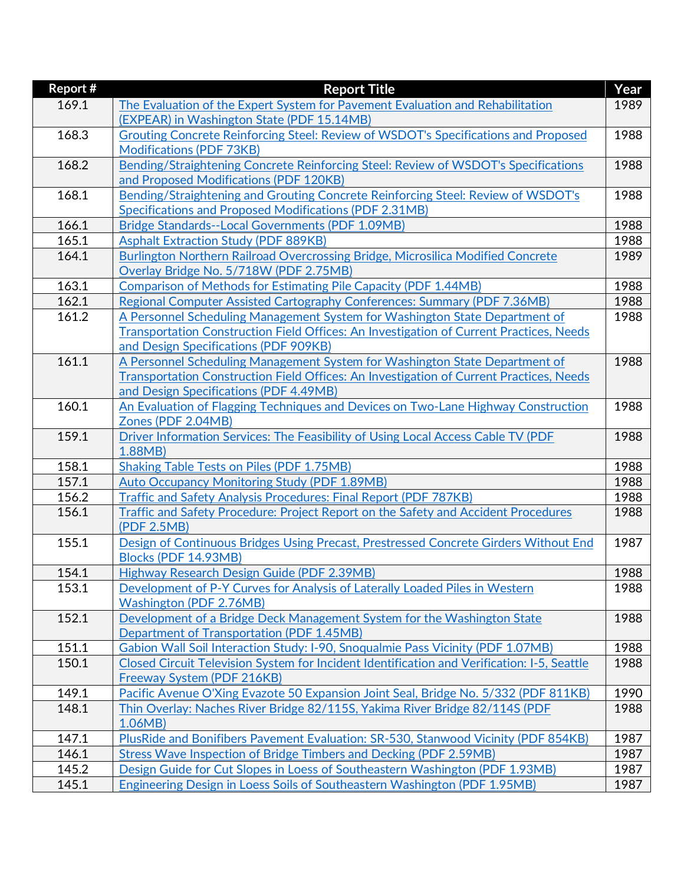| Report # | Report Title | Year |
| --- | --- | --- |
| 169.1 | The Evaluation of the Expert System for Pavement Evaluation and Rehabilitation (EXPEAR) in Washington State (PDF 15.14MB) | 1989 |
| 168.3 | Grouting Concrete Reinforcing Steel: Review of WSDOT's Specifications and Proposed Modifications (PDF 73KB) | 1988 |
| 168.2 | Bending/Straightening Concrete Reinforcing Steel: Review of WSDOT's Specifications and Proposed Modifications (PDF 120KB) | 1988 |
| 168.1 | Bending/Straightening and Grouting Concrete Reinforcing Steel: Review of WSDOT's Specifications and Proposed Modifications (PDF 2.31MB) | 1988 |
| 166.1 | Bridge Standards--Local Governments (PDF 1.09MB) | 1988 |
| 165.1 | Asphalt Extraction Study (PDF 889KB) | 1988 |
| 164.1 | Burlington Northern Railroad Overcrossing Bridge, Microsilica Modified Concrete Overlay Bridge No. 5/718W (PDF 2.75MB) | 1989 |
| 163.1 | Comparison of Methods for Estimating Pile Capacity (PDF 1.44MB) | 1988 |
| 162.1 | Regional Computer Assisted Cartography Conferences: Summary (PDF 7.36MB) | 1988 |
| 161.2 | A Personnel Scheduling Management System for Washington State Department of Transportation Construction Field Offices: An Investigation of Current Practices, Needs and Design Specifications (PDF 909KB) | 1988 |
| 161.1 | A Personnel Scheduling Management System for Washington State Department of Transportation Construction Field Offices: An Investigation of Current Practices, Needs and Design Specifications (PDF 4.49MB) | 1988 |
| 160.1 | An Evaluation of Flagging Techniques and Devices on Two-Lane Highway Construction Zones (PDF 2.04MB) | 1988 |
| 159.1 | Driver Information Services: The Feasibility of Using Local Access Cable TV (PDF 1.88MB) | 1988 |
| 158.1 | Shaking Table Tests on Piles (PDF 1.75MB) | 1988 |
| 157.1 | Auto Occupancy Monitoring Study (PDF 1.89MB) | 1988 |
| 156.2 | Traffic and Safety Analysis Procedures: Final Report (PDF 787KB) | 1988 |
| 156.1 | Traffic and Safety Procedure: Project Report on the Safety and Accident Procedures (PDF 2.5MB) | 1988 |
| 155.1 | Design of Continuous Bridges Using Precast, Prestressed Concrete Girders Without End Blocks (PDF 14.93MB) | 1987 |
| 154.1 | Highway Research Design Guide (PDF 2.39MB) | 1988 |
| 153.1 | Development of P-Y Curves for Analysis of Laterally Loaded Piles in Western Washington (PDF 2.76MB) | 1988 |
| 152.1 | Development of a Bridge Deck Management System for the Washington State Department of Transportation (PDF 1.45MB) | 1988 |
| 151.1 | Gabion Wall Soil Interaction Study: I-90, Snoqualmie Pass Vicinity (PDF 1.07MB) | 1988 |
| 150.1 | Closed Circuit Television System for Incident Identification and Verification: I-5, Seattle Freeway System (PDF 216KB) | 1988 |
| 149.1 | Pacific Avenue O'Xing Evazote 50 Expansion Joint Seal, Bridge No. 5/332 (PDF 811KB) | 1990 |
| 148.1 | Thin Overlay: Naches River Bridge 82/115S, Yakima River Bridge 82/114S (PDF 1.06MB) | 1988 |
| 147.1 | PlusRide and Bonifibers Pavement Evaluation: SR-530, Stanwood Vicinity (PDF 854KB) | 1987 |
| 146.1 | Stress Wave Inspection of Bridge Timbers and Decking (PDF 2.59MB) | 1987 |
| 145.2 | Design Guide for Cut Slopes in Loess of Southeastern Washington (PDF 1.93MB) | 1987 |
| 145.1 | Engineering Design in Loess Soils of Southeastern Washington (PDF 1.95MB) | 1987 |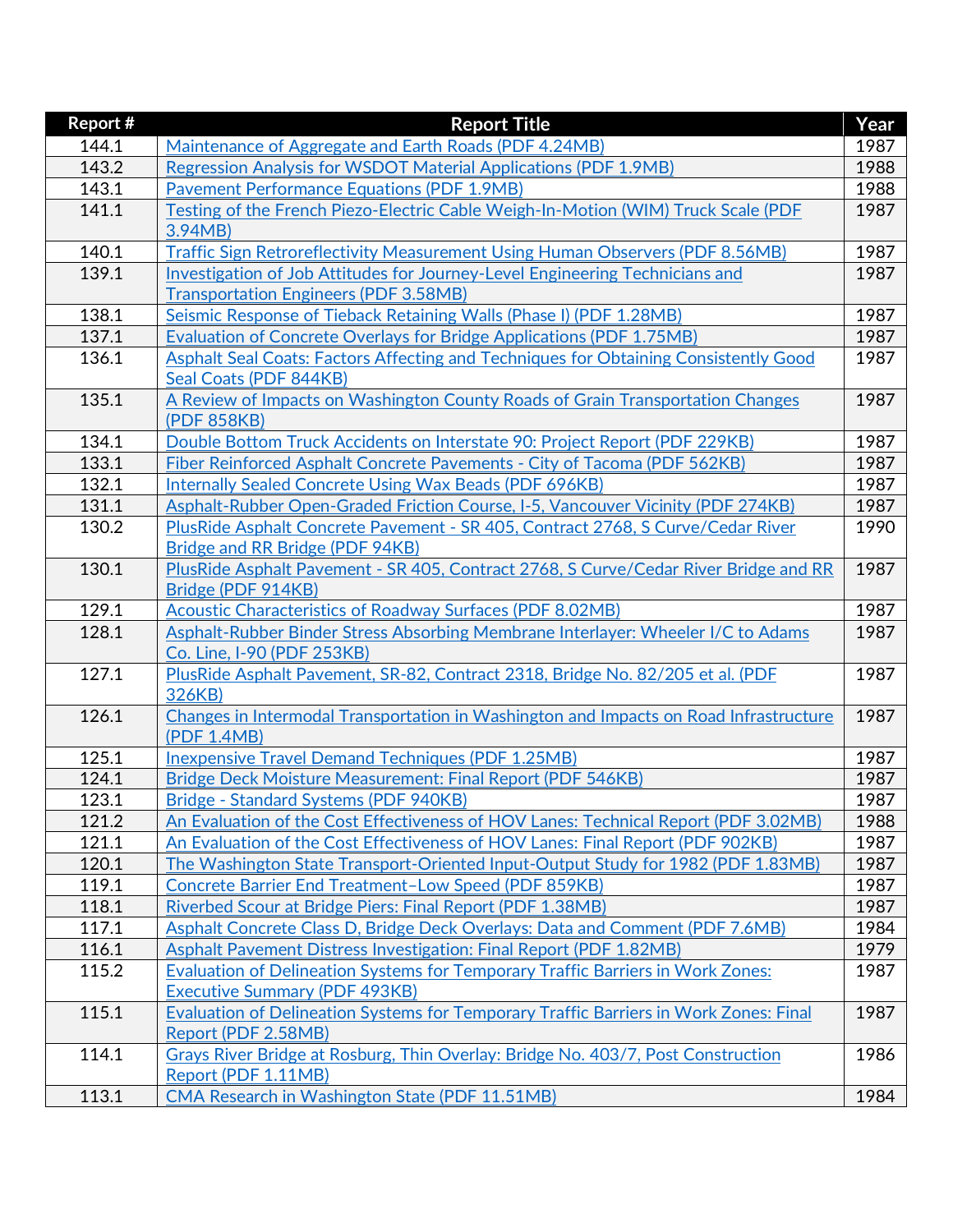| Report # | Report Title | Year |
|---|---|---|
| 144.1 | Maintenance of Aggregate and Earth Roads (PDF 4.24MB) | 1987 |
| 143.2 | Regression Analysis for WSDOT Material Applications (PDF 1.9MB) | 1988 |
| 143.1 | Pavement Performance Equations (PDF 1.9MB) | 1988 |
| 141.1 | Testing of the French Piezo-Electric Cable Weigh-In-Motion (WIM) Truck Scale (PDF 3.94MB) | 1987 |
| 140.1 | Traffic Sign Retroreflectivity Measurement Using Human Observers (PDF 8.56MB) | 1987 |
| 139.1 | Investigation of Job Attitudes for Journey-Level Engineering Technicians and Transportation Engineers (PDF 3.58MB) | 1987 |
| 138.1 | Seismic Response of Tieback Retaining Walls (Phase I) (PDF 1.28MB) | 1987 |
| 137.1 | Evaluation of Concrete Overlays for Bridge Applications (PDF 1.75MB) | 1987 |
| 136.1 | Asphalt Seal Coats: Factors Affecting and Techniques for Obtaining Consistently Good Seal Coats (PDF 844KB) | 1987 |
| 135.1 | A Review of Impacts on Washington County Roads of Grain Transportation Changes (PDF 858KB) | 1987 |
| 134.1 | Double Bottom Truck Accidents on Interstate 90: Project Report (PDF 229KB) | 1987 |
| 133.1 | Fiber Reinforced Asphalt Concrete Pavements - City of Tacoma (PDF 562KB) | 1987 |
| 132.1 | Internally Sealed Concrete Using Wax Beads (PDF 696KB) | 1987 |
| 131.1 | Asphalt-Rubber Open-Graded Friction Course, I-5, Vancouver Vicinity (PDF 274KB) | 1987 |
| 130.2 | PlusRide Asphalt Concrete Pavement - SR 405, Contract 2768, S Curve/Cedar River Bridge and RR Bridge (PDF 94KB) | 1990 |
| 130.1 | PlusRide Asphalt Pavement - SR 405, Contract 2768, S Curve/Cedar River Bridge and RR Bridge (PDF 914KB) | 1987 |
| 129.1 | Acoustic Characteristics of Roadway Surfaces (PDF 8.02MB) | 1987 |
| 128.1 | Asphalt-Rubber Binder Stress Absorbing Membrane Interlayer: Wheeler I/C to Adams Co. Line, I-90 (PDF 253KB) | 1987 |
| 127.1 | PlusRide Asphalt Pavement, SR-82, Contract 2318, Bridge No. 82/205 et al. (PDF 326KB) | 1987 |
| 126.1 | Changes in Intermodal Transportation in Washington and Impacts on Road Infrastructure (PDF 1.4MB) | 1987 |
| 125.1 | Inexpensive Travel Demand Techniques (PDF 1.25MB) | 1987 |
| 124.1 | Bridge Deck Moisture Measurement: Final Report (PDF 546KB) | 1987 |
| 123.1 | Bridge - Standard Systems (PDF 940KB) | 1987 |
| 121.2 | An Evaluation of the Cost Effectiveness of HOV Lanes: Technical Report (PDF 3.02MB) | 1988 |
| 121.1 | An Evaluation of the Cost Effectiveness of HOV Lanes: Final Report (PDF 902KB) | 1987 |
| 120.1 | The Washington State Transport-Oriented Input-Output Study for 1982 (PDF 1.83MB) | 1987 |
| 119.1 | Concrete Barrier End Treatment–Low Speed (PDF 859KB) | 1987 |
| 118.1 | Riverbed Scour at Bridge Piers: Final Report (PDF 1.38MB) | 1987 |
| 117.1 | Asphalt Concrete Class D, Bridge Deck Overlays: Data and Comment (PDF 7.6MB) | 1984 |
| 116.1 | Asphalt Pavement Distress Investigation: Final Report (PDF 1.82MB) | 1979 |
| 115.2 | Evaluation of Delineation Systems for Temporary Traffic Barriers in Work Zones: Executive Summary (PDF 493KB) | 1987 |
| 115.1 | Evaluation of Delineation Systems for Temporary Traffic Barriers in Work Zones: Final Report (PDF 2.58MB) | 1987 |
| 114.1 | Grays River Bridge at Rosburg, Thin Overlay: Bridge No. 403/7, Post Construction Report (PDF 1.11MB) | 1986 |
| 113.1 | CMA Research in Washington State (PDF 11.51MB) | 1984 |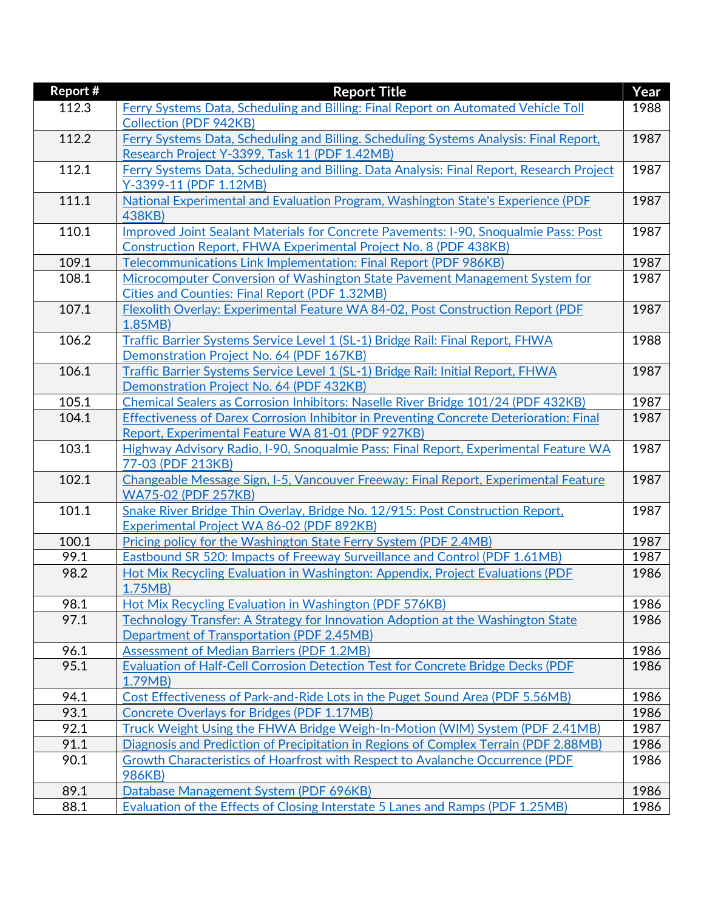| Report # | Report Title | Year |
|---|---|---|
| 112.3 | Ferry Systems Data, Scheduling and Billing: Final Report on Automated Vehicle Toll Collection (PDF 942KB) | 1988 |
| 112.2 | Ferry Systems Data, Scheduling and Billing. Scheduling Systems Analysis: Final Report, Research Project Y-3399, Task 11 (PDF 1.42MB) | 1987 |
| 112.1 | Ferry Systems Data, Scheduling and Billing. Data Analysis: Final Report, Research Project Y-3399-11 (PDF 1.12MB) | 1987 |
| 111.1 | National Experimental and Evaluation Program, Washington State's Experience (PDF 438KB) | 1987 |
| 110.1 | Improved Joint Sealant Materials for Concrete Pavements: I-90, Snoqualmie Pass: Post Construction Report, FHWA Experimental Project No. 8 (PDF 438KB) | 1987 |
| 109.1 | Telecommunications Link Implementation: Final Report (PDF 986KB) | 1987 |
| 108.1 | Microcomputer Conversion of Washington State Pavement Management System for Cities and Counties: Final Report (PDF 1.32MB) | 1987 |
| 107.1 | Flexolith Overlay: Experimental Feature WA 84-02, Post Construction Report (PDF 1.85MB) | 1987 |
| 106.2 | Traffic Barrier Systems Service Level 1 (SL-1) Bridge Rail: Final Report, FHWA Demonstration Project No. 64 (PDF 167KB) | 1988 |
| 106.1 | Traffic Barrier Systems Service Level 1 (SL-1) Bridge Rail: Initial Report, FHWA Demonstration Project No. 64 (PDF 432KB) | 1987 |
| 105.1 | Chemical Sealers as Corrosion Inhibitors: Naselle River Bridge 101/24 (PDF 432KB) | 1987 |
| 104.1 | Effectiveness of Darex Corrosion Inhibitor in Preventing Concrete Deterioration: Final Report, Experimental Feature WA 81-01 (PDF 927KB) | 1987 |
| 103.1 | Highway Advisory Radio, I-90, Snoqualmie Pass: Final Report, Experimental Feature WA 77-03 (PDF 213KB) | 1987 |
| 102.1 | Changeable Message Sign, I-5, Vancouver Freeway: Final Report, Experimental Feature WA75-02 (PDF 257KB) | 1987 |
| 101.1 | Snake River Bridge Thin Overlay, Bridge No. 12/915: Post Construction Report, Experimental Project WA 86-02 (PDF 892KB) | 1987 |
| 100.1 | Pricing policy for the Washington State Ferry System (PDF 2.4MB) | 1987 |
| 99.1 | Eastbound SR 520: Impacts of Freeway Surveillance and Control (PDF 1.61MB) | 1987 |
| 98.2 | Hot Mix Recycling Evaluation in Washington: Appendix, Project Evaluations (PDF 1.75MB) | 1986 |
| 98.1 | Hot Mix Recycling Evaluation in Washington (PDF 576KB) | 1986 |
| 97.1 | Technology Transfer: A Strategy for Innovation Adoption at the Washington State Department of Transportation (PDF 2.45MB) | 1986 |
| 96.1 | Assessment of Median Barriers (PDF 1.2MB) | 1986 |
| 95.1 | Evaluation of Half-Cell Corrosion Detection Test for Concrete Bridge Decks (PDF 1.79MB) | 1986 |
| 94.1 | Cost Effectiveness of Park-and-Ride Lots in the Puget Sound Area (PDF 5.56MB) | 1986 |
| 93.1 | Concrete Overlays for Bridges (PDF 1.17MB) | 1986 |
| 92.1 | Truck Weight Using the FHWA Bridge Weigh-In-Motion (WIM) System (PDF 2.41MB) | 1987 |
| 91.1 | Diagnosis and Prediction of Precipitation in Regions of Complex Terrain (PDF 2.88MB) | 1986 |
| 90.1 | Growth Characteristics of Hoarfrost with Respect to Avalanche Occurrence (PDF 986KB) | 1986 |
| 89.1 | Database Management System (PDF 696KB) | 1986 |
| 88.1 | Evaluation of the Effects of Closing Interstate 5 Lanes and Ramps (PDF 1.25MB) | 1986 |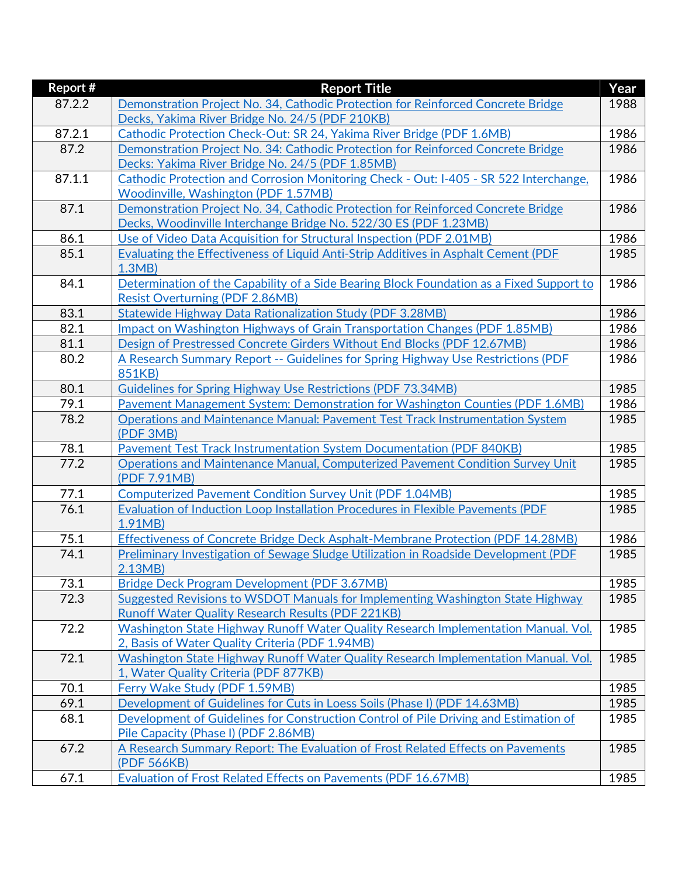| Report # | Report Title | Year |
| --- | --- | --- |
| 87.2.2 | Demonstration Project No. 34, Cathodic Protection for Reinforced Concrete Bridge Decks, Yakima River Bridge No. 24/5 (PDF 210KB) | 1988 |
| 87.2.1 | Cathodic Protection Check-Out: SR 24, Yakima River Bridge (PDF 1.6MB) | 1986 |
| 87.2 | Demonstration Project No. 34: Cathodic Protection for Reinforced Concrete Bridge Decks: Yakima River Bridge No. 24/5 (PDF 1.85MB) | 1986 |
| 87.1.1 | Cathodic Protection and Corrosion Monitoring Check - Out: I-405 - SR 522 Interchange, Woodinville, Washington (PDF 1.57MB) | 1986 |
| 87.1 | Demonstration Project No. 34, Cathodic Protection for Reinforced Concrete Bridge Decks, Woodinville Interchange Bridge No. 522/30 ES (PDF 1.23MB) | 1986 |
| 86.1 | Use of Video Data Acquisition for Structural Inspection (PDF 2.01MB) | 1986 |
| 85.1 | Evaluating the Effectiveness of Liquid Anti-Strip Additives in Asphalt Cement (PDF 1.3MB) | 1985 |
| 84.1 | Determination of the Capability of a Side Bearing Block Foundation as a Fixed Support to Resist Overturning (PDF 2.86MB) | 1986 |
| 83.1 | Statewide Highway Data Rationalization Study (PDF 3.28MB) | 1986 |
| 82.1 | Impact on Washington Highways of Grain Transportation Changes (PDF 1.85MB) | 1986 |
| 81.1 | Design of Prestressed Concrete Girders Without End Blocks (PDF 12.67MB) | 1986 |
| 80.2 | A Research Summary Report -- Guidelines for Spring Highway Use Restrictions (PDF 851KB) | 1986 |
| 80.1 | Guidelines for Spring Highway Use Restrictions (PDF 73.34MB) | 1985 |
| 79.1 | Pavement Management System: Demonstration for Washington Counties (PDF 1.6MB) | 1986 |
| 78.2 | Operations and Maintenance Manual: Pavement Test Track Instrumentation System (PDF 3MB) | 1985 |
| 78.1 | Pavement Test Track Instrumentation System Documentation (PDF 840KB) | 1985 |
| 77.2 | Operations and Maintenance Manual, Computerized Pavement Condition Survey Unit (PDF 7.91MB) | 1985 |
| 77.1 | Computerized Pavement Condition Survey Unit (PDF 1.04MB) | 1985 |
| 76.1 | Evaluation of Induction Loop Installation Procedures in Flexible Pavements (PDF 1.91MB) | 1985 |
| 75.1 | Effectiveness of Concrete Bridge Deck Asphalt-Membrane Protection (PDF 14.28MB) | 1986 |
| 74.1 | Preliminary Investigation of Sewage Sludge Utilization in Roadside Development (PDF 2.13MB) | 1985 |
| 73.1 | Bridge Deck Program Development (PDF 3.67MB) | 1985 |
| 72.3 | Suggested Revisions to WSDOT Manuals for Implementing Washington State Highway Runoff Water Quality Research Results (PDF 221KB) | 1985 |
| 72.2 | Washington State Highway Runoff Water Quality Research Implementation Manual. Vol. 2, Basis of Water Quality Criteria (PDF 1.94MB) | 1985 |
| 72.1 | Washington State Highway Runoff Water Quality Research Implementation Manual. Vol. 1, Water Quality Criteria (PDF 877KB) | 1985 |
| 70.1 | Ferry Wake Study (PDF 1.59MB) | 1985 |
| 69.1 | Development of Guidelines for Cuts in Loess Soils (Phase I) (PDF 14.63MB) | 1985 |
| 68.1 | Development of Guidelines for Construction Control of Pile Driving and Estimation of Pile Capacity (Phase I) (PDF 2.86MB) | 1985 |
| 67.2 | A Research Summary Report: The Evaluation of Frost Related Effects on Pavements (PDF 566KB) | 1985 |
| 67.1 | Evaluation of Frost Related Effects on Pavements (PDF 16.67MB) | 1985 |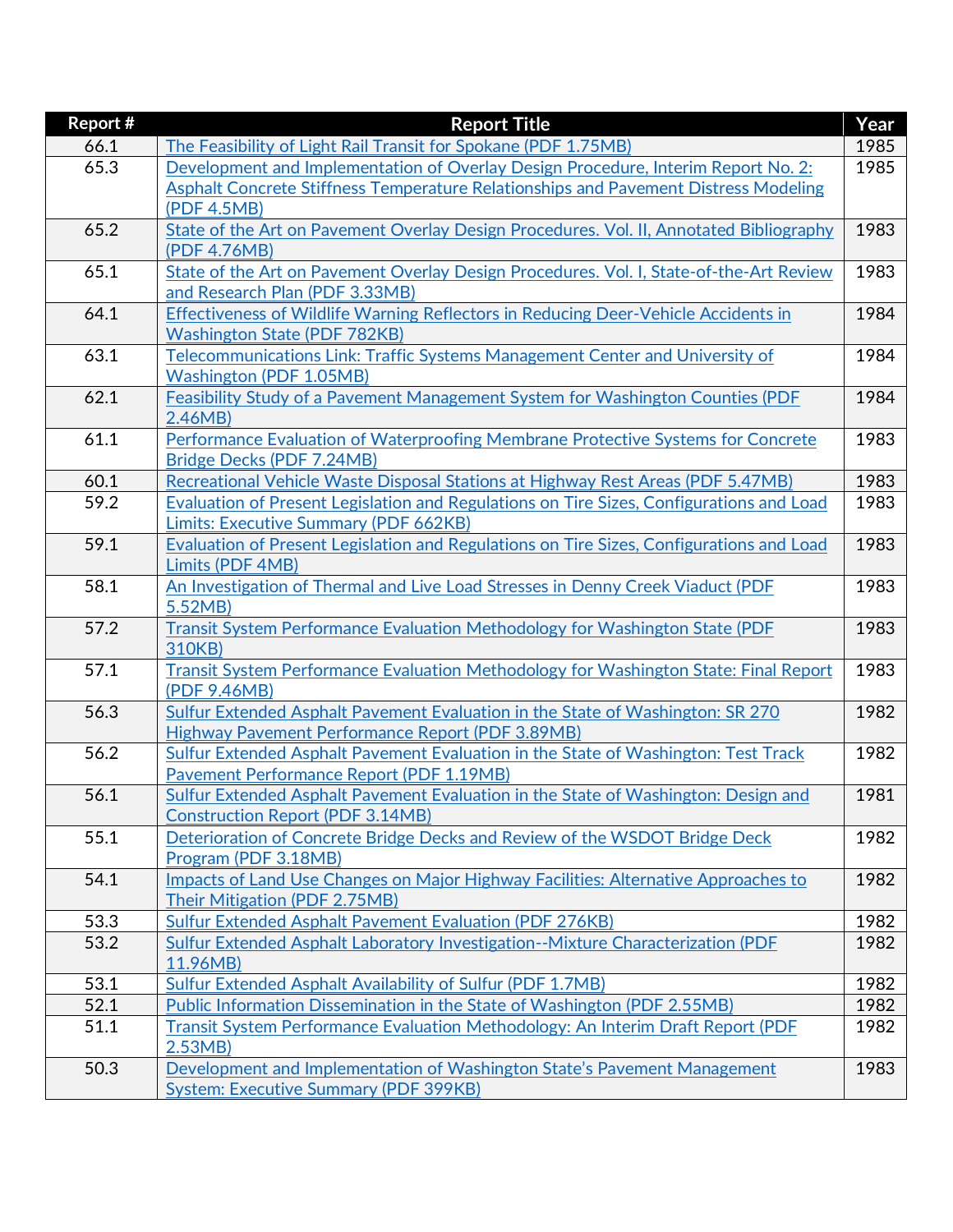| Report # | Report Title | Year |
|---|---|---|
| 66.1 | The Feasibility of Light Rail Transit for Spokane (PDF 1.75MB) | 1985 |
| 65.3 | Development and Implementation of Overlay Design Procedure, Interim Report No. 2: Asphalt Concrete Stiffness Temperature Relationships and Pavement Distress Modeling (PDF 4.5MB) | 1985 |
| 65.2 | State of the Art on Pavement Overlay Design Procedures. Vol. II, Annotated Bibliography (PDF 4.76MB) | 1983 |
| 65.1 | State of the Art on Pavement Overlay Design Procedures. Vol. I, State-of-the-Art Review and Research Plan (PDF 3.33MB) | 1983 |
| 64.1 | Effectiveness of Wildlife Warning Reflectors in Reducing Deer-Vehicle Accidents in Washington State (PDF 782KB) | 1984 |
| 63.1 | Telecommunications Link: Traffic Systems Management Center and University of Washington (PDF 1.05MB) | 1984 |
| 62.1 | Feasibility Study of a Pavement Management System for Washington Counties (PDF 2.46MB) | 1984 |
| 61.1 | Performance Evaluation of Waterproofing Membrane Protective Systems for Concrete Bridge Decks (PDF 7.24MB) | 1983 |
| 60.1 | Recreational Vehicle Waste Disposal Stations at Highway Rest Areas (PDF 5.47MB) | 1983 |
| 59.2 | Evaluation of Present Legislation and Regulations on Tire Sizes, Configurations and Load Limits: Executive Summary (PDF 662KB) | 1983 |
| 59.1 | Evaluation of Present Legislation and Regulations on Tire Sizes, Configurations and Load Limits (PDF 4MB) | 1983 |
| 58.1 | An Investigation of Thermal and Live Load Stresses in Denny Creek Viaduct (PDF 5.52MB) | 1983 |
| 57.2 | Transit System Performance Evaluation Methodology for Washington State (PDF 310KB) | 1983 |
| 57.1 | Transit System Performance Evaluation Methodology for Washington State: Final Report (PDF 9.46MB) | 1983 |
| 56.3 | Sulfur Extended Asphalt Pavement Evaluation in the State of Washington: SR 270 Highway Pavement Performance Report (PDF 3.89MB) | 1982 |
| 56.2 | Sulfur Extended Asphalt Pavement Evaluation in the State of Washington: Test Track Pavement Performance Report (PDF 1.19MB) | 1982 |
| 56.1 | Sulfur Extended Asphalt Pavement Evaluation in the State of Washington: Design and Construction Report (PDF 3.14MB) | 1981 |
| 55.1 | Deterioration of Concrete Bridge Decks and Review of the WSDOT Bridge Deck Program (PDF 3.18MB) | 1982 |
| 54.1 | Impacts of Land Use Changes on Major Highway Facilities: Alternative Approaches to Their Mitigation (PDF 2.75MB) | 1982 |
| 53.3 | Sulfur Extended Asphalt Pavement Evaluation (PDF 276KB) | 1982 |
| 53.2 | Sulfur Extended Asphalt Laboratory Investigation--Mixture Characterization (PDF 11.96MB) | 1982 |
| 53.1 | Sulfur Extended Asphalt Availability of Sulfur (PDF 1.7MB) | 1982 |
| 52.1 | Public Information Dissemination in the State of Washington (PDF 2.55MB) | 1982 |
| 51.1 | Transit System Performance Evaluation Methodology: An Interim Draft Report (PDF 2.53MB) | 1982 |
| 50.3 | Development and Implementation of Washington State's Pavement Management System: Executive Summary (PDF 399KB) | 1983 |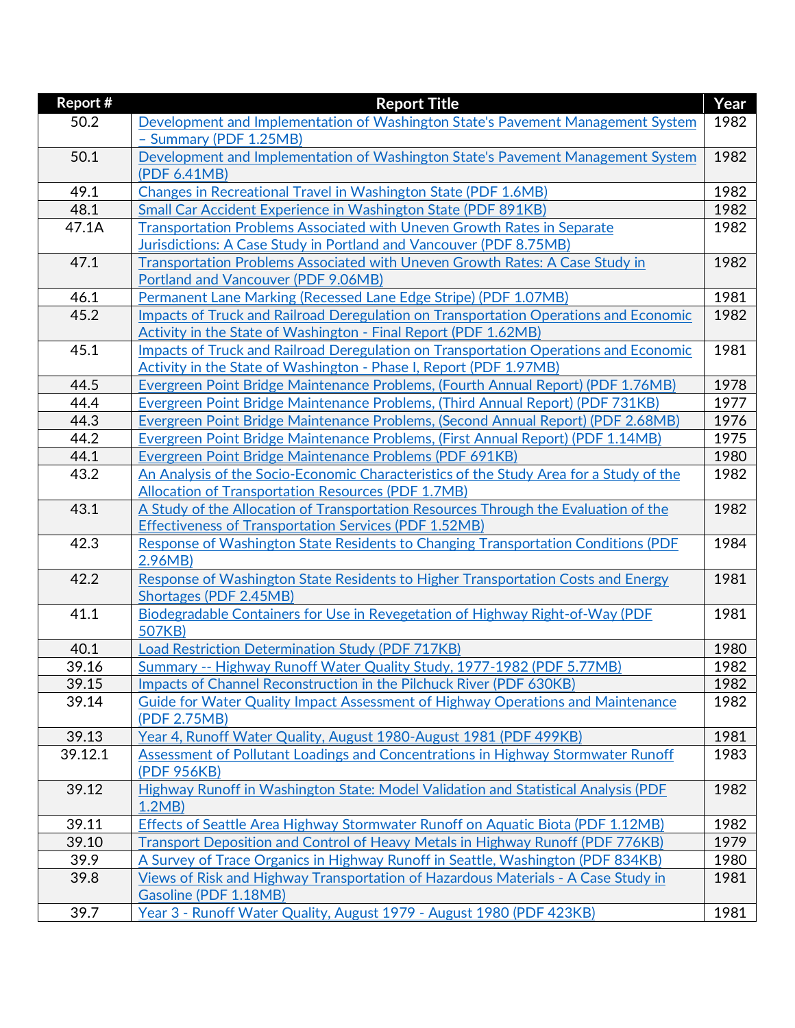| Report # | Report Title | Year |
|---|---|---|
| 50.2 | Development and Implementation of Washington State's Pavement Management System – Summary (PDF 1.25MB) | 1982 |
| 50.1 | Development and Implementation of Washington State's Pavement Management System (PDF 6.41MB) | 1982 |
| 49.1 | Changes in Recreational Travel in Washington State (PDF 1.6MB) | 1982 |
| 48.1 | Small Car Accident Experience in Washington State (PDF 891KB) | 1982 |
| 47.1A | Transportation Problems Associated with Uneven Growth Rates in Separate Jurisdictions: A Case Study in Portland and Vancouver (PDF 8.75MB) | 1982 |
| 47.1 | Transportation Problems Associated with Uneven Growth Rates: A Case Study in Portland and Vancouver (PDF 9.06MB) | 1982 |
| 46.1 | Permanent Lane Marking (Recessed Lane Edge Stripe) (PDF 1.07MB) | 1981 |
| 45.2 | Impacts of Truck and Railroad Deregulation on Transportation Operations and Economic Activity in the State of Washington - Final Report (PDF 1.62MB) | 1982 |
| 45.1 | Impacts of Truck and Railroad Deregulation on Transportation Operations and Economic Activity in the State of Washington - Phase I, Report (PDF 1.97MB) | 1981 |
| 44.5 | Evergreen Point Bridge Maintenance Problems, (Fourth Annual Report) (PDF 1.76MB) | 1978 |
| 44.4 | Evergreen Point Bridge Maintenance Problems, (Third Annual Report) (PDF 731KB) | 1977 |
| 44.3 | Evergreen Point Bridge Maintenance Problems, (Second Annual Report) (PDF 2.68MB) | 1976 |
| 44.2 | Evergreen Point Bridge Maintenance Problems, (First Annual Report) (PDF 1.14MB) | 1975 |
| 44.1 | Evergreen Point Bridge Maintenance Problems (PDF 691KB) | 1980 |
| 43.2 | An Analysis of the Socio-Economic Characteristics of the Study Area for a Study of the Allocation of Transportation Resources (PDF 1.7MB) | 1982 |
| 43.1 | A Study of the Allocation of Transportation Resources Through the Evaluation of the Effectiveness of Transportation Services (PDF 1.52MB) | 1982 |
| 42.3 | Response of Washington State Residents to Changing Transportation Conditions (PDF 2.96MB) | 1984 |
| 42.2 | Response of Washington State Residents to Higher Transportation Costs and Energy Shortages (PDF 2.45MB) | 1981 |
| 41.1 | Biodegradable Containers for Use in Revegetation of Highway Right-of-Way (PDF 507KB) | 1981 |
| 40.1 | Load Restriction Determination Study (PDF 717KB) | 1980 |
| 39.16 | Summary -- Highway Runoff Water Quality Study, 1977-1982 (PDF 5.77MB) | 1982 |
| 39.15 | Impacts of Channel Reconstruction in the Pilchuck River (PDF 630KB) | 1982 |
| 39.14 | Guide for Water Quality Impact Assessment of Highway Operations and Maintenance (PDF 2.75MB) | 1982 |
| 39.13 | Year 4, Runoff Water Quality, August 1980-August 1981 (PDF 499KB) | 1981 |
| 39.12.1 | Assessment of Pollutant Loadings and Concentrations in Highway Stormwater Runoff (PDF 956KB) | 1983 |
| 39.12 | Highway Runoff in Washington State: Model Validation and Statistical Analysis (PDF 1.2MB) | 1982 |
| 39.11 | Effects of Seattle Area Highway Stormwater Runoff on Aquatic Biota (PDF 1.12MB) | 1982 |
| 39.10 | Transport Deposition and Control of Heavy Metals in Highway Runoff (PDF 776KB) | 1979 |
| 39.9 | A Survey of Trace Organics in Highway Runoff in Seattle, Washington (PDF 834KB) | 1980 |
| 39.8 | Views of Risk and Highway Transportation of Hazardous Materials - A Case Study in Gasoline (PDF 1.18MB) | 1981 |
| 39.7 | Year 3 - Runoff Water Quality, August 1979 - August 1980 (PDF 423KB) | 1981 |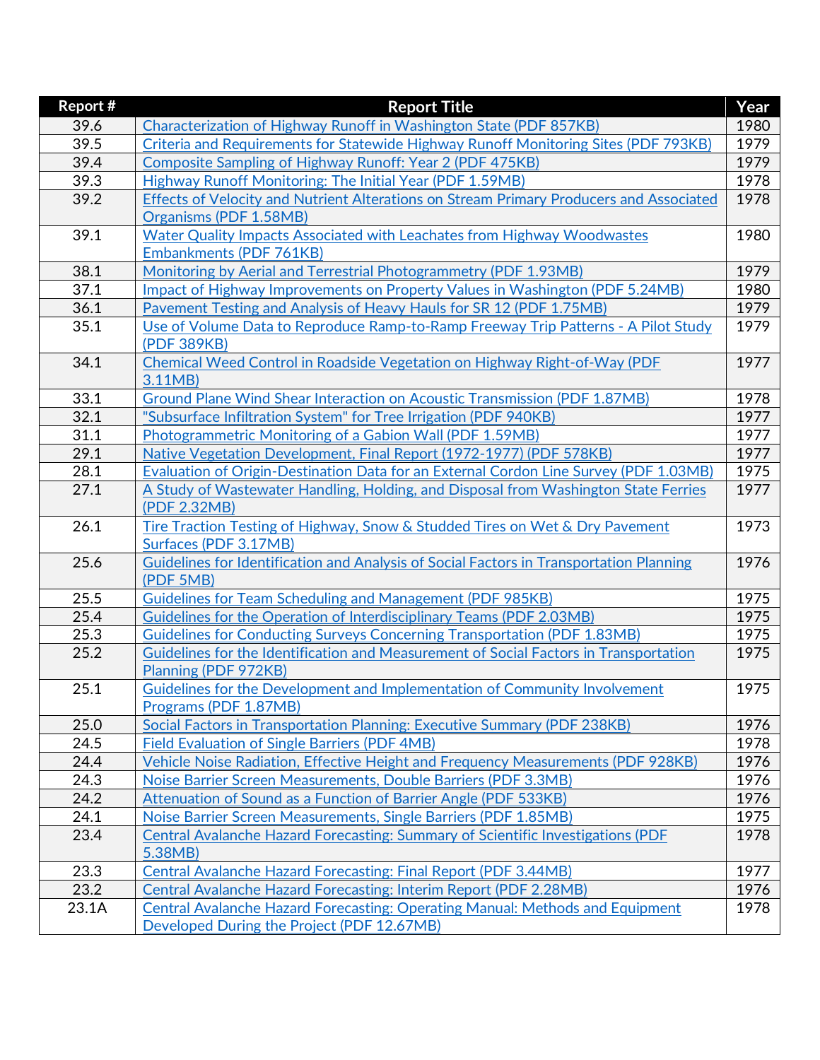| Report # | Report Title | Year |
|---|---|---|
| 39.6 | Characterization of Highway Runoff in Washington State (PDF 857KB) | 1980 |
| 39.5 | Criteria and Requirements for Statewide Highway Runoff Monitoring Sites (PDF 793KB) | 1979 |
| 39.4 | Composite Sampling of Highway Runoff: Year 2 (PDF 475KB) | 1979 |
| 39.3 | Highway Runoff Monitoring: The Initial Year (PDF 1.59MB) | 1978 |
| 39.2 | Effects of Velocity and Nutrient Alterations on Stream Primary Producers and Associated Organisms (PDF 1.58MB) | 1978 |
| 39.1 | Water Quality Impacts Associated with Leachates from Highway Woodwastes Embankments (PDF 761KB) | 1980 |
| 38.1 | Monitoring by Aerial and Terrestrial Photogrammetry (PDF 1.93MB) | 1979 |
| 37.1 | Impact of Highway Improvements on Property Values in Washington (PDF 5.24MB) | 1980 |
| 36.1 | Pavement Testing and Analysis of Heavy Hauls for SR 12 (PDF 1.75MB) | 1979 |
| 35.1 | Use of Volume Data to Reproduce Ramp-to-Ramp Freeway Trip Patterns - A Pilot Study (PDF 389KB) | 1979 |
| 34.1 | Chemical Weed Control in Roadside Vegetation on Highway Right-of-Way (PDF 3.11MB) | 1977 |
| 33.1 | Ground Plane Wind Shear Interaction on Acoustic Transmission (PDF 1.87MB) | 1978 |
| 32.1 | "Subsurface Infiltration System" for Tree Irrigation (PDF 940KB) | 1977 |
| 31.1 | Photogrammetric Monitoring of a Gabion Wall (PDF 1.59MB) | 1977 |
| 29.1 | Native Vegetation Development, Final Report (1972-1977) (PDF 578KB) | 1977 |
| 28.1 | Evaluation of Origin-Destination Data for an External Cordon Line Survey (PDF 1.03MB) | 1975 |
| 27.1 | A Study of Wastewater Handling, Holding, and Disposal from Washington State Ferries (PDF 2.32MB) | 1977 |
| 26.1 | Tire Traction Testing of Highway, Snow & Studded Tires on Wet & Dry Pavement Surfaces (PDF 3.17MB) | 1973 |
| 25.6 | Guidelines for Identification and Analysis of Social Factors in Transportation Planning (PDF 5MB) | 1976 |
| 25.5 | Guidelines for Team Scheduling and Management (PDF 985KB) | 1975 |
| 25.4 | Guidelines for the Operation of Interdisciplinary Teams (PDF 2.03MB) | 1975 |
| 25.3 | Guidelines for Conducting Surveys Concerning Transportation (PDF 1.83MB) | 1975 |
| 25.2 | Guidelines for the Identification and Measurement of Social Factors in Transportation Planning (PDF 972KB) | 1975 |
| 25.1 | Guidelines for the Development and Implementation of Community Involvement Programs (PDF 1.87MB) | 1975 |
| 25.0 | Social Factors in Transportation Planning: Executive Summary (PDF 238KB) | 1976 |
| 24.5 | Field Evaluation of Single Barriers (PDF 4MB) | 1978 |
| 24.4 | Vehicle Noise Radiation, Effective Height and Frequency Measurements (PDF 928KB) | 1976 |
| 24.3 | Noise Barrier Screen Measurements, Double Barriers (PDF 3.3MB) | 1976 |
| 24.2 | Attenuation of Sound as a Function of Barrier Angle (PDF 533KB) | 1976 |
| 24.1 | Noise Barrier Screen Measurements, Single Barriers (PDF 1.85MB) | 1975 |
| 23.4 | Central Avalanche Hazard Forecasting: Summary of Scientific Investigations (PDF 5.38MB) | 1978 |
| 23.3 | Central Avalanche Hazard Forecasting: Final Report (PDF 3.44MB) | 1977 |
| 23.2 | Central Avalanche Hazard Forecasting: Interim Report (PDF 2.28MB) | 1976 |
| 23.1A | Central Avalanche Hazard Forecasting: Operating Manual: Methods and Equipment Developed During the Project (PDF 12.67MB) | 1978 |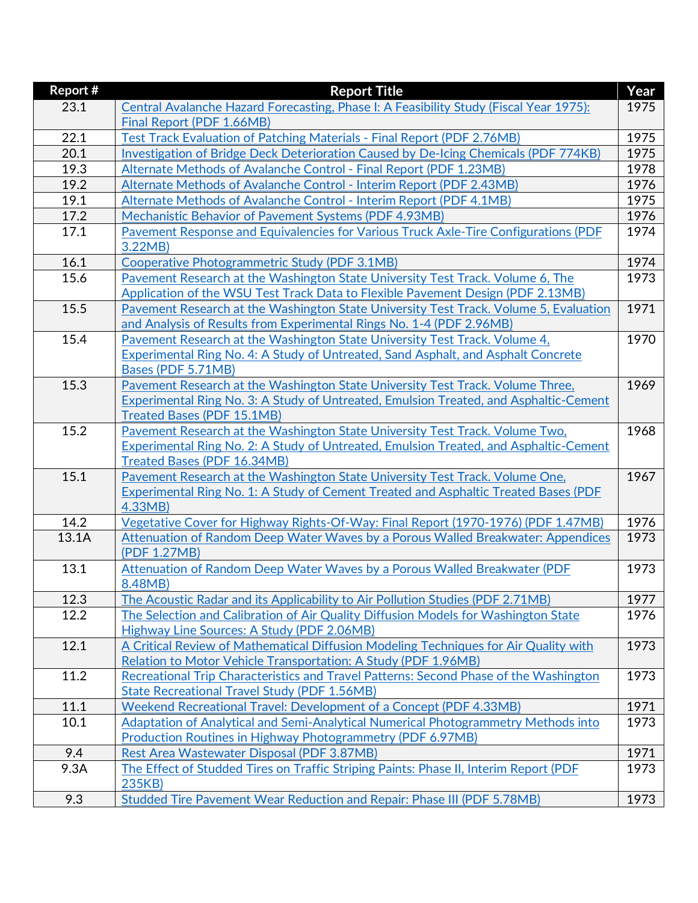| Report # | Report Title | Year |
|---|---|---|
| 23.1 | Central Avalanche Hazard Forecasting, Phase I: A Feasibility Study (Fiscal Year 1975): Final Report (PDF 1.66MB) | 1975 |
| 22.1 | Test Track Evaluation of Patching Materials - Final Report (PDF 2.76MB) | 1975 |
| 20.1 | Investigation of Bridge Deck Deterioration Caused by De-Icing Chemicals (PDF 774KB) | 1975 |
| 19.3 | Alternate Methods of Avalanche Control - Final Report (PDF 1.23MB) | 1978 |
| 19.2 | Alternate Methods of Avalanche Control - Interim Report (PDF 2.43MB) | 1976 |
| 19.1 | Alternate Methods of Avalanche Control - Interim Report (PDF 4.1MB) | 1975 |
| 17.2 | Mechanistic Behavior of Pavement Systems (PDF 4.93MB) | 1976 |
| 17.1 | Pavement Response and Equivalencies for Various Truck Axle-Tire Configurations (PDF 3.22MB) | 1974 |
| 16.1 | Cooperative Photogrammetric Study (PDF 3.1MB) | 1974 |
| 15.6 | Pavement Research at the Washington State University Test Track. Volume 6, The Application of the WSU Test Track Data to Flexible Pavement Design (PDF 2.13MB) | 1973 |
| 15.5 | Pavement Research at the Washington State University Test Track. Volume 5, Evaluation and Analysis of Results from Experimental Rings No. 1-4 (PDF 2.96MB) | 1971 |
| 15.4 | Pavement Research at the Washington State University Test Track. Volume 4, Experimental Ring No. 4: A Study of Untreated, Sand Asphalt, and Asphalt Concrete Bases (PDF 5.71MB) | 1970 |
| 15.3 | Pavement Research at the Washington State University Test Track. Volume Three, Experimental Ring No. 3: A Study of Untreated, Emulsion Treated, and Asphaltic-Cement Treated Bases (PDF 15.1MB) | 1969 |
| 15.2 | Pavement Research at the Washington State University Test Track. Volume Two, Experimental Ring No. 2: A Study of Untreated, Emulsion Treated, and Asphaltic-Cement Treated Bases (PDF 16.34MB) | 1968 |
| 15.1 | Pavement Research at the Washington State University Test Track. Volume One, Experimental Ring No. 1: A Study of Cement Treated and Asphaltic Treated Bases (PDF 4.33MB) | 1967 |
| 14.2 | Vegetative Cover for Highway Rights-Of-Way: Final Report (1970-1976) (PDF 1.47MB) | 1976 |
| 13.1A | Attenuation of Random Deep Water Waves by a Porous Walled Breakwater: Appendices (PDF 1.27MB) | 1973 |
| 13.1 | Attenuation of Random Deep Water Waves by a Porous Walled Breakwater (PDF 8.48MB) | 1973 |
| 12.3 | The Acoustic Radar and its Applicability to Air Pollution Studies (PDF 2.71MB) | 1977 |
| 12.2 | The Selection and Calibration of Air Quality Diffusion Models for Washington State Highway Line Sources: A Study (PDF 2.06MB) | 1976 |
| 12.1 | A Critical Review of Mathematical Diffusion Modeling Techniques for Air Quality with Relation to Motor Vehicle Transportation: A Study (PDF 1.96MB) | 1973 |
| 11.2 | Recreational Trip Characteristics and Travel Patterns: Second Phase of the Washington State Recreational Travel Study (PDF 1.56MB) | 1973 |
| 11.1 | Weekend Recreational Travel: Development of a Concept (PDF 4.33MB) | 1971 |
| 10.1 | Adaptation of Analytical and Semi-Analytical Numerical Photogrammetry Methods into Production Routines in Highway Photogrammetry (PDF 6.97MB) | 1973 |
| 9.4 | Rest Area Wastewater Disposal (PDF 3.87MB) | 1971 |
| 9.3A | The Effect of Studded Tires on Traffic Striping Paints: Phase II, Interim Report (PDF 235KB) | 1973 |
| 9.3 | Studded Tire Pavement Wear Reduction and Repair: Phase III (PDF 5.78MB) | 1973 |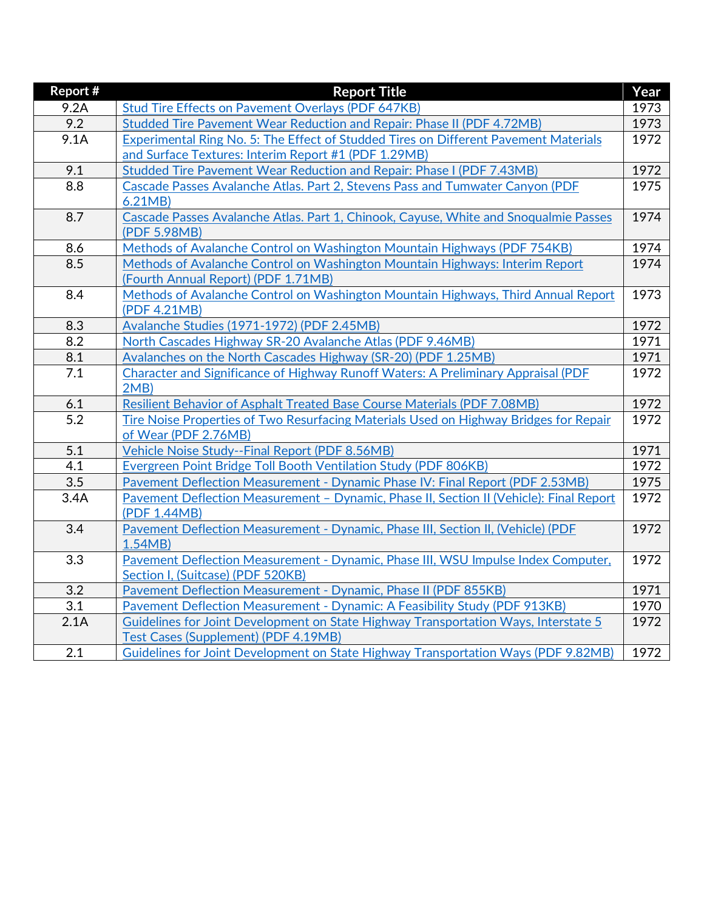| Report # | Report Title | Year |
|---|---|---|
| 9.2A | Stud Tire Effects on Pavement Overlays (PDF 647KB) | 1973 |
| 9.2 | Studded Tire Pavement Wear Reduction and Repair: Phase II (PDF 4.72MB) | 1973 |
| 9.1A | Experimental Ring No. 5: The Effect of Studded Tires on Different Pavement Materials and Surface Textures: Interim Report #1 (PDF 1.29MB) | 1972 |
| 9.1 | Studded Tire Pavement Wear Reduction and Repair: Phase I (PDF 7.43MB) | 1972 |
| 8.8 | Cascade Passes Avalanche Atlas. Part 2, Stevens Pass and Tumwater Canyon (PDF 6.21MB) | 1975 |
| 8.7 | Cascade Passes Avalanche Atlas. Part 1, Chinook, Cayuse, White and Snoqualmie Passes (PDF 5.98MB) | 1974 |
| 8.6 | Methods of Avalanche Control on Washington Mountain Highways (PDF 754KB) | 1974 |
| 8.5 | Methods of Avalanche Control on Washington Mountain Highways: Interim Report (Fourth Annual Report) (PDF 1.71MB) | 1974 |
| 8.4 | Methods of Avalanche Control on Washington Mountain Highways, Third Annual Report (PDF 4.21MB) | 1973 |
| 8.3 | Avalanche Studies (1971-1972) (PDF 2.45MB) | 1972 |
| 8.2 | North Cascades Highway SR-20 Avalanche Atlas (PDF 9.46MB) | 1971 |
| 8.1 | Avalanches on the North Cascades Highway (SR-20) (PDF 1.25MB) | 1971 |
| 7.1 | Character and Significance of Highway Runoff Waters: A Preliminary Appraisal (PDF 2MB) | 1972 |
| 6.1 | Resilient Behavior of Asphalt Treated Base Course Materials (PDF 7.08MB) | 1972 |
| 5.2 | Tire Noise Properties of Two Resurfacing Materials Used on Highway Bridges for Repair of Wear (PDF 2.76MB) | 1972 |
| 5.1 | Vehicle Noise Study--Final Report (PDF 8.56MB) | 1971 |
| 4.1 | Evergreen Point Bridge Toll Booth Ventilation Study (PDF 806KB) | 1972 |
| 3.5 | Pavement Deflection Measurement - Dynamic Phase IV: Final Report (PDF 2.53MB) | 1975 |
| 3.4A | Pavement Deflection Measurement – Dynamic, Phase II, Section II (Vehicle): Final Report (PDF 1.44MB) | 1972 |
| 3.4 | Pavement Deflection Measurement - Dynamic, Phase III, Section II, (Vehicle) (PDF 1.54MB) | 1972 |
| 3.3 | Pavement Deflection Measurement - Dynamic, Phase III, WSU Impulse Index Computer, Section I, (Suitcase) (PDF 520KB) | 1972 |
| 3.2 | Pavement Deflection Measurement - Dynamic, Phase II (PDF 855KB) | 1971 |
| 3.1 | Pavement Deflection Measurement - Dynamic: A Feasibility Study (PDF 913KB) | 1970 |
| 2.1A | Guidelines for Joint Development on State Highway Transportation Ways, Interstate 5 Test Cases (Supplement) (PDF 4.19MB) | 1972 |
| 2.1 | Guidelines for Joint Development on State Highway Transportation Ways (PDF 9.82MB) | 1972 |